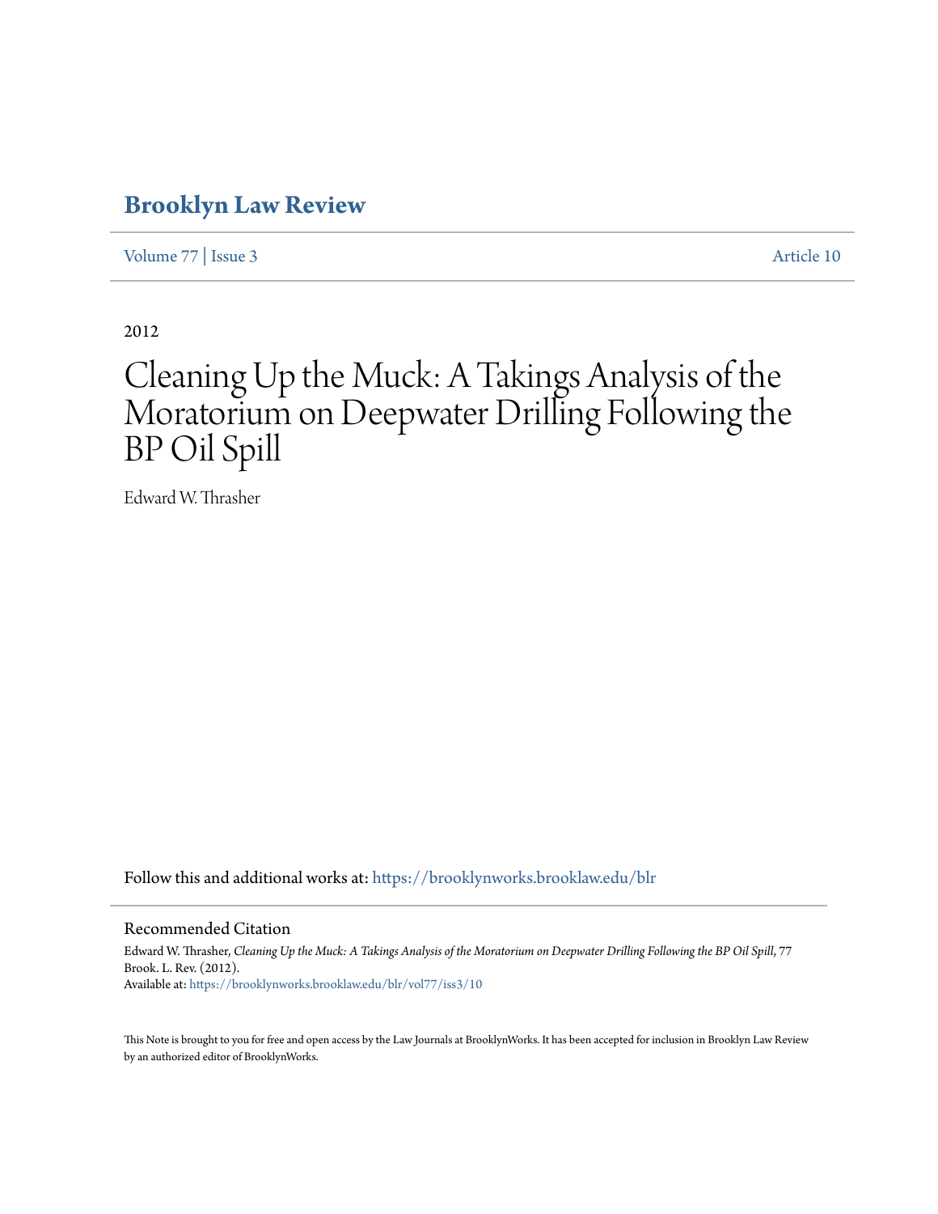# Brooklyn Law Review

Volume 77 | Issue 3 Article 10

2012

# Cleaning Up the Muck: A Takings Analysis of the Moratorium on Deepwater Drilling Following the BP Oil Spill

Edward W. Thrasher

Follow this and additional works at: https://brooklynworks.brooklaw.edu/blr

## Recommended Citation

Edward W. Thrasher, *Cleaning Up the Muck: A Takings Analysis of the Moratorium on Deepwater Drilling Following the BP Oil Spill*, 77 Brook. L. Rev. (2012).
Available at: https://brooklynworks.brooklaw.edu/blr/vol77/iss3/10

This Note is brought to you for free and open access by the Law Journals at BrooklynWorks. It has been accepted for inclusion in Brooklyn Law Review by an authorized editor of BrooklynWorks.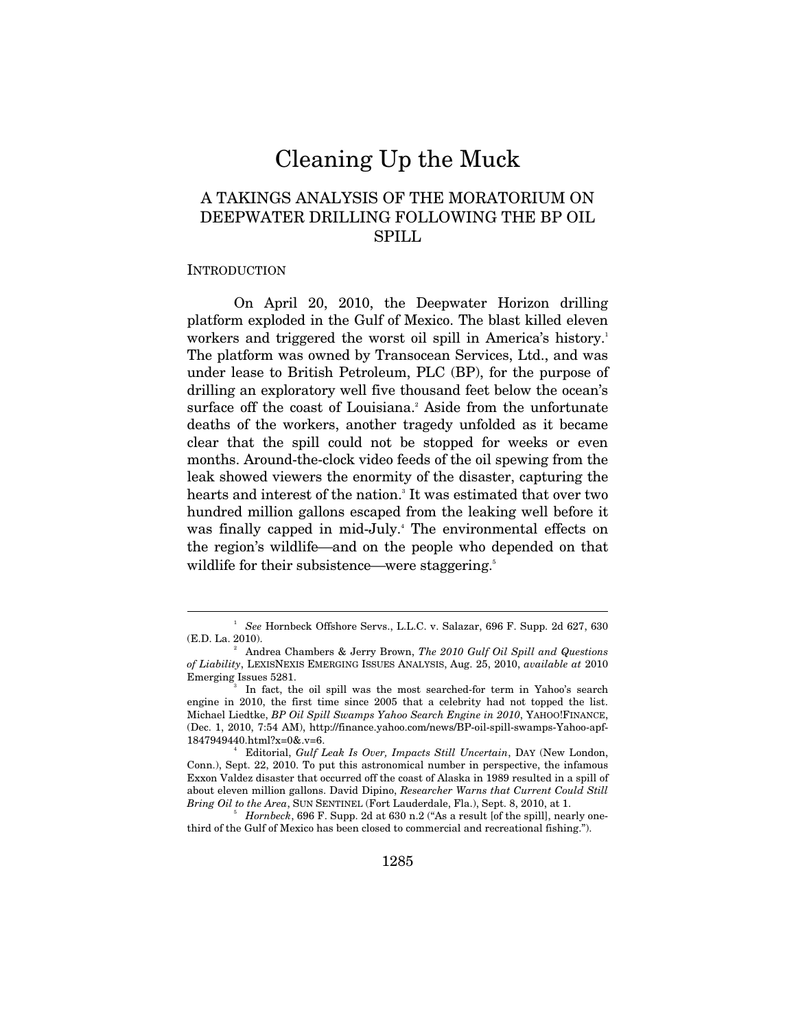# Cleaning Up the Muck

## A TAKINGS ANALYSIS OF THE MORATORIUM ON DEEPWATER DRILLING FOLLOWING THE BP OIL SPILL

### INTRODUCTION

On April 20, 2010, the Deepwater Horizon drilling platform exploded in the Gulf of Mexico. The blast killed eleven workers and triggered the worst oil spill in America's history.[1] The platform was owned by Transocean Services, Ltd., and was under lease to British Petroleum, PLC (BP), for the purpose of drilling an exploratory well five thousand feet below the ocean's surface off the coast of Louisiana.[2] Aside from the unfortunate deaths of the workers, another tragedy unfolded as it became clear that the spill could not be stopped for weeks or even months. Around-the-clock video feeds of the oil spewing from the leak showed viewers the enormity of the disaster, capturing the hearts and interest of the nation.[3] It was estimated that over two hundred million gallons escaped from the leaking well before it was finally capped in mid-July.[4] The environmental effects on the region's wildlife—and on the people who depended on that wildlife for their subsistence—were staggering.[5]

---

[1] *See* Hornbeck Offshore Servs., L.L.C. v. Salazar, 696 F. Supp. 2d 627, 630 (E.D. La. 2010).

[2] Andrea Chambers & Jerry Brown, *The 2010 Gulf Oil Spill and Questions of Liability*, LEXISNEXIS EMERGING ISSUES ANALYSIS, Aug. 25, 2010, *available at* 2010 Emerging Issues 5281.

[3] In fact, the oil spill was the most searched-for term in Yahoo's search engine in 2010, the first time since 2005 that a celebrity had not topped the list. Michael Liedtke, *BP Oil Spill Swamps Yahoo Search Engine in 2010*, YAHOO!FINANCE, (Dec. 1, 2010, 7:54 AM), http://finance.yahoo.com/news/BP-oil-spill-swamps-Yahoo-apf-1847949440.html?x=0&.v=6.

[4] Editorial, *Gulf Leak Is Over, Impacts Still Uncertain*, DAY (New London, Conn.), Sept. 22, 2010. To put this astronomical number in perspective, the infamous Exxon Valdez disaster that occurred off the coast of Alaska in 1989 resulted in a spill of about eleven million gallons. David Dipino, *Researcher Warns that Current Could Still Bring Oil to the Area*, SUN SENTINEL (Fort Lauderdale, Fla.), Sept. 8, 2010, at 1.

[5] *Hornbeck*, 696 F. Supp. 2d at 630 n.2 ("As a result [of the spill], nearly one-third of the Gulf of Mexico has been closed to commercial and recreational fishing.").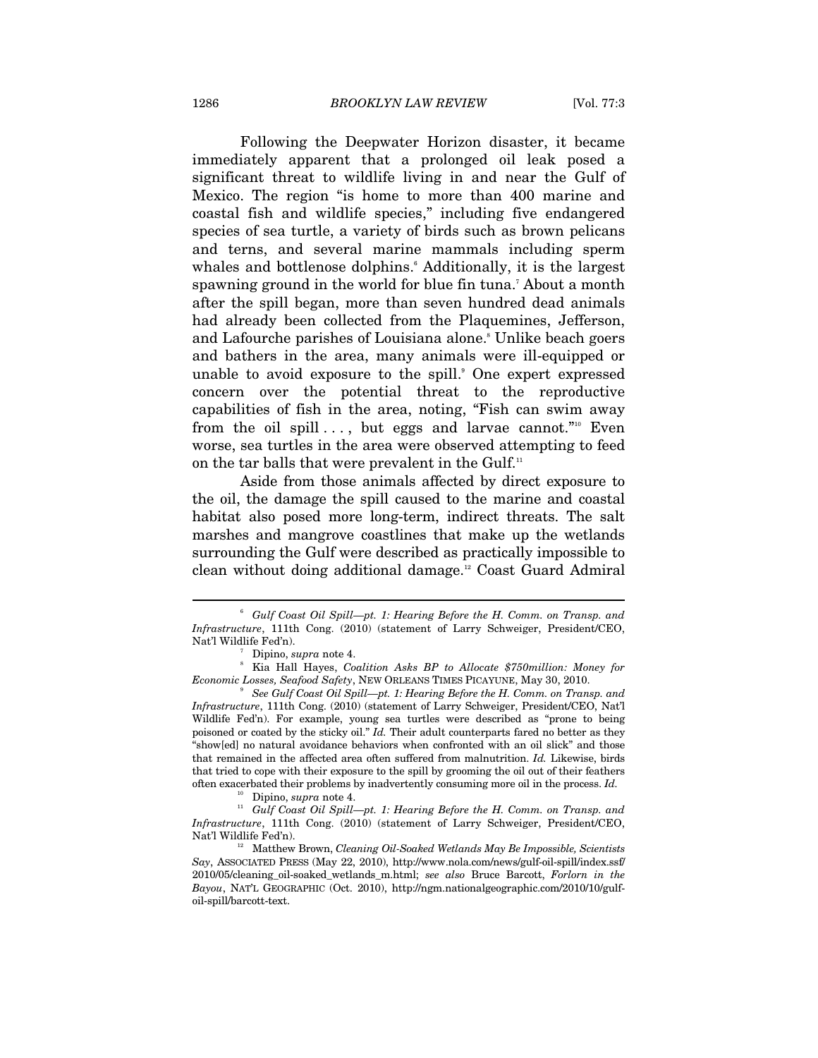Following the Deepwater Horizon disaster, it became immediately apparent that a prolonged oil leak posed a significant threat to wildlife living in and near the Gulf of Mexico. The region "is home to more than 400 marine and coastal fish and wildlife species," including five endangered species of sea turtle, a variety of birds such as brown pelicans and terns, and several marine mammals including sperm whales and bottlenose dolphins.[6] Additionally, it is the largest spawning ground in the world for blue fin tuna.[7] About a month after the spill began, more than seven hundred dead animals had already been collected from the Plaquemines, Jefferson, and Lafourche parishes of Louisiana alone.[8] Unlike beach goers and bathers in the area, many animals were ill-equipped or unable to avoid exposure to the spill.[9] One expert expressed concern over the potential threat to the reproductive capabilities of fish in the area, noting, "Fish can swim away from the oil spill . . . , but eggs and larvae cannot."[10] Even worse, sea turtles in the area were observed attempting to feed on the tar balls that were prevalent in the Gulf.[11]

Aside from those animals affected by direct exposure to the oil, the damage the spill caused to the marine and coastal habitat also posed more long-term, indirect threats. The salt marshes and mangrove coastlines that make up the wetlands surrounding the Gulf were described as practically impossible to clean without doing additional damage.[12] Coast Guard Admiral

---

[6] *Gulf Coast Oil Spill—pt. 1: Hearing Before the H. Comm. on Transp. and Infrastructure*, 111th Cong. (2010) (statement of Larry Schweiger, President/CEO, Nat'l Wildlife Fed'n).

[7] Dipino, *supra* note 4.

[8] Kia Hall Hayes, *Coalition Asks BP to Allocate $750million: Money for Economic Losses, Seafood Safety*, NEW ORLEANS TIMES PICAYUNE, May 30, 2010.

[9] *See Gulf Coast Oil Spill—pt. 1: Hearing Before the H. Comm. on Transp. and Infrastructure*, 111th Cong. (2010) (statement of Larry Schweiger, President/CEO, Nat'l Wildlife Fed'n). For example, young sea turtles were described as "prone to being poisoned or coated by the sticky oil." *Id.* Their adult counterparts fared no better as they "show[ed] no natural avoidance behaviors when confronted with an oil slick" and those that remained in the affected area often suffered from malnutrition. *Id.* Likewise, birds that tried to cope with their exposure to the spill by grooming the oil out of their feathers often exacerbated their problems by inadvertently consuming more oil in the process. *Id.*

[10] Dipino, *supra* note 4.

[11] *Gulf Coast Oil Spill—pt. 1: Hearing Before the H. Comm. on Transp. and Infrastructure*, 111th Cong. (2010) (statement of Larry Schweiger, President/CEO, Nat'l Wildlife Fed'n).

[12] Matthew Brown, *Cleaning Oil-Soaked Wetlands May Be Impossible, Scientists Say*, ASSOCIATED PRESS (May 22, 2010), http://www.nola.com/news/gulf-oil-spill/index.ssf/2010/05/cleaning_oil-soaked_wetlands_m.html; *see also* Bruce Barcott, *Forlorn in the Bayou*, NAT'L GEOGRAPHIC (Oct. 2010), http://ngm.nationalgeographic.com/2010/10/gulf-oil-spill/barcott-text.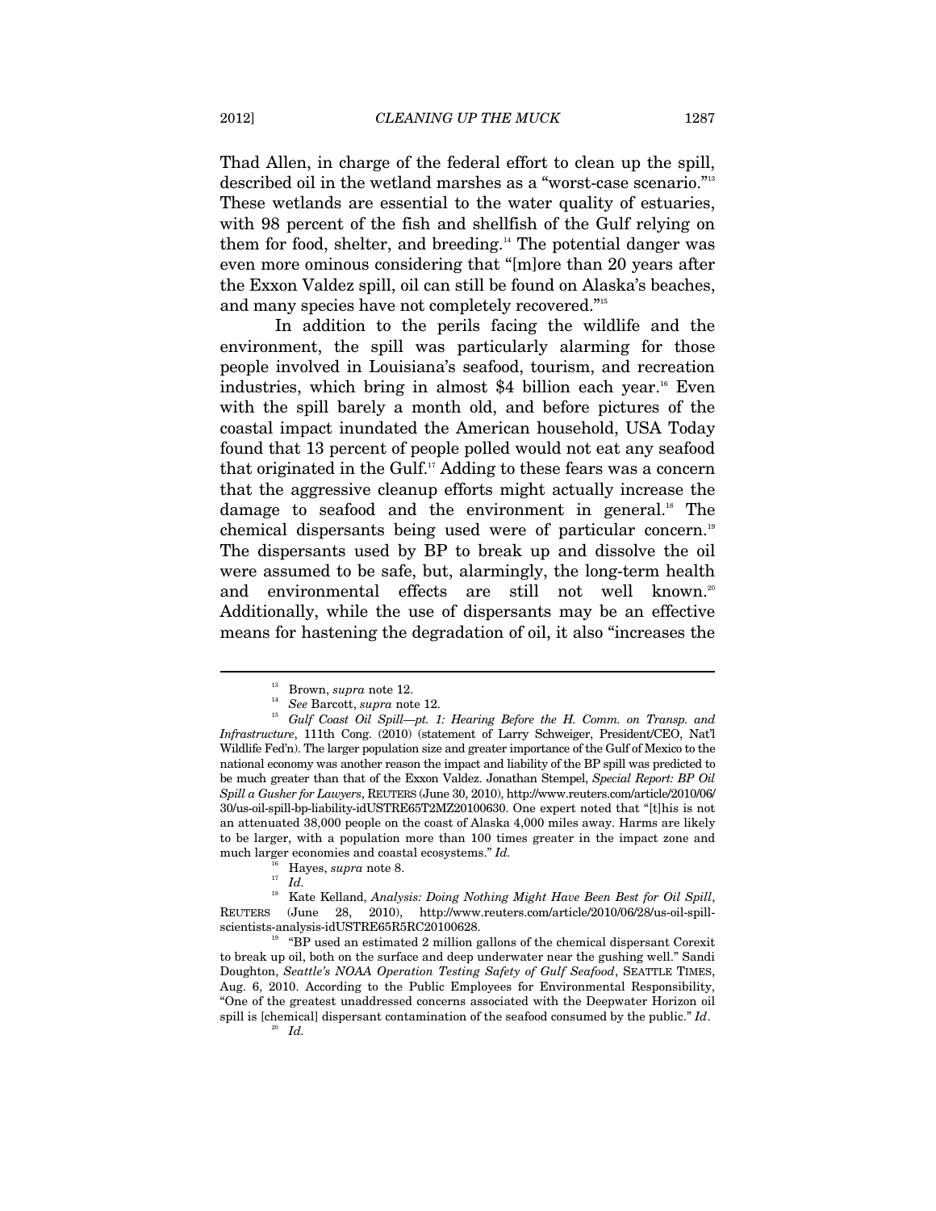Thad Allen, in charge of the federal effort to clean up the spill, described oil in the wetland marshes as a "worst-case scenario."[13] These wetlands are essential to the water quality of estuaries, with 98 percent of the fish and shellfish of the Gulf relying on them for food, shelter, and breeding.[14] The potential danger was even more ominous considering that "[m]ore than 20 years after the Exxon Valdez spill, oil can still be found on Alaska's beaches, and many species have not completely recovered."[15]

In addition to the perils facing the wildlife and the environment, the spill was particularly alarming for those people involved in Louisiana's seafood, tourism, and recreation industries, which bring in almost $4 billion each year.[16] Even with the spill barely a month old, and before pictures of the coastal impact inundated the American household, USA Today found that 13 percent of people polled would not eat any seafood that originated in the Gulf.[17] Adding to these fears was a concern that the aggressive cleanup efforts might actually increase the damage to seafood and the environment in general.[18] The chemical dispersants being used were of particular concern.[19] The dispersants used by BP to break up and dissolve the oil were assumed to be safe, but, alarmingly, the long-term health and environmental effects are still not well known.[20] Additionally, while the use of dispersants may be an effective means for hastening the degradation of oil, it also "increases the

---

[13] Brown, *supra* note 12.

[14] *See* Barcott, *supra* note 12.

[15] *Gulf Coast Oil Spill—pt. 1: Hearing Before the H. Comm. on Transp. and Infrastructure*, 111th Cong. (2010) (statement of Larry Schweiger, President/CEO, Nat'l Wildlife Fed'n). The larger population size and greater importance of the Gulf of Mexico to the national economy was another reason the impact and liability of the BP spill was predicted to be much greater than that of the Exxon Valdez. Jonathan Stempel, *Special Report: BP Oil Spill a Gusher for Lawyers*, REUTERS (June 30, 2010), http://www.reuters.com/article/2010/06/30/us-oil-spill-bp-liability-idUSTRE65T2MZ20100630. One expert noted that "[t]his is not an attenuated 38,000 people on the coast of Alaska 4,000 miles away. Harms are likely to be larger, with a population more than 100 times greater in the impact zone and much larger economies and coastal ecosystems." *Id.*

[16] Hayes, *supra* note 8.

[17] *Id.*

[18] Kate Kelland, *Analysis: Doing Nothing Might Have Been Best for Oil Spill*, REUTERS (June 28, 2010), http://www.reuters.com/article/2010/06/28/us-oil-spill-scientists-analysis-idUSTRE65R5RC20100628.

[19] "BP used an estimated 2 million gallons of the chemical dispersant Corexit to break up oil, both on the surface and deep underwater near the gushing well." Sandi Doughton, *Seattle's NOAA Operation Testing Safety of Gulf Seafood*, SEATTLE TIMES, Aug. 6, 2010. According to the Public Employees for Environmental Responsibility, "One of the greatest unaddressed concerns associated with the Deepwater Horizon oil spill is [chemical] dispersant contamination of the seafood consumed by the public." *Id*.

[20] *Id.*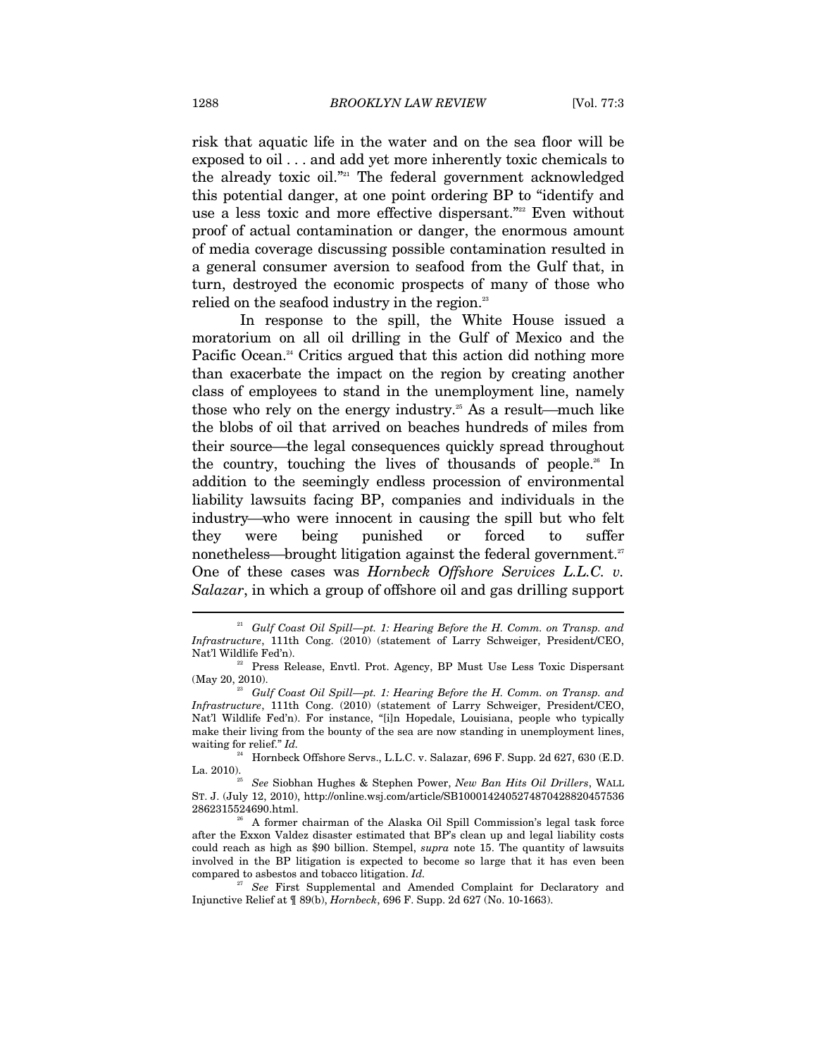risk that aquatic life in the water and on the sea floor will be exposed to oil . . . and add yet more inherently toxic chemicals to the already toxic oil."[21] The federal government acknowledged this potential danger, at one point ordering BP to "identify and use a less toxic and more effective dispersant."[22] Even without proof of actual contamination or danger, the enormous amount of media coverage discussing possible contamination resulted in a general consumer aversion to seafood from the Gulf that, in turn, destroyed the economic prospects of many of those who relied on the seafood industry in the region.[23]

In response to the spill, the White House issued a moratorium on all oil drilling in the Gulf of Mexico and the Pacific Ocean.[24] Critics argued that this action did nothing more than exacerbate the impact on the region by creating another class of employees to stand in the unemployment line, namely those who rely on the energy industry.[25] As a result—much like the blobs of oil that arrived on beaches hundreds of miles from their source—the legal consequences quickly spread throughout the country, touching the lives of thousands of people.[26] In addition to the seemingly endless procession of environmental liability lawsuits facing BP, companies and individuals in the industry—who were innocent in causing the spill but who felt they were being punished or forced to suffer nonetheless—brought litigation against the federal government.[27] One of these cases was *Hornbeck Offshore Services L.L.C. v. Salazar*, in which a group of offshore oil and gas drilling support

---

[21] *Gulf Coast Oil Spill—pt. 1: Hearing Before the H. Comm. on Transp. and Infrastructure*, 111th Cong. (2010) (statement of Larry Schweiger, President/CEO, Nat'l Wildlife Fed'n).

[22] Press Release, Envtl. Prot. Agency, BP Must Use Less Toxic Dispersant (May 20, 2010).

[23] *Gulf Coast Oil Spill—pt. 1: Hearing Before the H. Comm. on Transp. and Infrastructure*, 111th Cong. (2010) (statement of Larry Schweiger, President/CEO, Nat'l Wildlife Fed'n). For instance, "[i]n Hopedale, Louisiana, people who typically make their living from the bounty of the sea are now standing in unemployment lines, waiting for relief." *Id.*

[24] Hornbeck Offshore Servs., L.L.C. v. Salazar, 696 F. Supp. 2d 627, 630 (E.D. La. 2010).

[25] *See* Siobhan Hughes & Stephen Power, *New Ban Hits Oil Drillers*, WALL ST. J. (July 12, 2010), http://online.wsj.com/article/SB10001424052748704288204575362862315524690.html.

[26] A former chairman of the Alaska Oil Spill Commission's legal task force after the Exxon Valdez disaster estimated that BP's clean up and legal liability costs could reach as high as $90 billion. Stempel, *supra* note 15. The quantity of lawsuits involved in the BP litigation is expected to become so large that it has even been compared to asbestos and tobacco litigation. *Id.*

[27] *See* First Supplemental and Amended Complaint for Declaratory and Injunctive Relief at ¶ 89(b), *Hornbeck*, 696 F. Supp. 2d 627 (No. 10-1663).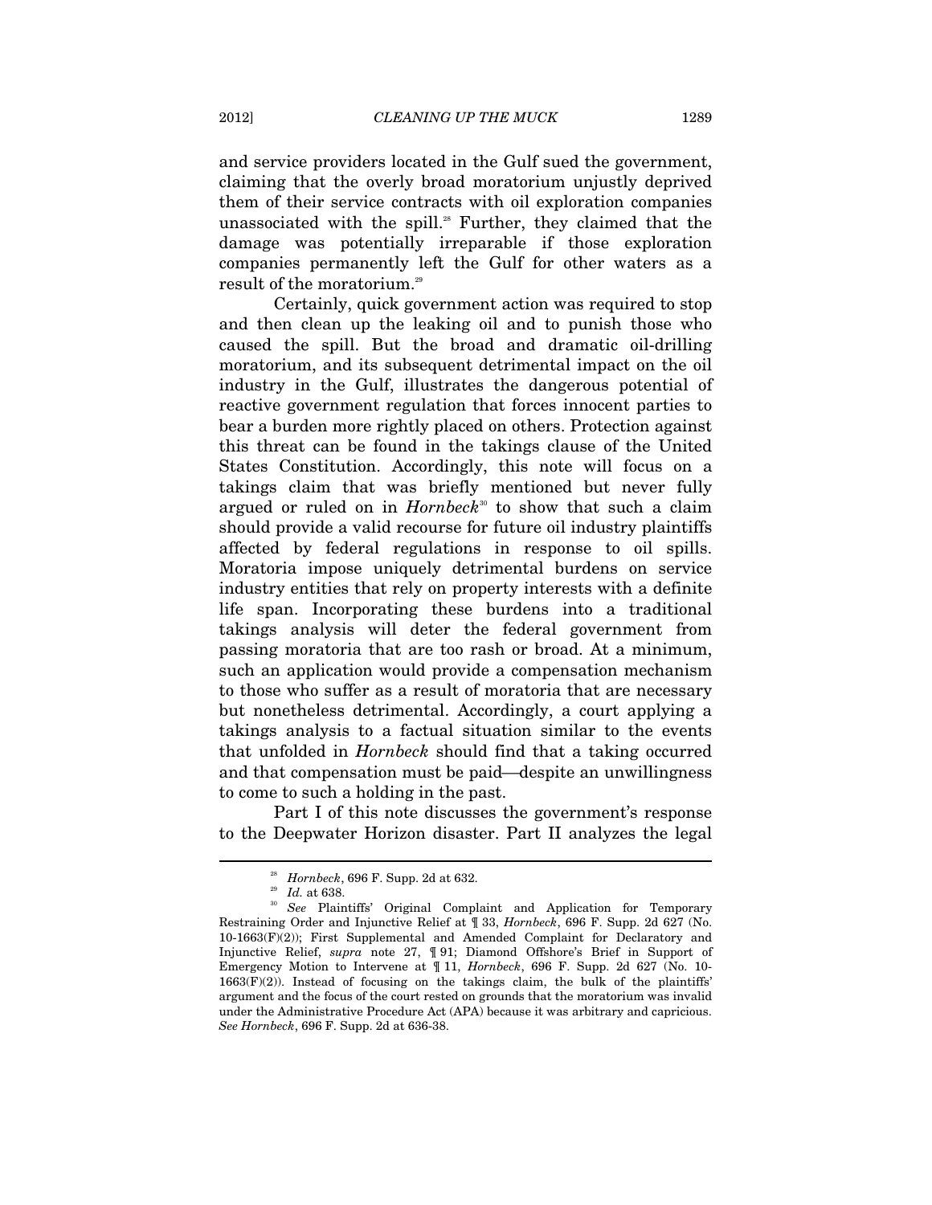and service providers located in the Gulf sued the government, claiming that the overly broad moratorium unjustly deprived them of their service contracts with oil exploration companies unassociated with the spill.[28] Further, they claimed that the damage was potentially irreparable if those exploration companies permanently left the Gulf for other waters as a result of the moratorium.[29]

Certainly, quick government action was required to stop and then clean up the leaking oil and to punish those who caused the spill. But the broad and dramatic oil-drilling moratorium, and its subsequent detrimental impact on the oil industry in the Gulf, illustrates the dangerous potential of reactive government regulation that forces innocent parties to bear a burden more rightly placed on others. Protection against this threat can be found in the takings clause of the United States Constitution. Accordingly, this note will focus on a takings claim that was briefly mentioned but never fully argued or ruled on in *Hornbeck*[30] to show that such a claim should provide a valid recourse for future oil industry plaintiffs affected by federal regulations in response to oil spills. Moratoria impose uniquely detrimental burdens on service industry entities that rely on property interests with a definite life span. Incorporating these burdens into a traditional takings analysis will deter the federal government from passing moratoria that are too rash or broad. At a minimum, such an application would provide a compensation mechanism to those who suffer as a result of moratoria that are necessary but nonetheless detrimental. Accordingly, a court applying a takings analysis to a factual situation similar to the events that unfolded in *Hornbeck* should find that a taking occurred and that compensation must be paid—despite an unwillingness to come to such a holding in the past.

Part I of this note discusses the government's response to the Deepwater Horizon disaster. Part II analyzes the legal

---

[28] *Hornbeck*, 696 F. Supp. 2d at 632.

[29] *Id.* at 638.

[30] *See* Plaintiffs' Original Complaint and Application for Temporary Restraining Order and Injunctive Relief at ¶ 33, *Hornbeck*, 696 F. Supp. 2d 627 (No. 10-1663(F)(2)); First Supplemental and Amended Complaint for Declaratory and Injunctive Relief, *supra* note 27, ¶ 91; Diamond Offshore's Brief in Support of Emergency Motion to Intervene at ¶ 11, *Hornbeck*, 696 F. Supp. 2d 627 (No. 10-1663(F)(2)). Instead of focusing on the takings claim, the bulk of the plaintiffs' argument and the focus of the court rested on grounds that the moratorium was invalid under the Administrative Procedure Act (APA) because it was arbitrary and capricious. *See Hornbeck*, 696 F. Supp. 2d at 636-38.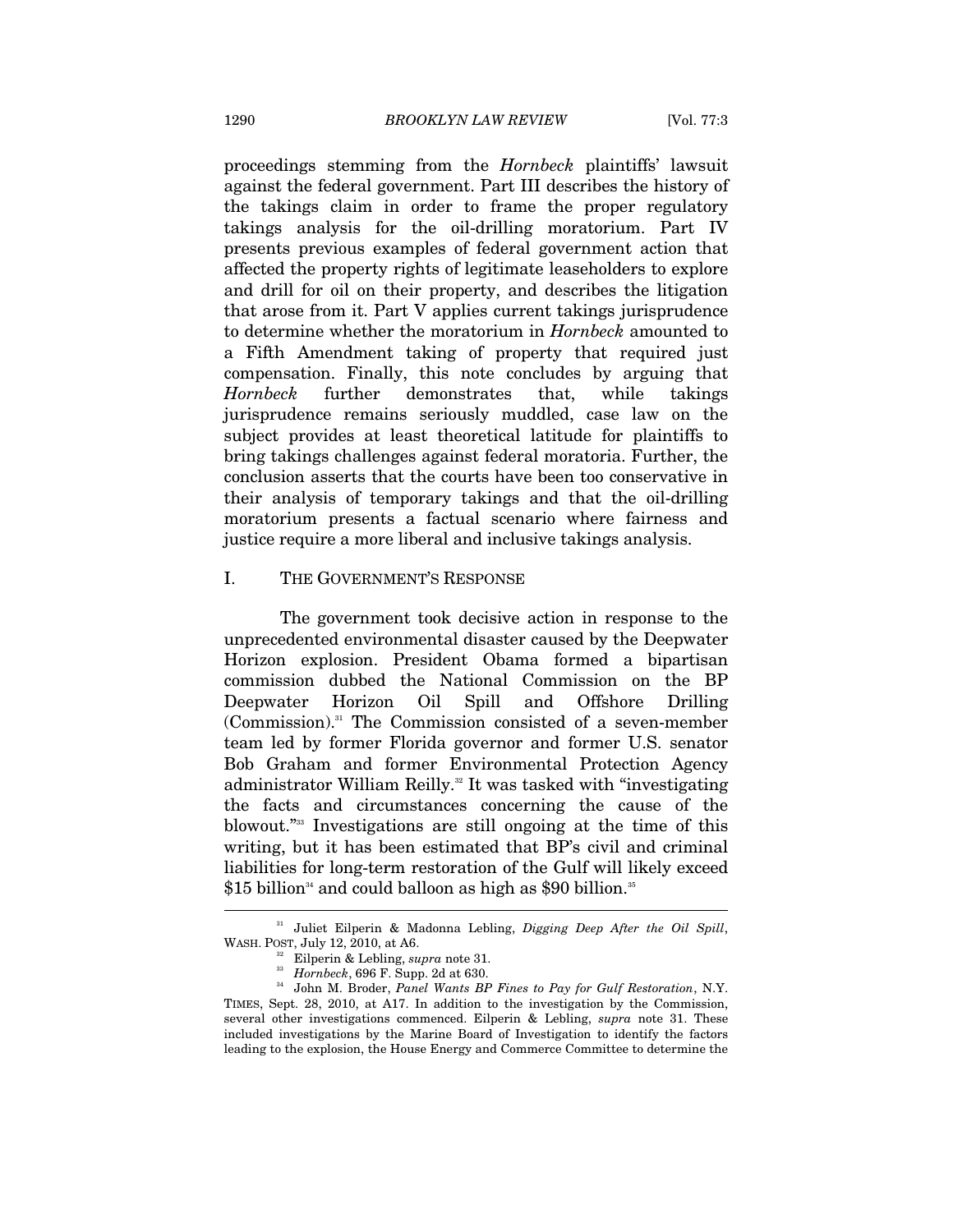proceedings stemming from the *Hornbeck* plaintiffs' lawsuit against the federal government. Part III describes the history of the takings claim in order to frame the proper regulatory takings analysis for the oil-drilling moratorium. Part IV presents previous examples of federal government action that affected the property rights of legitimate leaseholders to explore and drill for oil on their property, and describes the litigation that arose from it. Part V applies current takings jurisprudence to determine whether the moratorium in *Hornbeck* amounted to a Fifth Amendment taking of property that required just compensation. Finally, this note concludes by arguing that *Hornbeck* further demonstrates that, while takings jurisprudence remains seriously muddled, case law on the subject provides at least theoretical latitude for plaintiffs to bring takings challenges against federal moratoria. Further, the conclusion asserts that the courts have been too conservative in their analysis of temporary takings and that the oil-drilling moratorium presents a factual scenario where fairness and justice require a more liberal and inclusive takings analysis.

## I. THE GOVERNMENT'S RESPONSE

The government took decisive action in response to the unprecedented environmental disaster caused by the Deepwater Horizon explosion. President Obama formed a bipartisan commission dubbed the National Commission on the BP Deepwater Horizon Oil Spill and Offshore Drilling (Commission).[31] The Commission consisted of a seven-member team led by former Florida governor and former U.S. senator Bob Graham and former Environmental Protection Agency administrator William Reilly.[32] It was tasked with "investigating the facts and circumstances concerning the cause of the blowout."[33] Investigations are still ongoing at the time of this writing, but it has been estimated that BP's civil and criminal liabilities for long-term restoration of the Gulf will likely exceed \$15 billion[34] and could balloon as high as \$90 billion.[35]

---

[31] Juliet Eilperin & Madonna Lebling, *Digging Deep After the Oil Spill*, WASH. POST, July 12, 2010, at A6.

[32] Eilperin & Lebling, *supra* note 31.

[33] *Hornbeck*, 696 F. Supp. 2d at 630.

[34] John M. Broder, *Panel Wants BP Fines to Pay for Gulf Restoration*, N.Y. TIMES, Sept. 28, 2010, at A17. In addition to the investigation by the Commission, several other investigations commenced. Eilperin & Lebling, *supra* note 31. These included investigations by the Marine Board of Investigation to identify the factors leading to the explosion, the House Energy and Commerce Committee to determine the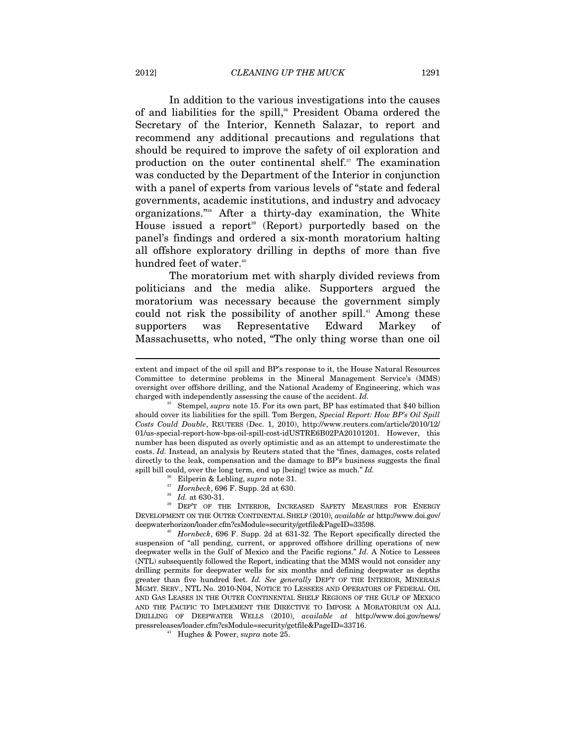In addition to the various investigations into the causes of and liabilities for the spill,[36] President Obama ordered the Secretary of the Interior, Kenneth Salazar, to report and recommend any additional precautions and regulations that should be required to improve the safety of oil exploration and production on the outer continental shelf.[37] The examination was conducted by the Department of the Interior in conjunction with a panel of experts from various levels of "state and federal governments, academic institutions, and industry and advocacy organizations."[38] After a thirty-day examination, the White House issued a report[39] (Report) purportedly based on the panel's findings and ordered a six-month moratorium halting all offshore exploratory drilling in depths of more than five hundred feet of water.[40]

The moratorium met with sharply divided reviews from politicians and the media alike. Supporters argued the moratorium was necessary because the government simply could not risk the possibility of another spill.[41] Among these supporters was Representative Edward Markey of Massachusetts, who noted, "The only thing worse than one oil

---

extent and impact of the oil spill and BP's response to it, the House Natural Resources Committee to determine problems in the Mineral Management Service's (MMS) oversight over offshore drilling, and the National Academy of Engineering, which was charged with independently assessing the cause of the accident. *Id.*

[35] Stempel, *supra* note 15. For its own part, BP has estimated that $40 billion should cover its liabilities for the spill. Tom Bergen, *Special Report: How BP's Oil Spill Costs Could Double*, REUTERS (Dec. 1, 2010), http://www.reuters.com/article/2010/12/01/us-special-report-how-bps-oil-spill-cost-idUSTRE6B02PA20101201. However, this number has been disputed as overly optimistic and as an attempt to underestimate the costs. *Id.* Instead, an analysis by Reuters stated that the "fines, damages, costs related directly to the leak, compensation and the damage to BP's business suggests the final spill bill could, over the long term, end up [being] twice as much." *Id.*

[36] Eilperin & Lebling, *supra* note 31.

[37] *Hornbeck*, 696 F. Supp. 2d at 630.

[38] *Id.* at 630-31.

[39] DEP'T OF THE INTERIOR, INCREASED SAFETY MEASURES FOR ENERGY DEVELOPMENT ON THE OUTER CONTINENTAL SHELF (2010), *available at* http://www.doi.gov/deepwaterhorizon/loader.cfm?csModule=security/getfile&PageID=33598.

[40] *Hornbeck*, 696 F. Supp. 2d at 631-32. The Report specifically directed the suspension of "all pending, current, or approved offshore drilling operations of new deepwater wells in the Gulf of Mexico and the Pacific regions." *Id*. A Notice to Lessees (NTL) subsequently followed the Report, indicating that the MMS would not consider any drilling permits for deepwater wells for six months and defining deepwater as depths greater than five hundred feet. *Id. See generally* DEP'T OF THE INTERIOR, MINERALS MGMT. SERV., NTL No. 2010-N04, NOTICE TO LESSEES AND OPERATORS OF FEDERAL OIL AND GAS LEASES IN THE OUTER CONTINENTAL SHELF REGIONS OF THE GULF OF MEXICO AND THE PACIFIC TO IMPLEMENT THE DIRECTIVE TO IMPOSE A MORATORIUM ON ALL DRILLING OF DEEPWATER WELLS (2010), *available at* http://www.doi.gov/news/pressreleases/loader.cfm?csModule=security/getfile&PageID=33716.

[41] Hughes & Power, *supra* note 25.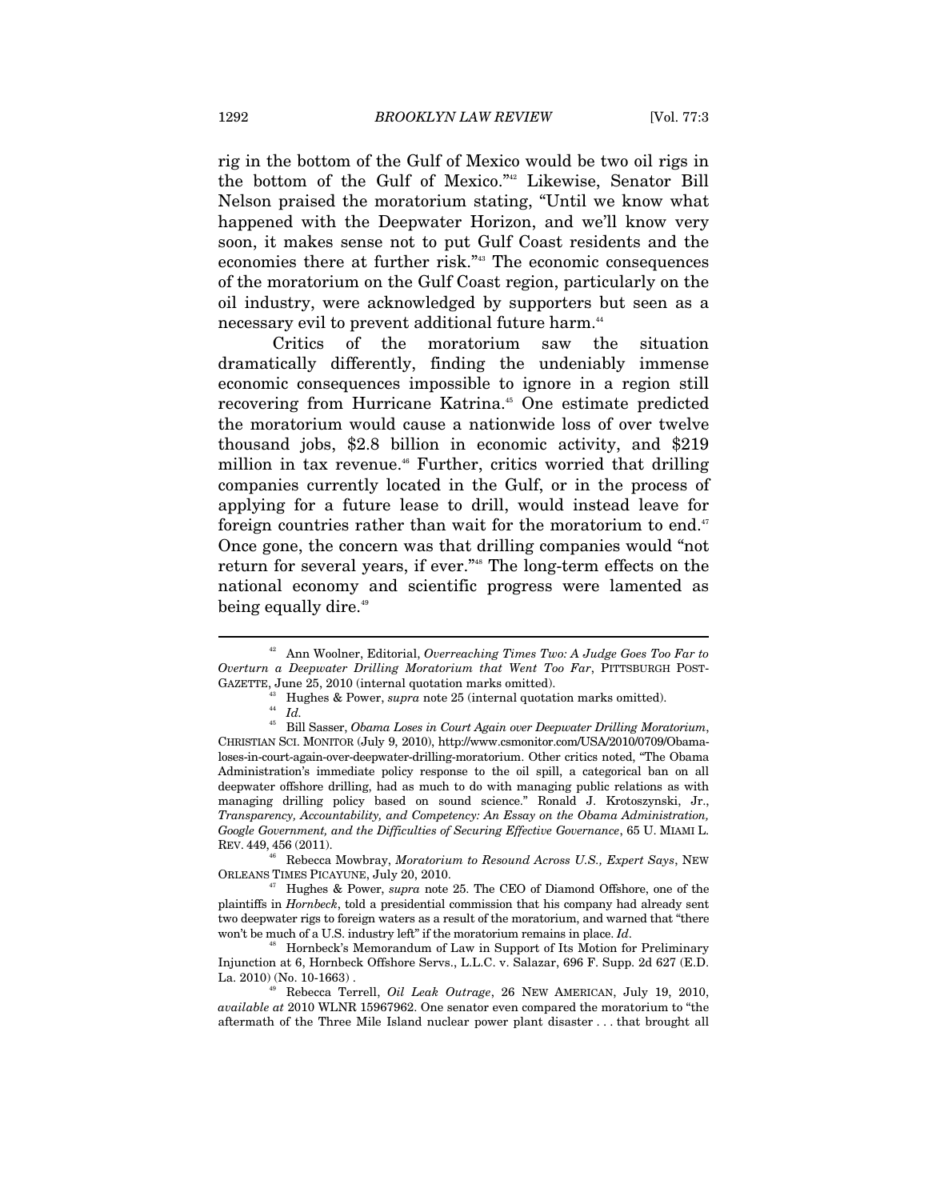rig in the bottom of the Gulf of Mexico would be two oil rigs in the bottom of the Gulf of Mexico."[42] Likewise, Senator Bill Nelson praised the moratorium stating, "Until we know what happened with the Deepwater Horizon, and we'll know very soon, it makes sense not to put Gulf Coast residents and the economies there at further risk."[43] The economic consequences of the moratorium on the Gulf Coast region, particularly on the oil industry, were acknowledged by supporters but seen as a necessary evil to prevent additional future harm.[44]

Critics of the moratorium saw the situation dramatically differently, finding the undeniably immense economic consequences impossible to ignore in a region still recovering from Hurricane Katrina.[45] One estimate predicted the moratorium would cause a nationwide loss of over twelve thousand jobs, $2.8 billion in economic activity, and $219 million in tax revenue.[46] Further, critics worried that drilling companies currently located in the Gulf, or in the process of applying for a future lease to drill, would instead leave for foreign countries rather than wait for the moratorium to end.[47] Once gone, the concern was that drilling companies would "not return for several years, if ever."[48] The long-term effects on the national economy and scientific progress were lamented as being equally dire.[49]

---

[42] Ann Woolner, Editorial, *Overreaching Times Two: A Judge Goes Too Far to Overturn a Deepwater Drilling Moratorium that Went Too Far*, PITTSBURGH POST-GAZETTE, June 25, 2010 (internal quotation marks omitted).

[43] Hughes & Power, *supra* note 25 (internal quotation marks omitted).

[44] *Id.*

[45] Bill Sasser, *Obama Loses in Court Again over Deepwater Drilling Moratorium*, CHRISTIAN SCI. MONITOR (July 9, 2010), http://www.csmonitor.com/USA/2010/0709/Obama-loses-in-court-again-over-deepwater-drilling-moratorium. Other critics noted, "The Obama Administration's immediate policy response to the oil spill, a categorical ban on all deepwater offshore drilling, had as much to do with managing public relations as with managing drilling policy based on sound science." Ronald J. Krotoszynski, Jr., *Transparency, Accountability, and Competency: An Essay on the Obama Administration, Google Government, and the Difficulties of Securing Effective Governance*, 65 U. MIAMI L. REV. 449, 456 (2011).

[46] Rebecca Mowbray, *Moratorium to Resound Across U.S., Expert Says*, NEW ORLEANS TIMES PICAYUNE, July 20, 2010.

[47] Hughes & Power, *supra* note 25. The CEO of Diamond Offshore, one of the plaintiffs in *Hornbeck*, told a presidential commission that his company had already sent two deepwater rigs to foreign waters as a result of the moratorium, and warned that "there won't be much of a U.S. industry left" if the moratorium remains in place. *Id.*

[48] Hornbeck's Memorandum of Law in Support of Its Motion for Preliminary Injunction at 6, Hornbeck Offshore Servs., L.L.C. v. Salazar, 696 F. Supp. 2d 627 (E.D. La. 2010) (No. 10-1663) .

[49] Rebecca Terrell, *Oil Leak Outrage*, 26 NEW AMERICAN, July 19, 2010, *available at* 2010 WLNR 15967962. One senator even compared the moratorium to "the aftermath of the Three Mile Island nuclear power plant disaster . . . that brought all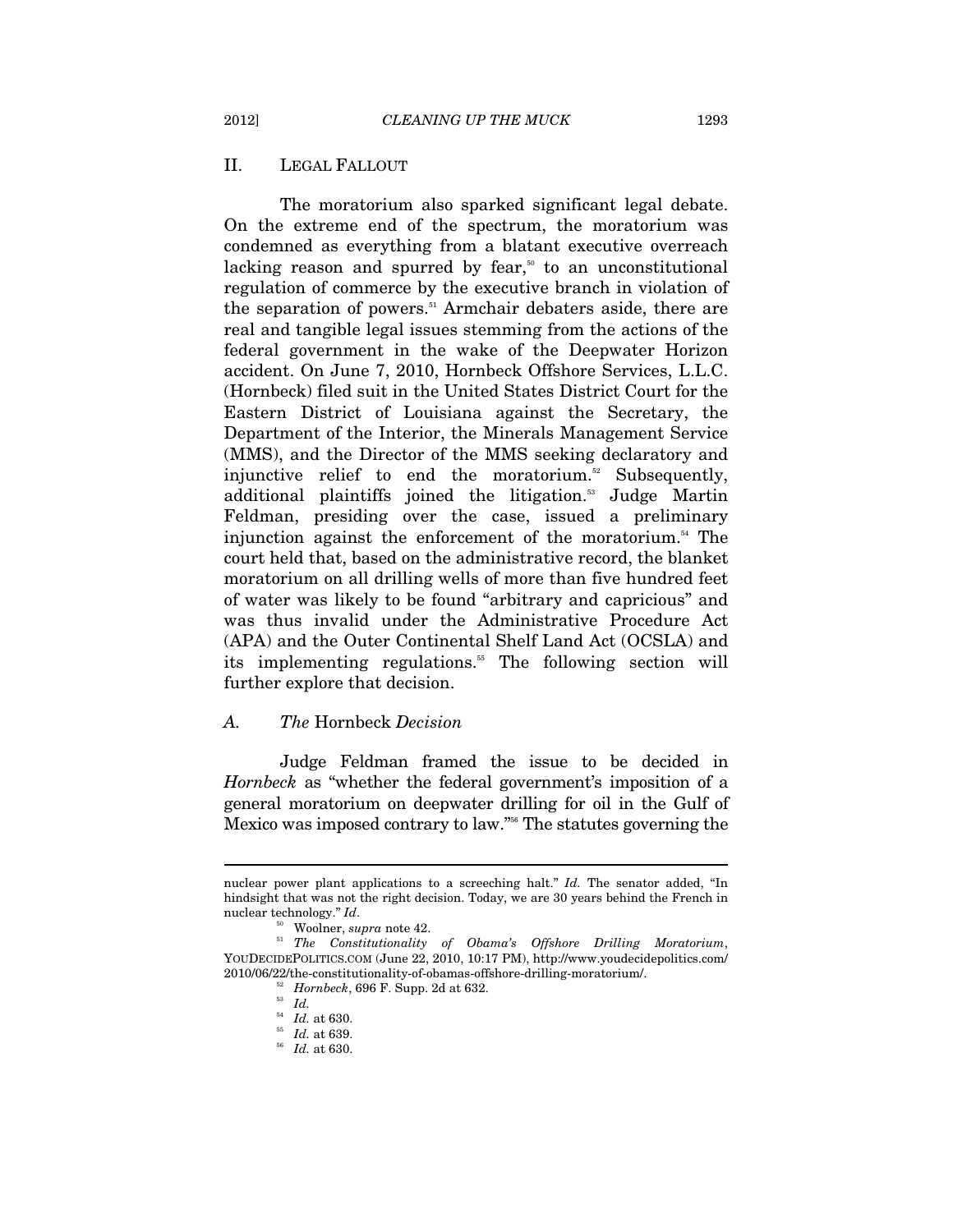## II. LEGAL FALLOUT

The moratorium also sparked significant legal debate. On the extreme end of the spectrum, the moratorium was condemned as everything from a blatant executive overreach lacking reason and spurred by fear,[50] to an unconstitutional regulation of commerce by the executive branch in violation of the separation of powers.[51] Armchair debaters aside, there are real and tangible legal issues stemming from the actions of the federal government in the wake of the Deepwater Horizon accident. On June 7, 2010, Hornbeck Offshore Services, L.L.C. (Hornbeck) filed suit in the United States District Court for the Eastern District of Louisiana against the Secretary, the Department of the Interior, the Minerals Management Service (MMS), and the Director of the MMS seeking declaratory and injunctive relief to end the moratorium.[52] Subsequently, additional plaintiffs joined the litigation.[53] Judge Martin Feldman, presiding over the case, issued a preliminary injunction against the enforcement of the moratorium.[54] The court held that, based on the administrative record, the blanket moratorium on all drilling wells of more than five hundred feet of water was likely to be found "arbitrary and capricious" and was thus invalid under the Administrative Procedure Act (APA) and the Outer Continental Shelf Land Act (OCSLA) and its implementing regulations.[55] The following section will further explore that decision.

### A. *The* Hornbeck *Decision*

Judge Feldman framed the issue to be decided in *Hornbeck* as "whether the federal government's imposition of a general moratorium on deepwater drilling for oil in the Gulf of Mexico was imposed contrary to law."[56] The statutes governing the

---

nuclear power plant applications to a screeching halt." *Id.* The senator added, "In hindsight that was not the right decision. Today, we are 30 years behind the French in nuclear technology." *Id*.

[50] Woolner, *supra* note 42.

[51] *The Constitutionality of Obama's Offshore Drilling Moratorium*, YOUDECIDEPOLITICS.COM (June 22, 2010, 10:17 PM), http://www.youdecidepolitics.com/2010/06/22/the-constitutionality-of-obamas-offshore-drilling-moratorium/.

[52] *Hornbeck*, 696 F. Supp. 2d at 632.

[53] *Id.*

[54] *Id.* at 630.

[55] *Id.* at 639.

[56] *Id.* at 630.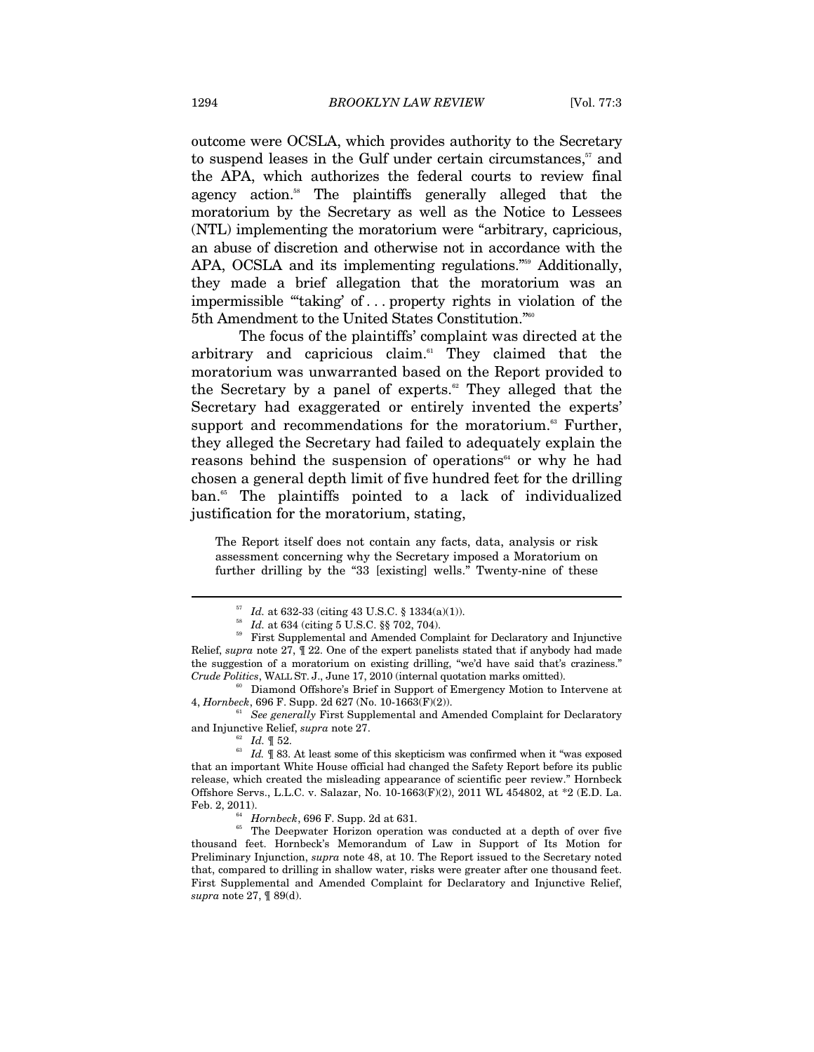outcome were OCSLA, which provides authority to the Secretary to suspend leases in the Gulf under certain circumstances,[57] and the APA, which authorizes the federal courts to review final agency action.[58] The plaintiffs generally alleged that the moratorium by the Secretary as well as the Notice to Lessees (NTL) implementing the moratorium were "arbitrary, capricious, an abuse of discretion and otherwise not in accordance with the APA, OCSLA and its implementing regulations."[59] Additionally, they made a brief allegation that the moratorium was an impermissible "'taking' of . . . property rights in violation of the 5th Amendment to the United States Constitution."[60]

The focus of the plaintiffs' complaint was directed at the arbitrary and capricious claim.[61] They claimed that the moratorium was unwarranted based on the Report provided to the Secretary by a panel of experts.[62] They alleged that the Secretary had exaggerated or entirely invented the experts' support and recommendations for the moratorium.[63] Further, they alleged the Secretary had failed to adequately explain the reasons behind the suspension of operations[64] or why he had chosen a general depth limit of five hundred feet for the drilling ban.[65] The plaintiffs pointed to a lack of individualized justification for the moratorium, stating,

> The Report itself does not contain any facts, data, analysis or risk assessment concerning why the Secretary imposed a Moratorium on further drilling by the "33 [existing] wells." Twenty-nine of these

---

[57] *Id.* at 632-33 (citing 43 U.S.C. § 1334(a)(1)).

[58] *Id.* at 634 (citing 5 U.S.C. §§ 702, 704).

[59] First Supplemental and Amended Complaint for Declaratory and Injunctive Relief, *supra* note 27, ¶ 22. One of the expert panelists stated that if anybody had made the suggestion of a moratorium on existing drilling, "we'd have said that's craziness." *Crude Politics*, WALL ST. J., June 17, 2010 (internal quotation marks omitted).

[60] Diamond Offshore's Brief in Support of Emergency Motion to Intervene at 4, *Hornbeck*, 696 F. Supp. 2d 627 (No. 10-1663(F)(2)).

[61] *See generally* First Supplemental and Amended Complaint for Declaratory and Injunctive Relief, *supra* note 27.

[62] *Id.* ¶ 52.

[63] *Id.* ¶ 83. At least some of this skepticism was confirmed when it "was exposed that an important White House official had changed the Safety Report before its public release, which created the misleading appearance of scientific peer review." Hornbeck Offshore Servs., L.L.C. v. Salazar, No. 10-1663(F)(2), 2011 WL 454802, at *2 (E.D. La. Feb. 2, 2011).

[64] *Hornbeck*, 696 F. Supp. 2d at 631.

[65] The Deepwater Horizon operation was conducted at a depth of over five thousand feet. Hornbeck's Memorandum of Law in Support of Its Motion for Preliminary Injunction, *supra* note 48, at 10. The Report issued to the Secretary noted that, compared to drilling in shallow water, risks were greater after one thousand feet. First Supplemental and Amended Complaint for Declaratory and Injunctive Relief, *supra* note 27, ¶ 89(d).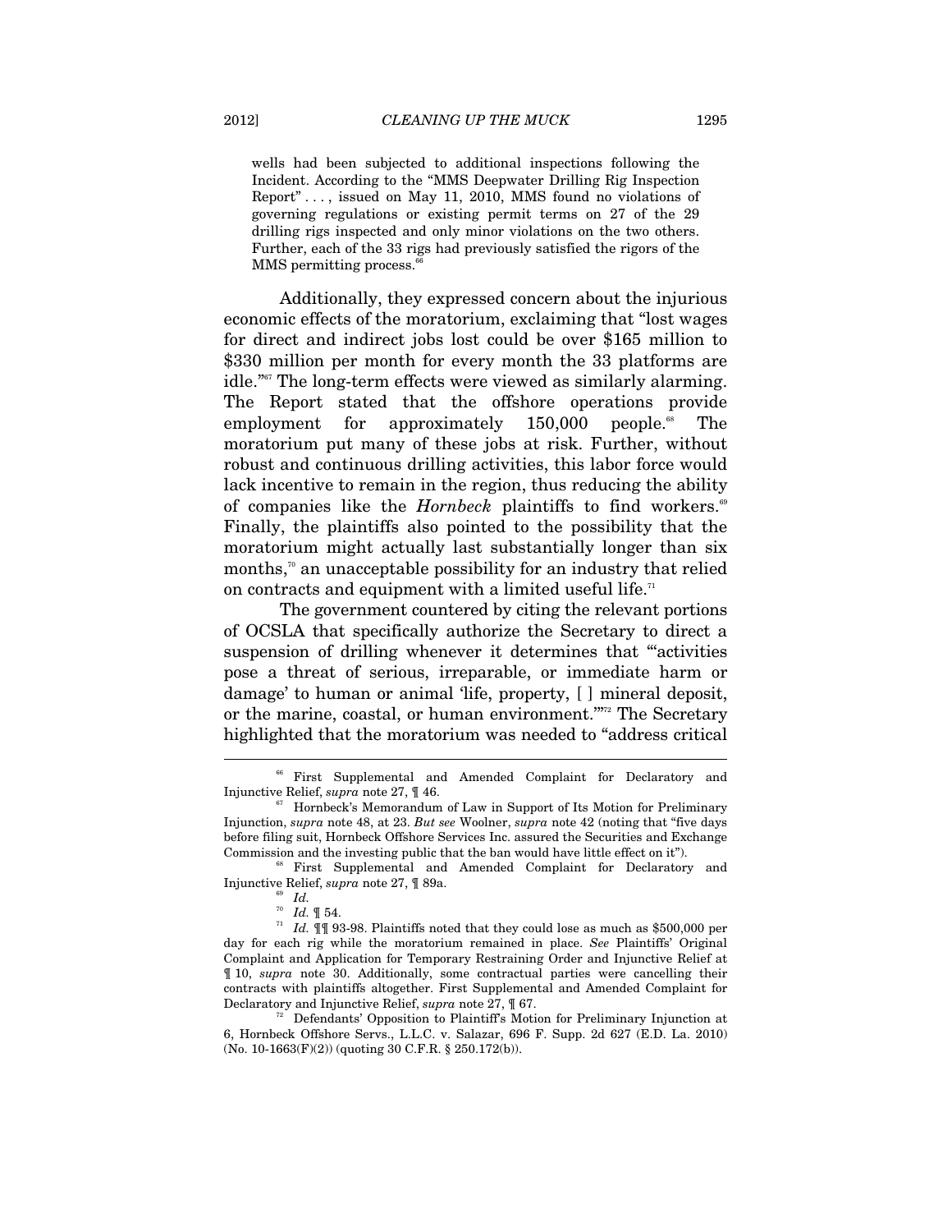wells had been subjected to additional inspections following the Incident. According to the "MMS Deepwater Drilling Rig Inspection Report" . . . , issued on May 11, 2010, MMS found no violations of governing regulations or existing permit terms on 27 of the 29 drilling rigs inspected and only minor violations on the two others. Further, each of the 33 rigs had previously satisfied the rigors of the MMS permitting process.[66]

Additionally, they expressed concern about the injurious economic effects of the moratorium, exclaiming that "lost wages for direct and indirect jobs lost could be over $165 million to $330 million per month for every month the 33 platforms are idle."[67] The long-term effects were viewed as similarly alarming. The Report stated that the offshore operations provide employment for approximately 150,000 people.[68] The moratorium put many of these jobs at risk. Further, without robust and continuous drilling activities, this labor force would lack incentive to remain in the region, thus reducing the ability of companies like the *Hornbeck* plaintiffs to find workers.[69] Finally, the plaintiffs also pointed to the possibility that the moratorium might actually last substantially longer than six months,[70] an unacceptable possibility for an industry that relied on contracts and equipment with a limited useful life.[71]

The government countered by citing the relevant portions of OCSLA that specifically authorize the Secretary to direct a suspension of drilling whenever it determines that "'activities pose a threat of serious, irreparable, or immediate harm or damage' to human or animal 'life, property, [ ] mineral deposit, or the marine, coastal, or human environment.'"[72] The Secretary highlighted that the moratorium was needed to "address critical

---

[66] First Supplemental and Amended Complaint for Declaratory and Injunctive Relief, *supra* note 27, ¶ 46.

[67] Hornbeck's Memorandum of Law in Support of Its Motion for Preliminary Injunction, *supra* note 48, at 23. *But see* Woolner, *supra* note 42 (noting that "five days before filing suit, Hornbeck Offshore Services Inc. assured the Securities and Exchange Commission and the investing public that the ban would have little effect on it").

[68] First Supplemental and Amended Complaint for Declaratory and Injunctive Relief, *supra* note 27, ¶ 89a.

[69] *Id.*

[70] *Id.* ¶ 54.

[71] *Id.* ¶¶ 93-98. Plaintiffs noted that they could lose as much as $500,000 per day for each rig while the moratorium remained in place. *See* Plaintiffs' Original Complaint and Application for Temporary Restraining Order and Injunctive Relief at ¶ 10, *supra* note 30. Additionally, some contractual parties were cancelling their contracts with plaintiffs altogether. First Supplemental and Amended Complaint for Declaratory and Injunctive Relief, *supra* note 27, ¶ 67.

[72] Defendants' Opposition to Plaintiff's Motion for Preliminary Injunction at 6, Hornbeck Offshore Servs., L.L.C. v. Salazar, 696 F. Supp. 2d 627 (E.D. La. 2010) (No. 10-1663(F)(2)) (quoting 30 C.F.R. § 250.172(b)).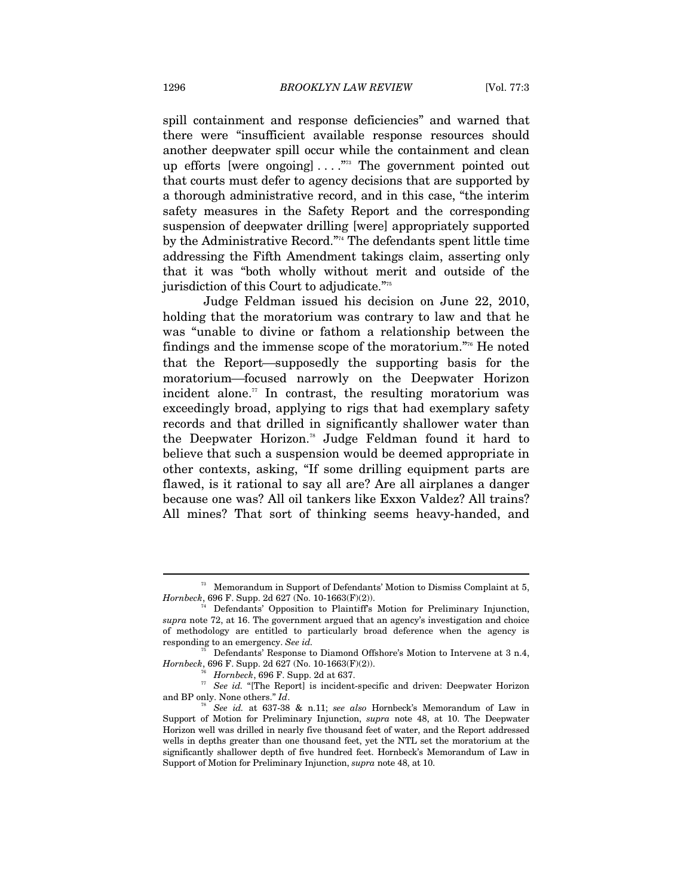spill containment and response deficiencies" and warned that there were "insufficient available response resources should another deepwater spill occur while the containment and clean up efforts [were ongoing] . . . ."[73] The government pointed out that courts must defer to agency decisions that are supported by a thorough administrative record, and in this case, "the interim safety measures in the Safety Report and the corresponding suspension of deepwater drilling [were] appropriately supported by the Administrative Record."[74] The defendants spent little time addressing the Fifth Amendment takings claim, asserting only that it was "both wholly without merit and outside of the jurisdiction of this Court to adjudicate."[75]

Judge Feldman issued his decision on June 22, 2010, holding that the moratorium was contrary to law and that he was "unable to divine or fathom a relationship between the findings and the immense scope of the moratorium."[76] He noted that the Report—supposedly the supporting basis for the moratorium—focused narrowly on the Deepwater Horizon incident alone.[77] In contrast, the resulting moratorium was exceedingly broad, applying to rigs that had exemplary safety records and that drilled in significantly shallower water than the Deepwater Horizon.[78] Judge Feldman found it hard to believe that such a suspension would be deemed appropriate in other contexts, asking, "If some drilling equipment parts are flawed, is it rational to say all are? Are all airplanes a danger because one was? All oil tankers like Exxon Valdez? All trains? All mines? That sort of thinking seems heavy-handed, and

---

[73] Memorandum in Support of Defendants' Motion to Dismiss Complaint at 5, *Hornbeck*, 696 F. Supp. 2d 627 (No. 10-1663(F)(2)).

[74] Defendants' Opposition to Plaintiff's Motion for Preliminary Injunction, *supra* note 72, at 16. The government argued that an agency's investigation and choice of methodology are entitled to particularly broad deference when the agency is responding to an emergency. *See id.*

[75] Defendants' Response to Diamond Offshore's Motion to Intervene at 3 n.4, *Hornbeck*, 696 F. Supp. 2d 627 (No. 10-1663(F)(2)).

[76] *Hornbeck*, 696 F. Supp. 2d at 637.

[77] *See id.* "[The Report] is incident-specific and driven: Deepwater Horizon and BP only. None others." *Id*.

[78] *See id.* at 637-38 & n.11; *see also* Hornbeck's Memorandum of Law in Support of Motion for Preliminary Injunction, *supra* note 48, at 10. The Deepwater Horizon well was drilled in nearly five thousand feet of water, and the Report addressed wells in depths greater than one thousand feet, yet the NTL set the moratorium at the significantly shallower depth of five hundred feet. Hornbeck's Memorandum of Law in Support of Motion for Preliminary Injunction, *supra* note 48, at 10.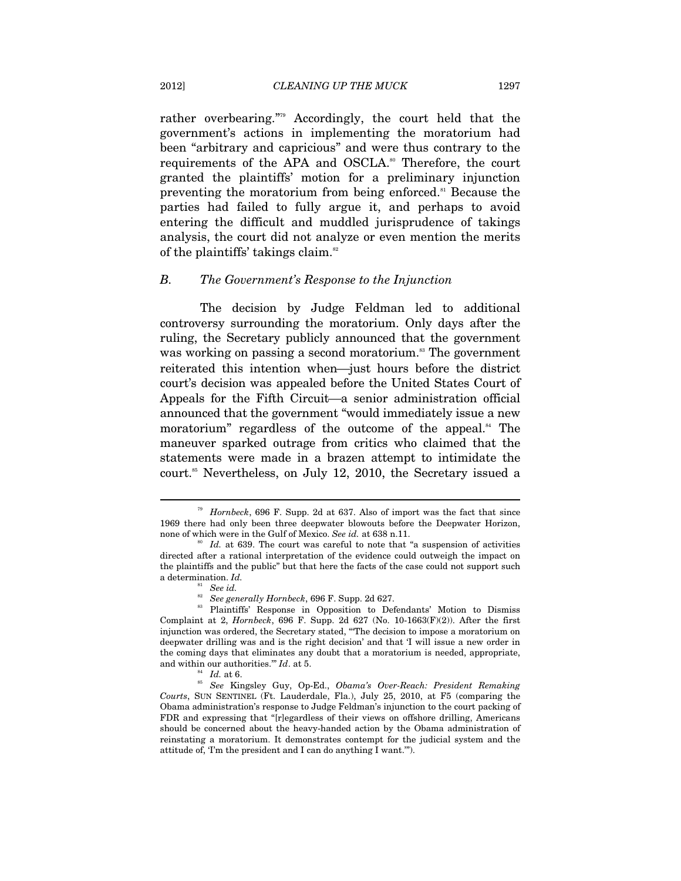rather overbearing."[79] Accordingly, the court held that the government's actions in implementing the moratorium had been "arbitrary and capricious" and were thus contrary to the requirements of the APA and OSCLA.[80] Therefore, the court granted the plaintiffs' motion for a preliminary injunction preventing the moratorium from being enforced.[81] Because the parties had failed to fully argue it, and perhaps to avoid entering the difficult and muddled jurisprudence of takings analysis, the court did not analyze or even mention the merits of the plaintiffs' takings claim.[82]

### *B. The Government's Response to the Injunction*

The decision by Judge Feldman led to additional controversy surrounding the moratorium. Only days after the ruling, the Secretary publicly announced that the government was working on passing a second moratorium.[83] The government reiterated this intention when—just hours before the district court's decision was appealed before the United States Court of Appeals for the Fifth Circuit—a senior administration official announced that the government "would immediately issue a new moratorium" regardless of the outcome of the appeal.[84] The maneuver sparked outrage from critics who claimed that the statements were made in a brazen attempt to intimidate the court.[85] Nevertheless, on July 12, 2010, the Secretary issued a

---

[79] *Hornbeck*, 696 F. Supp. 2d at 637. Also of import was the fact that since 1969 there had only been three deepwater blowouts before the Deepwater Horizon, none of which were in the Gulf of Mexico. *See id.* at 638 n.11.

[80] *Id.* at 639. The court was careful to note that "a suspension of activities directed after a rational interpretation of the evidence could outweigh the impact on the plaintiffs and the public" but that here the facts of the case could not support such a determination. *Id.*

[81] *See id.*

[82] *See generally Hornbeck*, 696 F. Supp. 2d 627.

[83] Plaintiffs' Response in Opposition to Defendants' Motion to Dismiss Complaint at 2, *Hornbeck*, 696 F. Supp. 2d 627 (No. 10-1663(F)(2)). After the first injunction was ordered, the Secretary stated, "'The decision to impose a moratorium on deepwater drilling was and is the right decision' and that 'I will issue a new order in the coming days that eliminates any doubt that a moratorium is needed, appropriate, and within our authorities.'" *Id*. at 5.

[84] *Id.* at 6.

[85] *See* Kingsley Guy, Op-Ed., *Obama's Over-Reach: President Remaking Courts*, SUN SENTINEL (Ft. Lauderdale, Fla.), July 25, 2010, at F5 (comparing the Obama administration's response to Judge Feldman's injunction to the court packing of FDR and expressing that "[r]egardless of their views on offshore drilling, Americans should be concerned about the heavy-handed action by the Obama administration of reinstating a moratorium. It demonstrates contempt for the judicial system and the attitude of, 'I'm the president and I can do anything I want.'").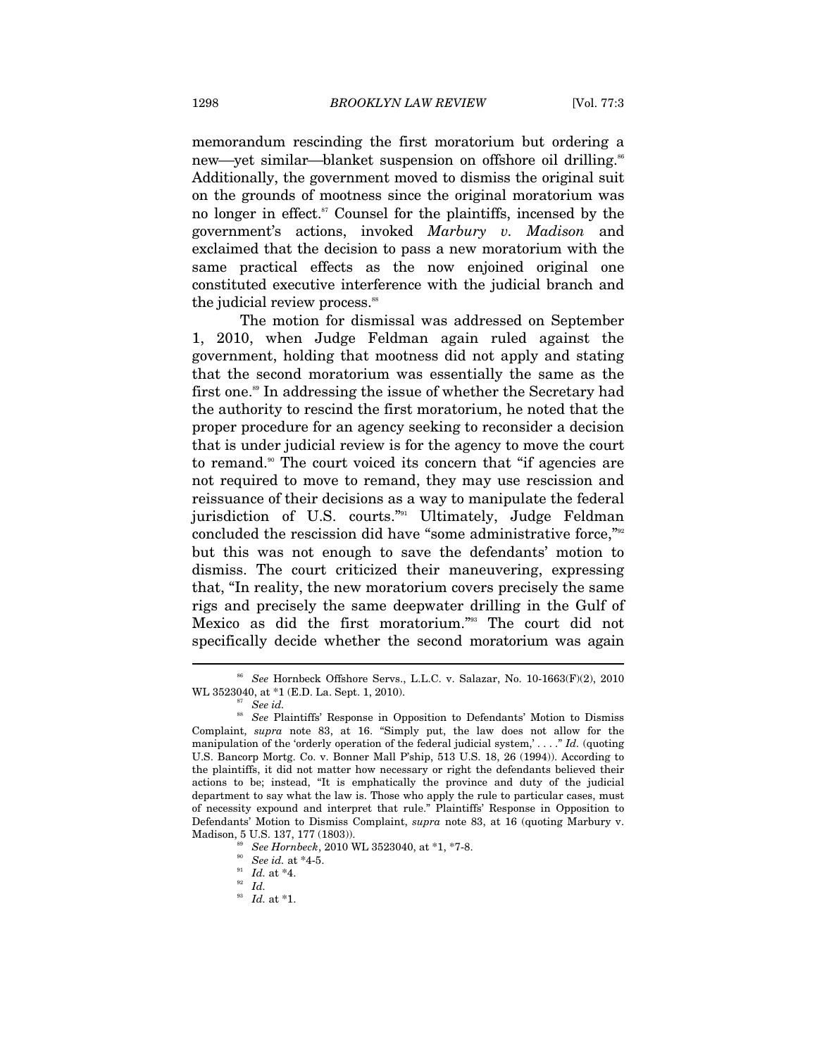memorandum rescinding the first moratorium but ordering a new—yet similar—blanket suspension on offshore oil drilling.[86] Additionally, the government moved to dismiss the original suit on the grounds of mootness since the original moratorium was no longer in effect.[87] Counsel for the plaintiffs, incensed by the government's actions, invoked *Marbury v. Madison* and exclaimed that the decision to pass a new moratorium with the same practical effects as the now enjoined original one constituted executive interference with the judicial branch and the judicial review process.[88]

The motion for dismissal was addressed on September 1, 2010, when Judge Feldman again ruled against the government, holding that mootness did not apply and stating that the second moratorium was essentially the same as the first one.[89] In addressing the issue of whether the Secretary had the authority to rescind the first moratorium, he noted that the proper procedure for an agency seeking to reconsider a decision that is under judicial review is for the agency to move the court to remand.[90] The court voiced its concern that "if agencies are not required to move to remand, they may use rescission and reissuance of their decisions as a way to manipulate the federal jurisdiction of U.S. courts."[91] Ultimately, Judge Feldman concluded the rescission did have "some administrative force,"[92] but this was not enough to save the defendants' motion to dismiss. The court criticized their maneuvering, expressing that, "In reality, the new moratorium covers precisely the same rigs and precisely the same deepwater drilling in the Gulf of Mexico as did the first moratorium."[93] The court did not specifically decide whether the second moratorium was again

---

[86] *See* Hornbeck Offshore Servs., L.L.C. v. Salazar, No. 10-1663(F)(2), 2010 WL 3523040, at *1 (E.D. La. Sept. 1, 2010).

[87] *See id.*

[88] *See* Plaintiffs' Response in Opposition to Defendants' Motion to Dismiss Complaint, *supra* note 83, at 16. "Simply put, the law does not allow for the manipulation of the 'orderly operation of the federal judicial system,' . . . ." *Id.* (quoting U.S. Bancorp Mortg. Co. v. Bonner Mall P'ship, 513 U.S. 18, 26 (1994)). According to the plaintiffs, it did not matter how necessary or right the defendants believed their actions to be; instead, "It is emphatically the province and duty of the judicial department to say what the law is. Those who apply the rule to particular cases, must of necessity expound and interpret that rule." Plaintiffs' Response in Opposition to Defendants' Motion to Dismiss Complaint, *supra* note 83, at 16 (quoting Marbury v. Madison, 5 U.S. 137, 177 (1803)).

[89] *See Hornbeck*, 2010 WL 3523040, at *1, *7-8.

[90] *See id.* at *4-5.

[91] *Id.* at *4.

[92] *Id.*

[93] *Id.* at *1.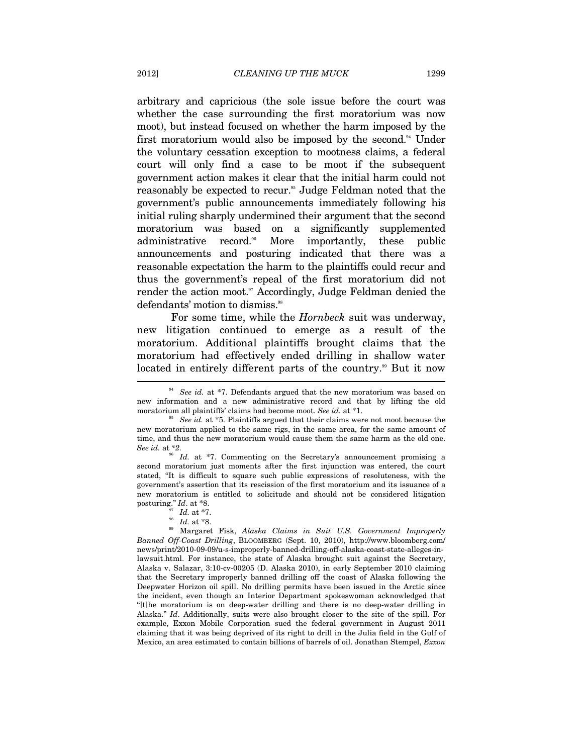arbitrary and capricious (the sole issue before the court was whether the case surrounding the first moratorium was now moot), but instead focused on whether the harm imposed by the first moratorium would also be imposed by the second.[94] Under the voluntary cessation exception to mootness claims, a federal court will only find a case to be moot if the subsequent government action makes it clear that the initial harm could not reasonably be expected to recur.[95] Judge Feldman noted that the government's public announcements immediately following his initial ruling sharply undermined their argument that the second moratorium was based on a significantly supplemented administrative record.[96] More importantly, these public announcements and posturing indicated that there was a reasonable expectation the harm to the plaintiffs could recur and thus the government's repeal of the first moratorium did not render the action moot.[97] Accordingly, Judge Feldman denied the defendants' motion to dismiss.[98]

For some time, while the *Hornbeck* suit was underway, new litigation continued to emerge as a result of the moratorium. Additional plaintiffs brought claims that the moratorium had effectively ended drilling in shallow water located in entirely different parts of the country.[99] But it now

---

[94] *See id.* at *7. Defendants argued that the new moratorium was based on new information and a new administrative record and that by lifting the old moratorium all plaintiffs' claims had become moot. *See id.* at *1.

[95] *See id.* at *5. Plaintiffs argued that their claims were not moot because the new moratorium applied to the same rigs, in the same area, for the same amount of time, and thus the new moratorium would cause them the same harm as the old one. *See id.* at *2.

[96] *Id.* at *7. Commenting on the Secretary's announcement promising a second moratorium just moments after the first injunction was entered, the court stated, "It is difficult to square such public expressions of resoluteness, with the government's assertion that its rescission of the first moratorium and its issuance of a new moratorium is entitled to solicitude and should not be considered litigation posturing." *Id*. at *8.

[97] *Id.* at *7.

[98] *Id.* at *8.

[99] Margaret Fisk, *Alaska Claims in Suit U.S. Government Improperly Banned Off-Coast Drilling*, BLOOMBERG (Sept. 10, 2010), http://www.bloomberg.com/news/print/2010-09-09/u-s-improperly-banned-drilling-off-alaska-coast-state-alleges-in-lawsuit.html. For instance, the state of Alaska brought suit against the Secretary, Alaska v. Salazar, 3:10-cv-00205 (D. Alaska 2010), in early September 2010 claiming that the Secretary improperly banned drilling off the coast of Alaska following the Deepwater Horizon oil spill. No drilling permits have been issued in the Arctic since the incident, even though an Interior Department spokeswoman acknowledged that "[t]he moratorium is on deep-water drilling and there is no deep-water drilling in Alaska." *Id*. Additionally, suits were also brought closer to the site of the spill. For example, Exxon Mobile Corporation sued the federal government in August 2011 claiming that it was being deprived of its right to drill in the Julia field in the Gulf of Mexico, an area estimated to contain billions of barrels of oil. Jonathan Stempel, *Exxon*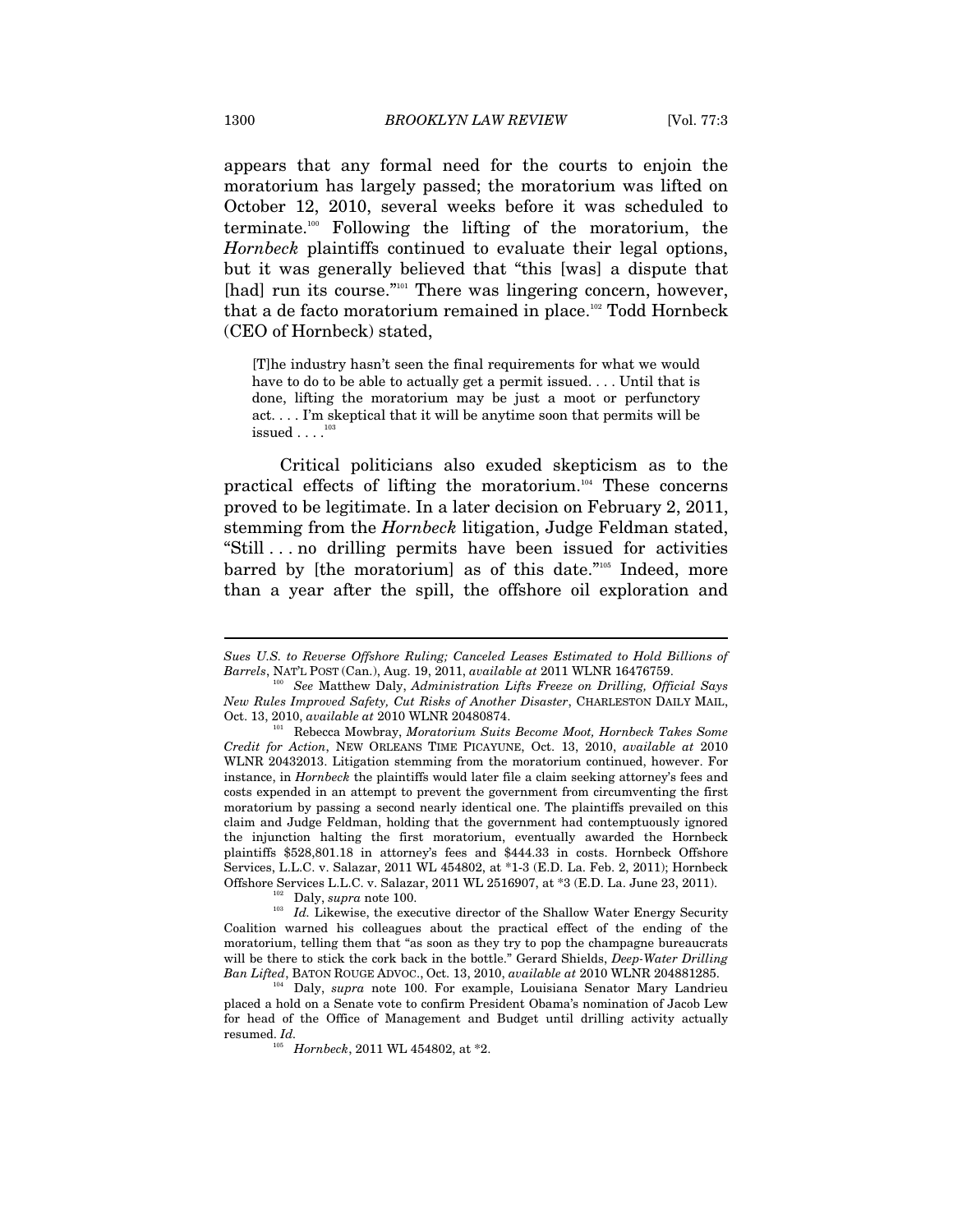appears that any formal need for the courts to enjoin the moratorium has largely passed; the moratorium was lifted on October 12, 2010, several weeks before it was scheduled to terminate.[100] Following the lifting of the moratorium, the *Hornbeck* plaintiffs continued to evaluate their legal options, but it was generally believed that "this [was] a dispute that [had] run its course."[101] There was lingering concern, however, that a de facto moratorium remained in place.[102] Todd Hornbeck (CEO of Hornbeck) stated,

> [T]he industry hasn't seen the final requirements for what we would have to do to be able to actually get a permit issued. . . . Until that is done, lifting the moratorium may be just a moot or perfunctory act. . . . I'm skeptical that it will be anytime soon that permits will be issued . . . .[103]

Critical politicians also exuded skepticism as to the practical effects of lifting the moratorium.[104] These concerns proved to be legitimate. In a later decision on February 2, 2011, stemming from the *Hornbeck* litigation, Judge Feldman stated, "Still . . . no drilling permits have been issued for activities barred by [the moratorium] as of this date."[105] Indeed, more than a year after the spill, the offshore oil exploration and

---

*Sues U.S. to Reverse Offshore Ruling; Canceled Leases Estimated to Hold Billions of Barrels*, NAT'L POST (Can.), Aug. 19, 2011, *available at* 2011 WLNR 16476759.

[100] *See* Matthew Daly, *Administration Lifts Freeze on Drilling, Official Says New Rules Improved Safety, Cut Risks of Another Disaster*, CHARLESTON DAILY MAIL, Oct. 13, 2010, *available at* 2010 WLNR 20480874.

[101] Rebecca Mowbray, *Moratorium Suits Become Moot, Hornbeck Takes Some Credit for Action*, NEW ORLEANS TIME PICAYUNE, Oct. 13, 2010, *available at* 2010 WLNR 20432013. Litigation stemming from the moratorium continued, however. For instance, in *Hornbeck* the plaintiffs would later file a claim seeking attorney's fees and costs expended in an attempt to prevent the government from circumventing the first moratorium by passing a second nearly identical one. The plaintiffs prevailed on this claim and Judge Feldman, holding that the government had contemptuously ignored the injunction halting the first moratorium, eventually awarded the Hornbeck plaintiffs $528,801.18 in attorney's fees and $444.33 in costs. Hornbeck Offshore Services, L.L.C. v. Salazar, 2011 WL 454802, at *1-3 (E.D. La. Feb. 2, 2011); Hornbeck Offshore Services L.L.C. v. Salazar, 2011 WL 2516907, at *3 (E.D. La. June 23, 2011).

[102] Daly, *supra* note 100.

[103] *Id.* Likewise, the executive director of the Shallow Water Energy Security Coalition warned his colleagues about the practical effect of the ending of the moratorium, telling them that "as soon as they try to pop the champagne bureaucrats will be there to stick the cork back in the bottle." Gerard Shields, *Deep-Water Drilling Ban Lifted*, BATON ROUGE ADVOC., Oct. 13, 2010, *available at* 2010 WLNR 204881285.

[104] Daly, *supra* note 100. For example, Louisiana Senator Mary Landrieu placed a hold on a Senate vote to confirm President Obama's nomination of Jacob Lew for head of the Office of Management and Budget until drilling activity actually resumed. *Id.*

[105] *Hornbeck*, 2011 WL 454802, at *2.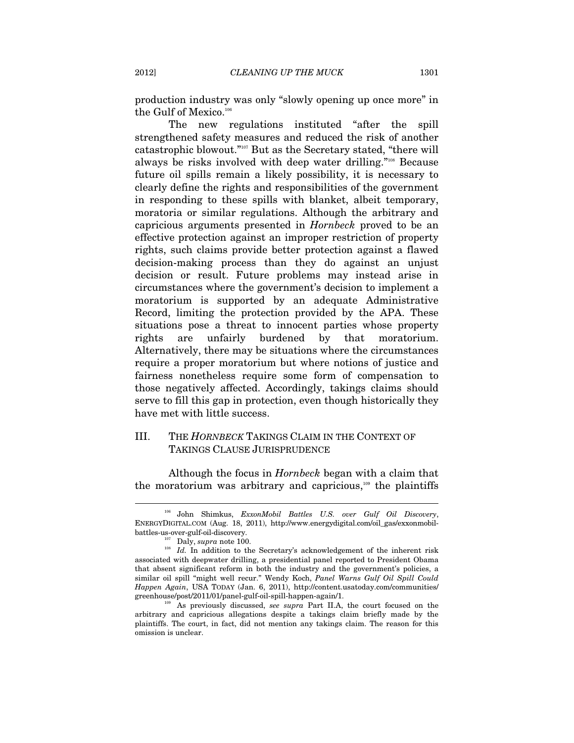production industry was only "slowly opening up once more" in the Gulf of Mexico.[106]

The new regulations instituted "after the spill strengthened safety measures and reduced the risk of another catastrophic blowout."[107] But as the Secretary stated, "there will always be risks involved with deep water drilling."[108] Because future oil spills remain a likely possibility, it is necessary to clearly define the rights and responsibilities of the government in responding to these spills with blanket, albeit temporary, moratoria or similar regulations. Although the arbitrary and capricious arguments presented in *Hornbeck* proved to be an effective protection against an improper restriction of property rights, such claims provide better protection against a flawed decision-making process than they do against an unjust decision or result. Future problems may instead arise in circumstances where the government's decision to implement a moratorium is supported by an adequate Administrative Record, limiting the protection provided by the APA. These situations pose a threat to innocent parties whose property rights are unfairly burdened by that moratorium. Alternatively, there may be situations where the circumstances require a proper moratorium but where notions of justice and fairness nonetheless require some form of compensation to those negatively affected. Accordingly, takings claims should serve to fill this gap in protection, even though historically they have met with little success.

## III. THE *HORNBECK* TAKINGS CLAIM IN THE CONTEXT OF TAKINGS CLAUSE JURISPRUDENCE

Although the focus in *Hornbeck* began with a claim that the moratorium was arbitrary and capricious,[109] the plaintiffs

---

[106] John Shimkus, *ExxonMobil Battles U.S. over Gulf Oil Discovery*, ENERGYDIGITAL.COM (Aug. 18, 2011), http://www.energydigital.com/oil_gas/exxonmobil-battles-us-over-gulf-oil-discovery.

[107] Daly, *supra* note 100.

[108] *Id.* In addition to the Secretary's acknowledgement of the inherent risk associated with deepwater drilling, a presidential panel reported to President Obama that absent significant reform in both the industry and the government's policies, a similar oil spill "might well recur." Wendy Koch, *Panel Warns Gulf Oil Spill Could Happen Again*, USA TODAY (Jan. 6, 2011), http://content.usatoday.com/communities/greenhouse/post/2011/01/panel-gulf-oil-spill-happen-again/1.

[109] As previously discussed, *see supra* Part II.A, the court focused on the arbitrary and capricious allegations despite a takings claim briefly made by the plaintiffs. The court, in fact, did not mention any takings claim. The reason for this omission is unclear.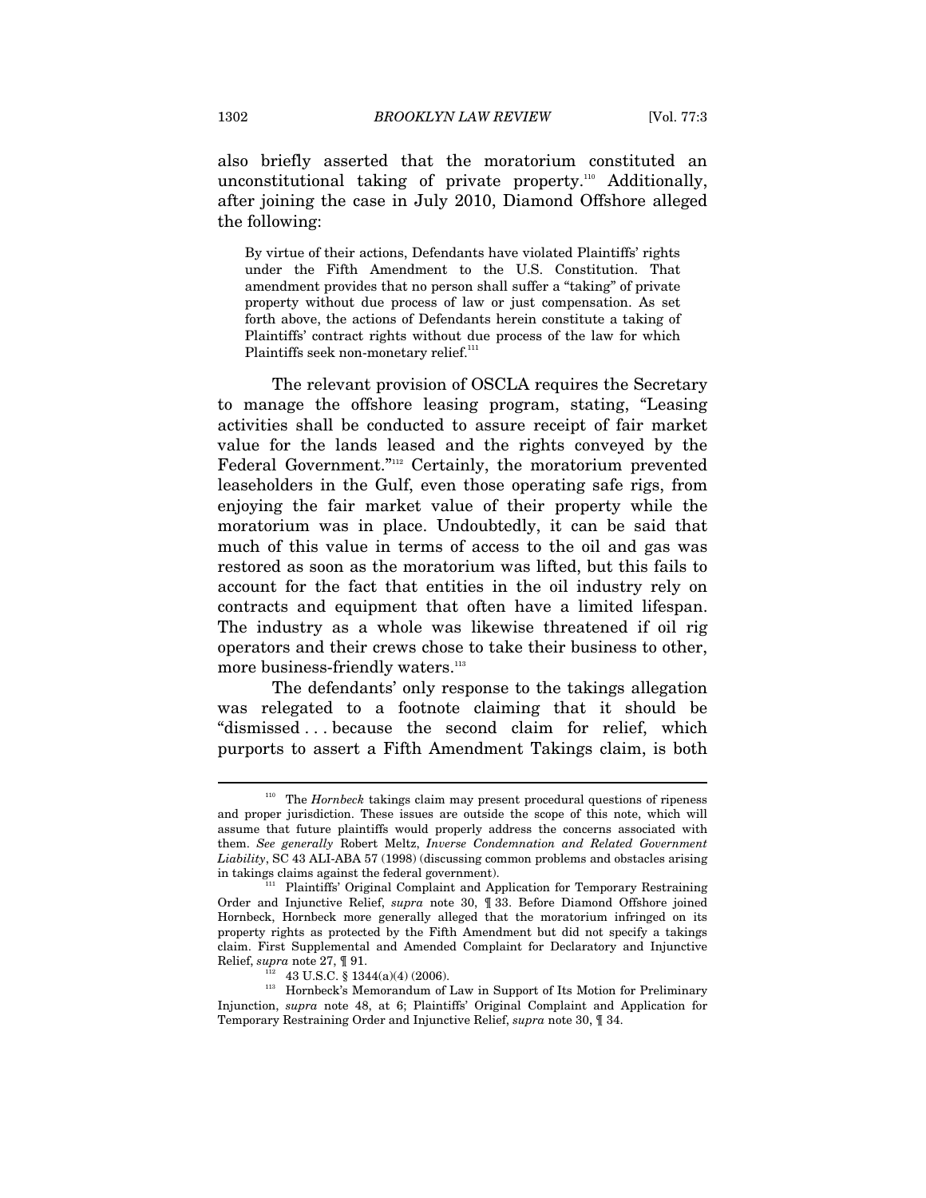also briefly asserted that the moratorium constituted an unconstitutional taking of private property.[110] Additionally, after joining the case in July 2010, Diamond Offshore alleged the following:

> By virtue of their actions, Defendants have violated Plaintiffs' rights under the Fifth Amendment to the U.S. Constitution. That amendment provides that no person shall suffer a "taking" of private property without due process of law or just compensation. As set forth above, the actions of Defendants herein constitute a taking of Plaintiffs' contract rights without due process of the law for which Plaintiffs seek non-monetary relief.[111]

The relevant provision of OSCLA requires the Secretary to manage the offshore leasing program, stating, "Leasing activities shall be conducted to assure receipt of fair market value for the lands leased and the rights conveyed by the Federal Government."[112] Certainly, the moratorium prevented leaseholders in the Gulf, even those operating safe rigs, from enjoying the fair market value of their property while the moratorium was in place. Undoubtedly, it can be said that much of this value in terms of access to the oil and gas was restored as soon as the moratorium was lifted, but this fails to account for the fact that entities in the oil industry rely on contracts and equipment that often have a limited lifespan. The industry as a whole was likewise threatened if oil rig operators and their crews chose to take their business to other, more business-friendly waters.[113]

The defendants' only response to the takings allegation was relegated to a footnote claiming that it should be "dismissed . . . because the second claim for relief, which purports to assert a Fifth Amendment Takings claim, is both

---

[110] The *Hornbeck* takings claim may present procedural questions of ripeness and proper jurisdiction. These issues are outside the scope of this note, which will assume that future plaintiffs would properly address the concerns associated with them. *See generally* Robert Meltz, *Inverse Condemnation and Related Government Liability*, SC 43 ALI-ABA 57 (1998) (discussing common problems and obstacles arising in takings claims against the federal government).

[111] Plaintiffs' Original Complaint and Application for Temporary Restraining Order and Injunctive Relief, *supra* note 30, ¶ 33. Before Diamond Offshore joined Hornbeck, Hornbeck more generally alleged that the moratorium infringed on its property rights as protected by the Fifth Amendment but did not specify a takings claim. First Supplemental and Amended Complaint for Declaratory and Injunctive Relief, *supra* note 27, ¶ 91.

[112] 43 U.S.C. § 1344(a)(4) (2006).

[113] Hornbeck's Memorandum of Law in Support of Its Motion for Preliminary Injunction, *supra* note 48, at 6; Plaintiffs' Original Complaint and Application for Temporary Restraining Order and Injunctive Relief, *supra* note 30, ¶ 34.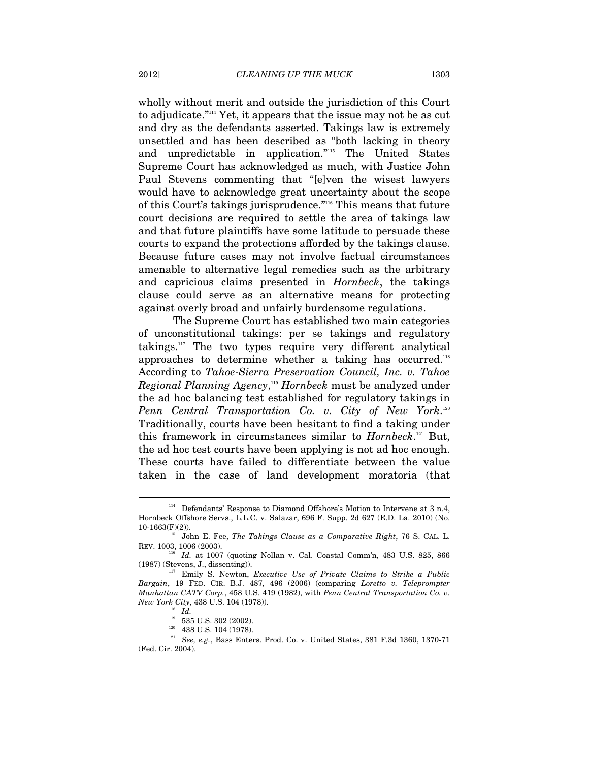wholly without merit and outside the jurisdiction of this Court to adjudicate."[114] Yet, it appears that the issue may not be as cut and dry as the defendants asserted. Takings law is extremely unsettled and has been described as "both lacking in theory and unpredictable in application."[115] The United States Supreme Court has acknowledged as much, with Justice John Paul Stevens commenting that "[e]ven the wisest lawyers would have to acknowledge great uncertainty about the scope of this Court's takings jurisprudence."[116] This means that future court decisions are required to settle the area of takings law and that future plaintiffs have some latitude to persuade these courts to expand the protections afforded by the takings clause. Because future cases may not involve factual circumstances amenable to alternative legal remedies such as the arbitrary and capricious claims presented in *Hornbeck*, the takings clause could serve as an alternative means for protecting against overly broad and unfairly burdensome regulations.

The Supreme Court has established two main categories of unconstitutional takings: per se takings and regulatory takings.[117] The two types require very different analytical approaches to determine whether a taking has occurred.[118] According to *Tahoe-Sierra Preservation Council, Inc. v. Tahoe Regional Planning Agency*,[119] *Hornbeck* must be analyzed under the ad hoc balancing test established for regulatory takings in *Penn Central Transportation Co. v. City of New York*.[120] Traditionally, courts have been hesitant to find a taking under this framework in circumstances similar to *Hornbeck*.[121] But, the ad hoc test courts have been applying is not ad hoc enough. These courts have failed to differentiate between the value taken in the case of land development moratoria (that

---

[114] Defendants' Response to Diamond Offshore's Motion to Intervene at 3 n.4, Hornbeck Offshore Servs., L.L.C. v. Salazar, 696 F. Supp. 2d 627 (E.D. La. 2010) (No. 10-1663(F)(2)).

[115] John E. Fee, *The Takings Clause as a Comparative Right*, 76 S. CAL. L. REV. 1003, 1006 (2003).

[116] *Id.* at 1007 (quoting Nollan v. Cal. Coastal Comm'n, 483 U.S. 825, 866 (1987) (Stevens, J., dissenting)).

[117] Emily S. Newton, *Executive Use of Private Claims to Strike a Public Bargain*, 19 FED. CIR. B.J. 487, 496 (2006) (comparing *Loretto v. Teleprompter Manhattan CATV Corp.*, 458 U.S. 419 (1982), with *Penn Central Transportation Co. v. New York City*, 438 U.S. 104 (1978)).

[118] *Id.*

[119] 535 U.S. 302 (2002).

[120] 438 U.S. 104 (1978).

[121] *See, e.g.*, Bass Enters. Prod. Co. v. United States, 381 F.3d 1360, 1370-71 (Fed. Cir. 2004).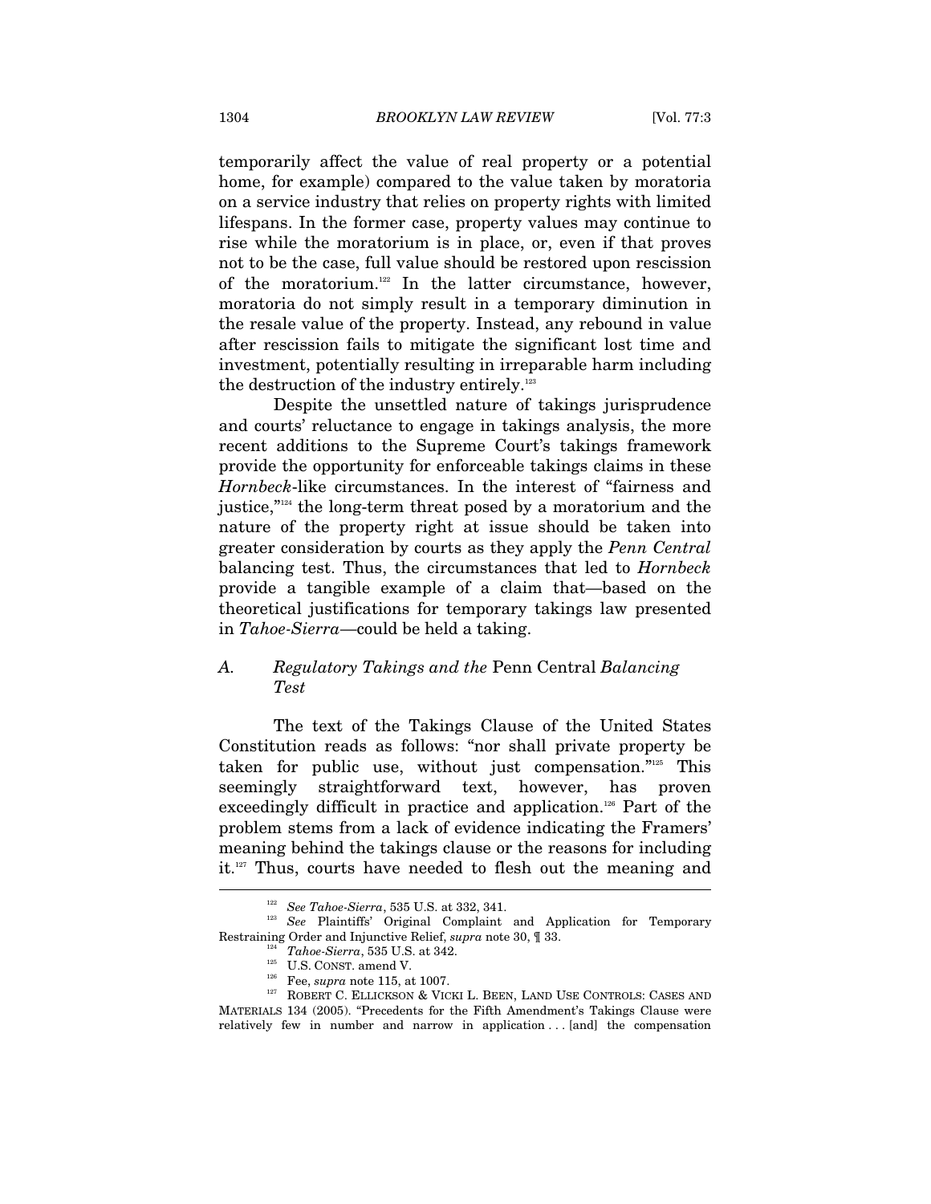temporarily affect the value of real property or a potential home, for example) compared to the value taken by moratoria on a service industry that relies on property rights with limited lifespans. In the former case, property values may continue to rise while the moratorium is in place, or, even if that proves not to be the case, full value should be restored upon rescission of the moratorium.[122] In the latter circumstance, however, moratoria do not simply result in a temporary diminution in the resale value of the property. Instead, any rebound in value after rescission fails to mitigate the significant lost time and investment, potentially resulting in irreparable harm including the destruction of the industry entirely.[123]

Despite the unsettled nature of takings jurisprudence and courts' reluctance to engage in takings analysis, the more recent additions to the Supreme Court's takings framework provide the opportunity for enforceable takings claims in these *Hornbeck*-like circumstances. In the interest of "fairness and justice,"[124] the long-term threat posed by a moratorium and the nature of the property right at issue should be taken into greater consideration by courts as they apply the *Penn Central* balancing test. Thus, the circumstances that led to *Hornbeck* provide a tangible example of a claim that—based on the theoretical justifications for temporary takings law presented in *Tahoe-Sierra*—could be held a taking.

### A. *Regulatory Takings and the* Penn Central *Balancing Test*

The text of the Takings Clause of the United States Constitution reads as follows: "nor shall private property be taken for public use, without just compensation."[125] This seemingly straightforward text, however, has proven exceedingly difficult in practice and application.[126] Part of the problem stems from a lack of evidence indicating the Framers' meaning behind the takings clause or the reasons for including it.[127] Thus, courts have needed to flesh out the meaning and

---

[122] *See Tahoe-Sierra*, 535 U.S. at 332, 341.

[123] *See* Plaintiffs' Original Complaint and Application for Temporary Restraining Order and Injunctive Relief, *supra* note 30, ¶ 33.

[124] *Tahoe-Sierra*, 535 U.S. at 342.

[125] U.S. CONST. amend V.

[126] Fee, *supra* note 115, at 1007.

[127] ROBERT C. ELLICKSON & VICKI L. BEEN, LAND USE CONTROLS: CASES AND MATERIALS 134 (2005). "Precedents for the Fifth Amendment's Takings Clause were relatively few in number and narrow in application . . . [and] the compensation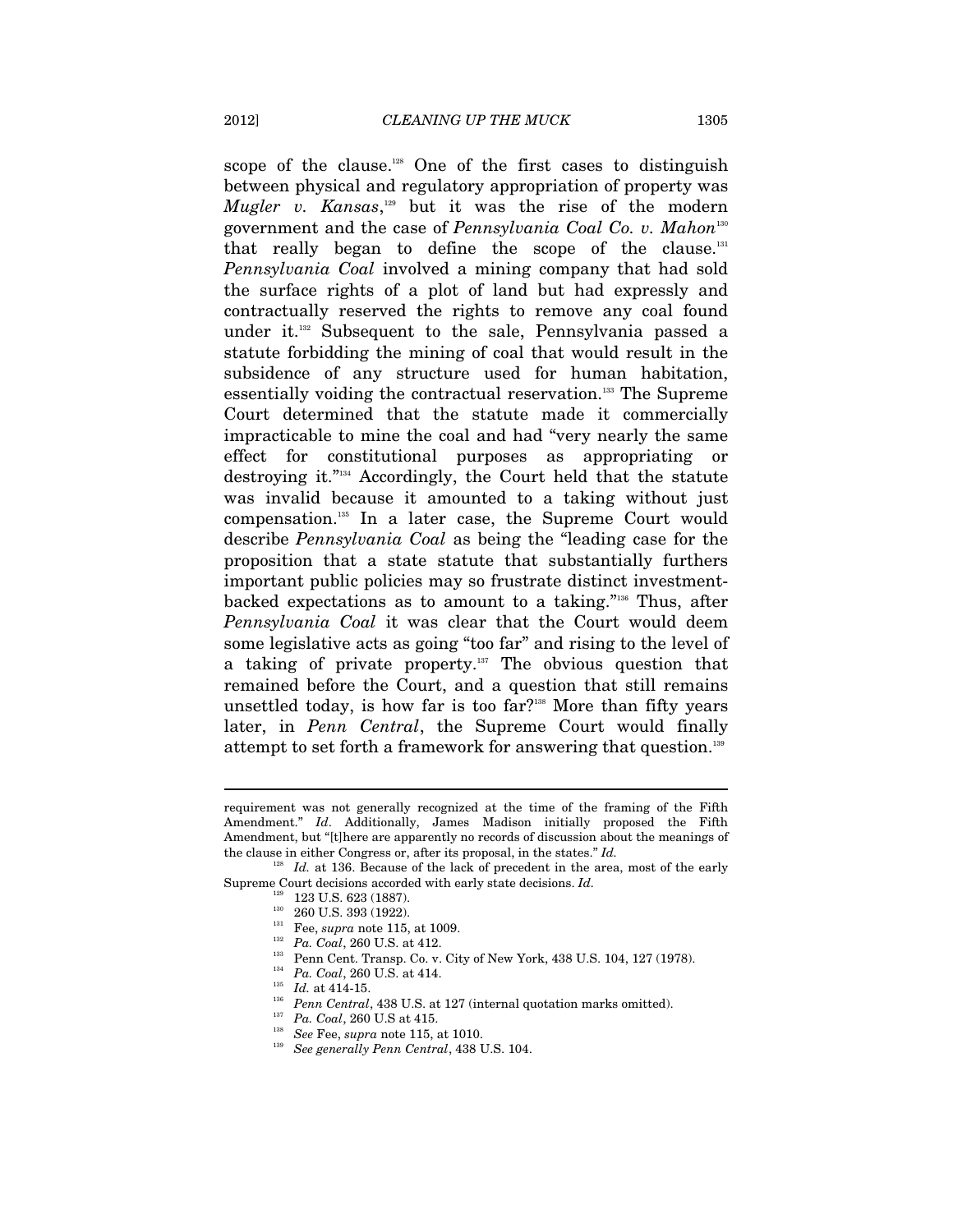scope of the clause.[128] One of the first cases to distinguish between physical and regulatory appropriation of property was *Mugler v. Kansas*,[129] but it was the rise of the modern government and the case of *Pennsylvania Coal Co. v. Mahon*[130] that really began to define the scope of the clause.[131] *Pennsylvania Coal* involved a mining company that had sold the surface rights of a plot of land but had expressly and contractually reserved the rights to remove any coal found under it.[132] Subsequent to the sale, Pennsylvania passed a statute forbidding the mining of coal that would result in the subsidence of any structure used for human habitation, essentially voiding the contractual reservation.[133] The Supreme Court determined that the statute made it commercially impracticable to mine the coal and had "very nearly the same effect for constitutional purposes as appropriating or destroying it."[134] Accordingly, the Court held that the statute was invalid because it amounted to a taking without just compensation.[135] In a later case, the Supreme Court would describe *Pennsylvania Coal* as being the "leading case for the proposition that a state statute that substantially furthers important public policies may so frustrate distinct investment-backed expectations as to amount to a taking."[136] Thus, after *Pennsylvania Coal* it was clear that the Court would deem some legislative acts as going "too far" and rising to the level of a taking of private property.[137] The obvious question that remained before the Court, and a question that still remains unsettled today, is how far is too far?[138] More than fifty years later, in *Penn Central*, the Supreme Court would finally attempt to set forth a framework for answering that question.[139]

---

requirement was not generally recognized at the time of the framing of the Fifth Amendment." *Id*. Additionally, James Madison initially proposed the Fifth Amendment, but "[t]here are apparently no records of discussion about the meanings of the clause in either Congress or, after its proposal, in the states." *Id.*

[128] *Id.* at 136. Because of the lack of precedent in the area, most of the early Supreme Court decisions accorded with early state decisions. *Id*.

[129] 123 U.S. 623 (1887).

[130] 260 U.S. 393 (1922).

[131] Fee, *supra* note 115, at 1009.

[132] *Pa. Coal*, 260 U.S. at 412.

[133] Penn Cent. Transp. Co. v. City of New York, 438 U.S. 104, 127 (1978).

[134] *Pa. Coal*, 260 U.S. at 414.

[135] *Id.* at 414-15.

[136] *Penn Central*, 438 U.S. at 127 (internal quotation marks omitted).

[137] *Pa. Coal*, 260 U.S at 415.

[138] *See* Fee, *supra* note 115, at 1010.

[139] *See generally Penn Central*, 438 U.S. 104.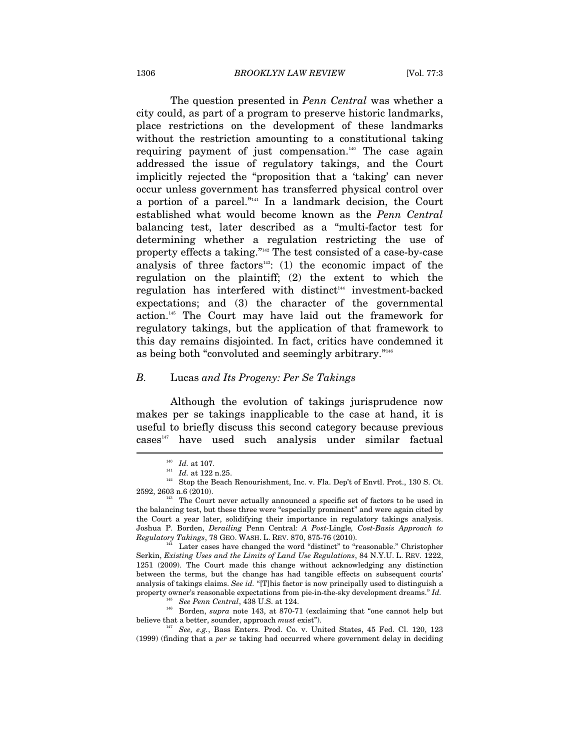The question presented in *Penn Central* was whether a city could, as part of a program to preserve historic landmarks, place restrictions on the development of these landmarks without the restriction amounting to a constitutional taking requiring payment of just compensation.[140] The case again addressed the issue of regulatory takings, and the Court implicitly rejected the "proposition that a 'taking' can never occur unless government has transferred physical control over a portion of a parcel."[141] In a landmark decision, the Court established what would become known as the *Penn Central* balancing test, later described as a "multi-factor test for determining whether a regulation restricting the use of property effects a taking."[142] The test consisted of a case-by-case analysis of three factors[143]: (1) the economic impact of the regulation on the plaintiff; (2) the extent to which the regulation has interfered with distinct[144] investment-backed expectations; and (3) the character of the governmental action.[145] The Court may have laid out the framework for regulatory takings, but the application of that framework to this day remains disjointed. In fact, critics have condemned it as being both "convoluted and seemingly arbitrary."[146]

### *B.* Lucas *and Its Progeny: Per Se Takings*

Although the evolution of takings jurisprudence now makes per se takings inapplicable to the case at hand, it is useful to briefly discuss this second category because previous cases[147] have used such analysis under similar factual

---

[140] *Id.* at 107.

[141] *Id.* at 122 n.25.

[142] Stop the Beach Renourishment, Inc. v. Fla. Dep't of Envtl. Prot., 130 S. Ct. 2592, 2603 n.6 (2010).

[143] The Court never actually announced a specific set of factors to be used in the balancing test, but these three were "especially prominent" and were again cited by the Court a year later, solidifying their importance in regulatory takings analysis. Joshua P. Borden, *Derailing* Penn Central*: A Post-*Lingle*, Cost-Basis Approach to Regulatory Takings*, 78 GEO. WASH. L. REV. 870, 875-76 (2010).

[144] Later cases have changed the word "distinct" to "reasonable." Christopher Serkin, *Existing Uses and the Limits of Land Use Regulations*, 84 N.Y.U. L. REV. 1222, 1251 (2009). The Court made this change without acknowledging any distinction between the terms, but the change has had tangible effects on subsequent courts' analysis of takings claims. *See id.* "[T]his factor is now principally used to distinguish a property owner's reasonable expectations from pie-in-the-sky development dreams." *Id.*

[145] *See Penn Central*, 438 U.S. at 124.

[146] Borden, *supra* note 143, at 870-71 (exclaiming that "one cannot help but believe that a better, sounder, approach *must* exist").

[147] *See, e.g.*, Bass Enters. Prod. Co. v. United States, 45 Fed. Cl. 120, 123 (1999) (finding that a *per se* taking had occurred where government delay in deciding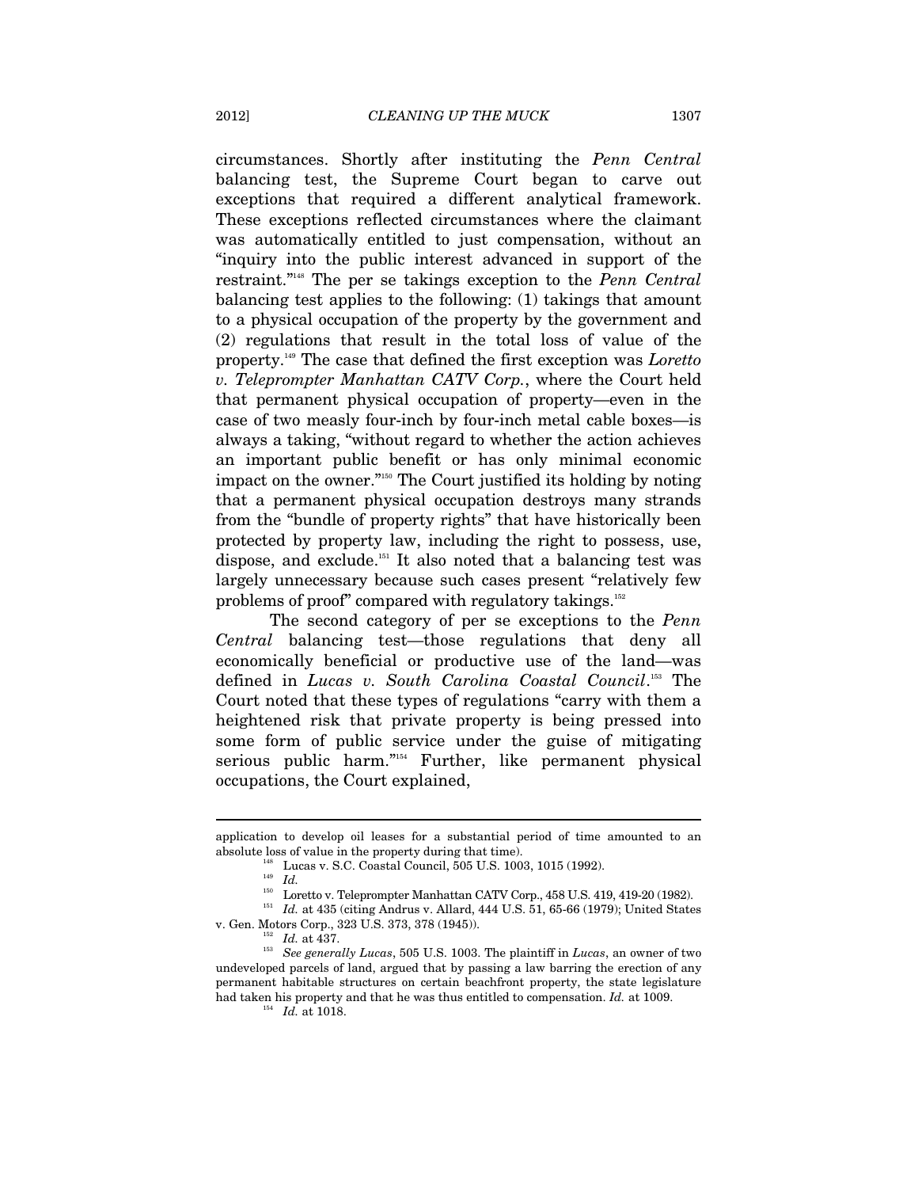circumstances. Shortly after instituting the *Penn Central* balancing test, the Supreme Court began to carve out exceptions that required a different analytical framework. These exceptions reflected circumstances where the claimant was automatically entitled to just compensation, without an "inquiry into the public interest advanced in support of the restraint."[148] The per se takings exception to the *Penn Central* balancing test applies to the following: (1) takings that amount to a physical occupation of the property by the government and (2) regulations that result in the total loss of value of the property.[149] The case that defined the first exception was *Loretto v. Teleprompter Manhattan CATV Corp.*, where the Court held that permanent physical occupation of property—even in the case of two measly four-inch by four-inch metal cable boxes—is always a taking, "without regard to whether the action achieves an important public benefit or has only minimal economic impact on the owner."[150] The Court justified its holding by noting that a permanent physical occupation destroys many strands from the "bundle of property rights" that have historically been protected by property law, including the right to possess, use, dispose, and exclude.[151] It also noted that a balancing test was largely unnecessary because such cases present "relatively few problems of proof" compared with regulatory takings.[152]

The second category of per se exceptions to the *Penn Central* balancing test—those regulations that deny all economically beneficial or productive use of the land—was defined in *Lucas v. South Carolina Coastal Council*.[153] The Court noted that these types of regulations "carry with them a heightened risk that private property is being pressed into some form of public service under the guise of mitigating serious public harm."[154] Further, like permanent physical occupations, the Court explained,

---

application to develop oil leases for a substantial period of time amounted to an absolute loss of value in the property during that time).

[148] Lucas v. S.C. Coastal Council, 505 U.S. 1003, 1015 (1992).

[149] *Id.*

[150] Loretto v. Teleprompter Manhattan CATV Corp., 458 U.S. 419, 419-20 (1982).

[151] *Id.* at 435 (citing Andrus v. Allard, 444 U.S. 51, 65-66 (1979); United States v. Gen. Motors Corp., 323 U.S. 373, 378 (1945)).

[152] *Id.* at 437.

[153] *See generally Lucas*, 505 U.S. 1003. The plaintiff in *Lucas*, an owner of two undeveloped parcels of land, argued that by passing a law barring the erection of any permanent habitable structures on certain beachfront property, the state legislature had taken his property and that he was thus entitled to compensation. *Id.* at 1009.

[154] *Id.* at 1018.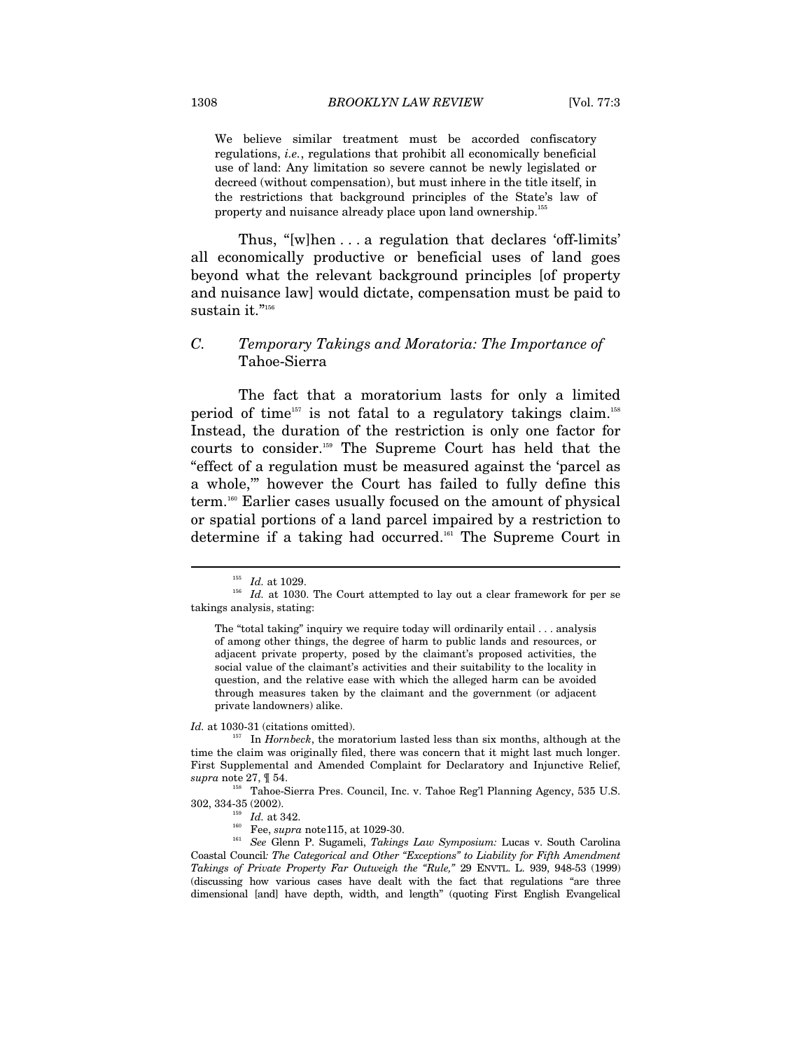> We believe similar treatment must be accorded confiscatory regulations, *i.e.*, regulations that prohibit all economically beneficial use of land: Any limitation so severe cannot be newly legislated or decreed (without compensation), but must inhere in the title itself, in the restrictions that background principles of the State's law of property and nuisance already place upon land ownership.[155]

Thus, "[w]hen . . . a regulation that declares 'off-limits' all economically productive or beneficial uses of land goes beyond what the relevant background principles [of property and nuisance law] would dictate, compensation must be paid to sustain it."[156]

### *C. Temporary Takings and Moratoria: The Importance of* Tahoe-Sierra

The fact that a moratorium lasts for only a limited period of time[157] is not fatal to a regulatory takings claim.[158] Instead, the duration of the restriction is only one factor for courts to consider.[159] The Supreme Court has held that the "effect of a regulation must be measured against the 'parcel as a whole,'" however the Court has failed to fully define this term.[160] Earlier cases usually focused on the amount of physical or spatial portions of a land parcel impaired by a restriction to determine if a taking had occurred.[161] The Supreme Court in

---

[155] *Id.* at 1029.

[156] *Id.* at 1030. The Court attempted to lay out a clear framework for per se takings analysis, stating:

> The "total taking" inquiry we require today will ordinarily entail . . . analysis of among other things, the degree of harm to public lands and resources, or adjacent private property, posed by the claimant's proposed activities, the social value of the claimant's activities and their suitability to the locality in question, and the relative ease with which the alleged harm can be avoided through measures taken by the claimant and the government (or adjacent private landowners) alike.

*Id.* at 1030-31 (citations omitted).

[157] In *Hornbeck*, the moratorium lasted less than six months, although at the time the claim was originally filed, there was concern that it might last much longer. First Supplemental and Amended Complaint for Declaratory and Injunctive Relief, *supra* note 27, ¶ 54.

[158] Tahoe-Sierra Pres. Council, Inc. v. Tahoe Reg'l Planning Agency, 535 U.S. 302, 334-35 (2002).

[159] *Id.* at 342.

[160] Fee, *supra* note115, at 1029-30.

[161] *See* Glenn P. Sugameli, *Takings Law Symposium:* Lucas v. South Carolina Coastal Council*: The Categorical and Other "Exceptions" to Liability for Fifth Amendment Takings of Private Property Far Outweigh the "Rule,"* 29 ENVTL. L. 939, 948-53 (1999) (discussing how various cases have dealt with the fact that regulations "are three dimensional [and] have depth, width, and length" (quoting First English Evangelical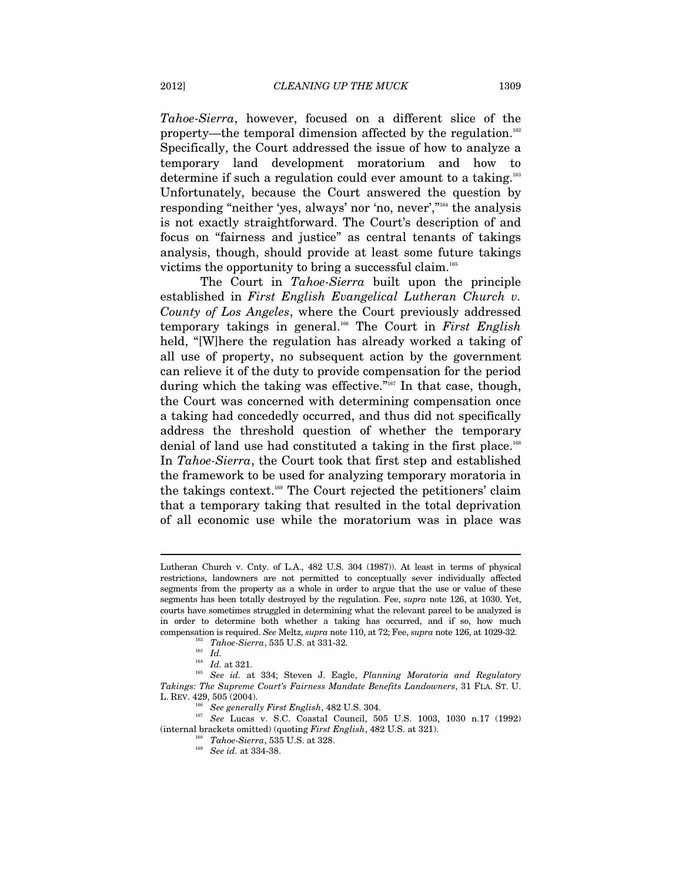*Tahoe-Sierra*, however, focused on a different slice of the property—the temporal dimension affected by the regulation.[162] Specifically, the Court addressed the issue of how to analyze a temporary land development moratorium and how to determine if such a regulation could ever amount to a taking.[163] Unfortunately, because the Court answered the question by responding "neither 'yes, always' nor 'no, never',"[164] the analysis is not exactly straightforward. The Court's description of and focus on "fairness and justice" as central tenants of takings analysis, though, should provide at least some future takings victims the opportunity to bring a successful claim.[165]

The Court in *Tahoe-Sierra* built upon the principle established in *First English Evangelical Lutheran Church v. County of Los Angeles*, where the Court previously addressed temporary takings in general.[166] The Court in *First English* held, "[W]here the regulation has already worked a taking of all use of property, no subsequent action by the government can relieve it of the duty to provide compensation for the period during which the taking was effective."[167] In that case, though, the Court was concerned with determining compensation once a taking had concededly occurred, and thus did not specifically address the threshold question of whether the temporary denial of land use had constituted a taking in the first place.[168] In *Tahoe-Sierra*, the Court took that first step and established the framework to be used for analyzing temporary moratoria in the takings context.[169] The Court rejected the petitioners' claim that a temporary taking that resulted in the total deprivation of all economic use while the moratorium was in place was

---

Lutheran Church v. Cnty. of L.A., 482 U.S. 304 (1987)). At least in terms of physical restrictions, landowners are not permitted to conceptually sever individually affected segments from the property as a whole in order to argue that the use or value of these segments has been totally destroyed by the regulation. Fee, *supra* note 126, at 1030. Yet, courts have sometimes struggled in determining what the relevant parcel to be analyzed is in order to determine both whether a taking has occurred, and if so, how much compensation is required. *See* Meltz, *supra* note 110, at 72; Fee, *supra* note 126, at 1029-32.

[162] *Tahoe-Sierra*, 535 U.S. at 331-32.

[163] *Id.*

[164] *Id.* at 321.

[165] *See id.* at 334; Steven J. Eagle, *Planning Moratoria and Regulatory Takings: The Supreme Court's Fairness Mandate Benefits Landowners*, 31 FLA. ST. U. L. REV. 429, 505 (2004).

[166] *See generally First English*, 482 U.S. 304.

[167] *See* Lucas v. S.C. Coastal Council, 505 U.S. 1003, 1030 n.17 (1992) (internal brackets omitted) (quoting *First English*, 482 U.S. at 321).

[168] *Tahoe-Sierra*, 535 U.S. at 328.

[169] *See id.* at 334-38.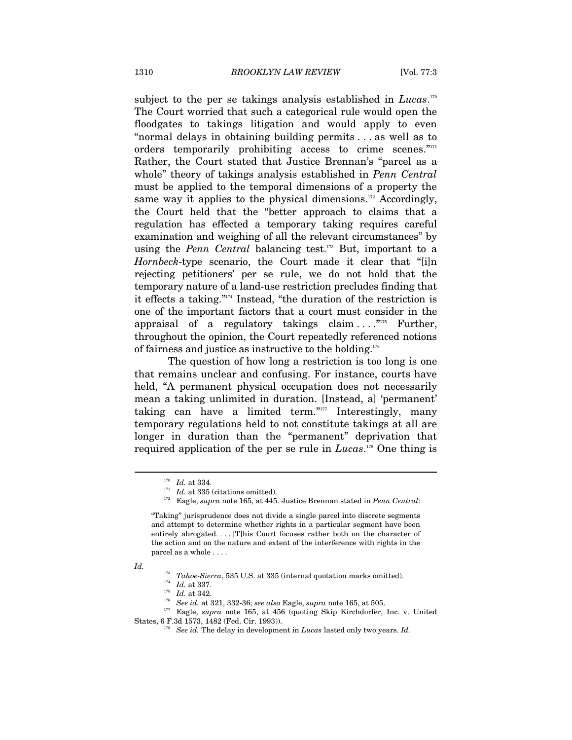subject to the per se takings analysis established in *Lucas*.[170] The Court worried that such a categorical rule would open the floodgates to takings litigation and would apply to even "normal delays in obtaining building permits . . . as well as to orders temporarily prohibiting access to crime scenes."[171] Rather, the Court stated that Justice Brennan's "parcel as a whole" theory of takings analysis established in *Penn Central* must be applied to the temporal dimensions of a property the same way it applies to the physical dimensions.[172] Accordingly, the Court held that the "better approach to claims that a regulation has effected a temporary taking requires careful examination and weighing of all the relevant circumstances" by using the *Penn Central* balancing test.[173] But, important to a *Hornbeck*-type scenario, the Court made it clear that "[i]n rejecting petitioners' per se rule, we do not hold that the temporary nature of a land-use restriction precludes finding that it effects a taking."[174] Instead, "the duration of the restriction is one of the important factors that a court must consider in the appraisal of a regulatory takings claim . . . ."[175] Further, throughout the opinion, the Court repeatedly referenced notions of fairness and justice as instructive to the holding.[176]

The question of how long a restriction is too long is one that remains unclear and confusing. For instance, courts have held, "A permanent physical occupation does not necessarily mean a taking unlimited in duration. [Instead, a] 'permanent' taking can have a limited term."[177] Interestingly, many temporary regulations held to not constitute takings at all are longer in duration than the "permanent" deprivation that required application of the per se rule in *Lucas*.[178] One thing is

---

[170] *Id.* at 334.

[171] *Id.* at 335 (citations omitted).

[172] Eagle, *supra* note 165, at 445. Justice Brennan stated in *Penn Central*:

> "Taking" jurisprudence does not divide a single parcel into discrete segments and attempt to determine whether rights in a particular segment have been entirely abrogated. . . . [T]his Court focuses rather both on the character of the action and on the nature and extent of the interference with rights in the parcel as a whole . . . .

*Id.*

[173] *Tahoe-Sierra*, 535 U.S. at 335 (internal quotation marks omitted).

[174] *Id.* at 337.

[175] *Id.* at 342.

[176] *See id.* at 321, 332-36; *see also* Eagle, *supra* note 165, at 505.

[177] Eagle, *supra* note 165, at 456 (quoting Skip Kirchdorfer, Inc. v. United States, 6 F.3d 1573, 1482 (Fed. Cir. 1993)).

[178] *See id.* The delay in development in *Lucas* lasted only two years. *Id.*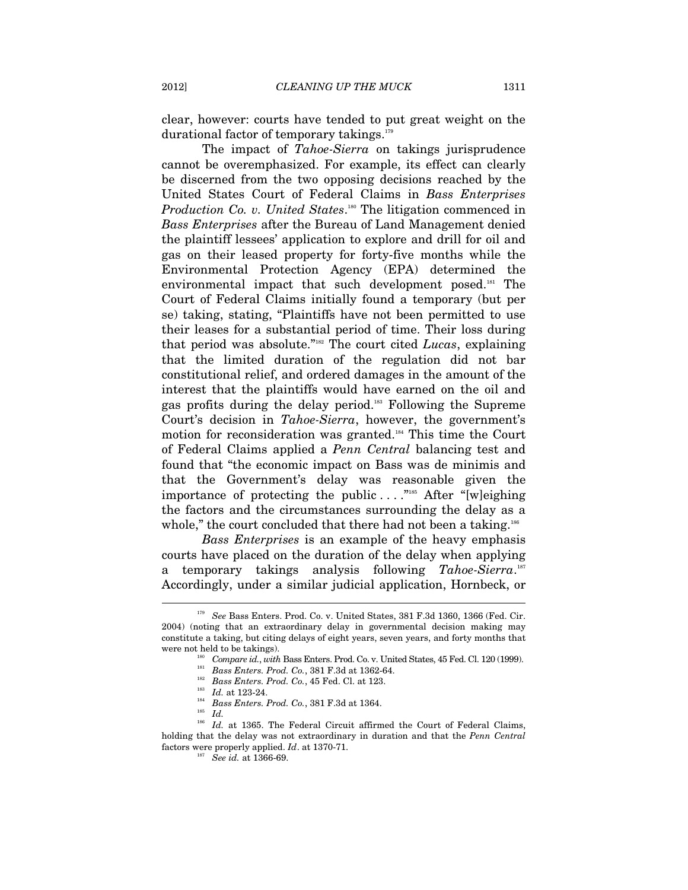clear, however: courts have tended to put great weight on the durational factor of temporary takings.[179]

The impact of *Tahoe-Sierra* on takings jurisprudence cannot be overemphasized. For example, its effect can clearly be discerned from the two opposing decisions reached by the United States Court of Federal Claims in *Bass Enterprises Production Co. v. United States*.[180] The litigation commenced in *Bass Enterprises* after the Bureau of Land Management denied the plaintiff lessees' application to explore and drill for oil and gas on their leased property for forty-five months while the Environmental Protection Agency (EPA) determined the environmental impact that such development posed.[181] The Court of Federal Claims initially found a temporary (but per se) taking, stating, "Plaintiffs have not been permitted to use their leases for a substantial period of time. Their loss during that period was absolute."[182] The court cited *Lucas*, explaining that the limited duration of the regulation did not bar constitutional relief, and ordered damages in the amount of the interest that the plaintiffs would have earned on the oil and gas profits during the delay period.[183] Following the Supreme Court's decision in *Tahoe-Sierra*, however, the government's motion for reconsideration was granted.[184] This time the Court of Federal Claims applied a *Penn Central* balancing test and found that "the economic impact on Bass was de minimis and that the Government's delay was reasonable given the importance of protecting the public . . . ."[185] After "[w]eighing the factors and the circumstances surrounding the delay as a whole," the court concluded that there had not been a taking.[186]

*Bass Enterprises* is an example of the heavy emphasis courts have placed on the duration of the delay when applying a temporary takings analysis following *Tahoe-Sierra*.[187] Accordingly, under a similar judicial application, Hornbeck, or

---

[179] *See* Bass Enters. Prod. Co. v. United States, 381 F.3d 1360, 1366 (Fed. Cir. 2004) (noting that an extraordinary delay in governmental decision making may constitute a taking, but citing delays of eight years, seven years, and forty months that were not held to be takings).

[180] *Compare id.*, *with* Bass Enters. Prod. Co. v. United States, 45 Fed. Cl. 120 (1999).

[181] *Bass Enters. Prod. Co.*, 381 F.3d at 1362-64.

[182] *Bass Enters. Prod. Co.*, 45 Fed. Cl. at 123.

[183] *Id.* at 123-24.

[184] *Bass Enters. Prod. Co.*, 381 F.3d at 1364.

[185] *Id.*

[186] *Id.* at 1365. The Federal Circuit affirmed the Court of Federal Claims, holding that the delay was not extraordinary in duration and that the *Penn Central* factors were properly applied. *Id*. at 1370-71.

[187] *See id.* at 1366-69.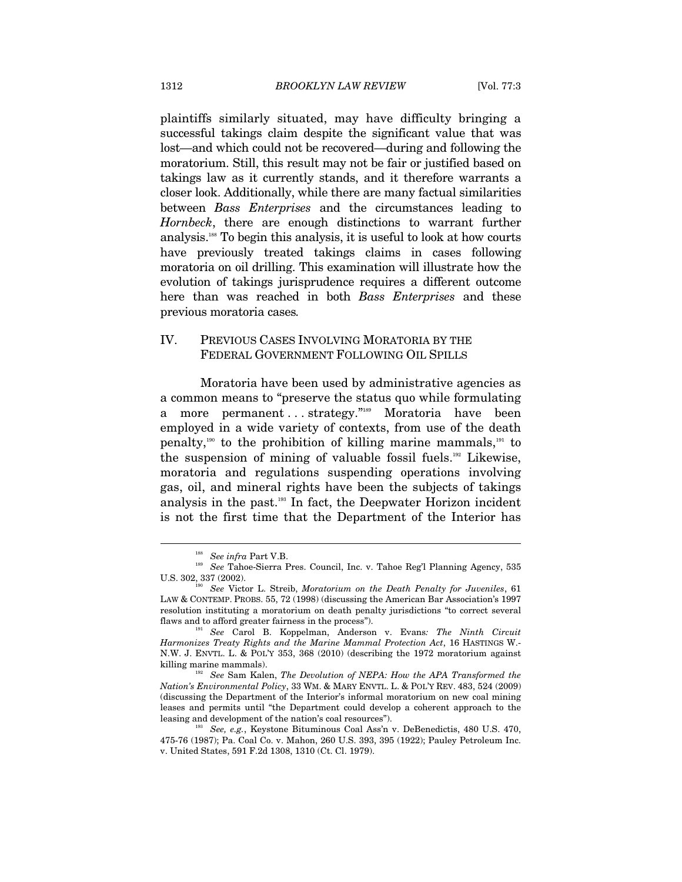plaintiffs similarly situated, may have difficulty bringing a successful takings claim despite the significant value that was lost—and which could not be recovered—during and following the moratorium. Still, this result may not be fair or justified based on takings law as it currently stands, and it therefore warrants a closer look. Additionally, while there are many factual similarities between *Bass Enterprises* and the circumstances leading to *Hornbeck*, there are enough distinctions to warrant further analysis.[188] To begin this analysis, it is useful to look at how courts have previously treated takings claims in cases following moratoria on oil drilling. This examination will illustrate how the evolution of takings jurisprudence requires a different outcome here than was reached in both *Bass Enterprises* and these previous moratoria cases.

## IV. PREVIOUS CASES INVOLVING MORATORIA BY THE FEDERAL GOVERNMENT FOLLOWING OIL SPILLS

Moratoria have been used by administrative agencies as a common means to "preserve the status quo while formulating a more permanent . . . strategy."[189] Moratoria have been employed in a wide variety of contexts, from use of the death penalty,[190] to the prohibition of killing marine mammals,[191] to the suspension of mining of valuable fossil fuels.[192] Likewise, moratoria and regulations suspending operations involving gas, oil, and mineral rights have been the subjects of takings analysis in the past.[193] In fact, the Deepwater Horizon incident is not the first time that the Department of the Interior has

---

[188] *See infra* Part V.B.

[189] *See* Tahoe-Sierra Pres. Council, Inc. v. Tahoe Reg'l Planning Agency, 535 U.S. 302, 337 (2002).

[190] *See* Victor L. Streib, *Moratorium on the Death Penalty for Juveniles*, 61 LAW & CONTEMP. PROBS. 55, 72 (1998) (discussing the American Bar Association's 1997 resolution instituting a moratorium on death penalty jurisdictions "to correct several flaws and to afford greater fairness in the process").

[191] *See* Carol B. Koppelman, Anderson v. Evans*: The Ninth Circuit Harmonizes Treaty Rights and the Marine Mammal Protection Act*, 16 HASTINGS W.-N.W. J. ENVTL. L. & POL'Y 353, 368 (2010) (describing the 1972 moratorium against killing marine mammals).

[192] *See* Sam Kalen, *The Devolution of NEPA: How the APA Transformed the Nation's Environmental Policy*, 33 WM. & MARY ENVTL. L. & POL'Y REV. 483, 524 (2009) (discussing the Department of the Interior's informal moratorium on new coal mining leases and permits until "the Department could develop a coherent approach to the leasing and development of the nation's coal resources").

[193] *See, e.g.*, Keystone Bituminous Coal Ass'n v. DeBenedictis, 480 U.S. 470, 475-76 (1987); Pa. Coal Co. v. Mahon, 260 U.S. 393, 395 (1922); Pauley Petroleum Inc. v. United States, 591 F.2d 1308, 1310 (Ct. Cl. 1979).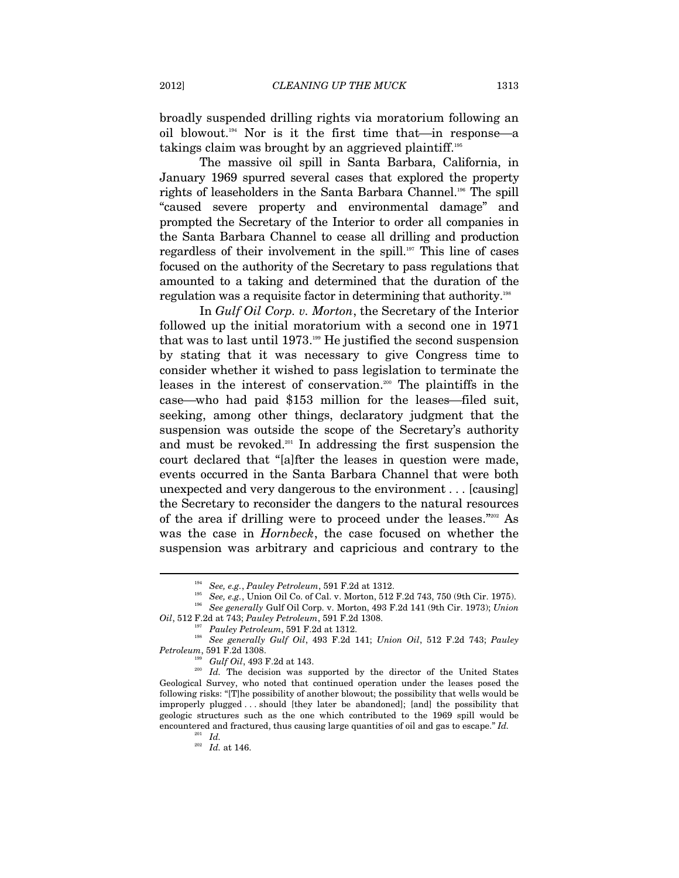broadly suspended drilling rights via moratorium following an oil blowout.[194] Nor is it the first time that—in response—a takings claim was brought by an aggrieved plaintiff.[195]

The massive oil spill in Santa Barbara, California, in January 1969 spurred several cases that explored the property rights of leaseholders in the Santa Barbara Channel.[196] The spill "caused severe property and environmental damage" and prompted the Secretary of the Interior to order all companies in the Santa Barbara Channel to cease all drilling and production regardless of their involvement in the spill.[197] This line of cases focused on the authority of the Secretary to pass regulations that amounted to a taking and determined that the duration of the regulation was a requisite factor in determining that authority.[198]

In *Gulf Oil Corp. v. Morton*, the Secretary of the Interior followed up the initial moratorium with a second one in 1971 that was to last until 1973.[199] He justified the second suspension by stating that it was necessary to give Congress time to consider whether it wished to pass legislation to terminate the leases in the interest of conservation.[200] The plaintiffs in the case—who had paid $153 million for the leases—filed suit, seeking, among other things, declaratory judgment that the suspension was outside the scope of the Secretary's authority and must be revoked.[201] In addressing the first suspension the court declared that "[a]fter the leases in question were made, events occurred in the Santa Barbara Channel that were both unexpected and very dangerous to the environment . . . [causing] the Secretary to reconsider the dangers to the natural resources of the area if drilling were to proceed under the leases."[202] As was the case in *Hornbeck*, the case focused on whether the suspension was arbitrary and capricious and contrary to the

---

[194] *See, e.g.*, *Pauley Petroleum*, 591 F.2d at 1312.

[195] *See, e.g.*, Union Oil Co. of Cal. v. Morton, 512 F.2d 743, 750 (9th Cir. 1975).

[196] *See generally* Gulf Oil Corp. v. Morton, 493 F.2d 141 (9th Cir. 1973); *Union Oil*, 512 F.2d at 743; *Pauley Petroleum*, 591 F.2d 1308.

[197] *Pauley Petroleum*, 591 F.2d at 1312.

[198] *See generally Gulf Oil*, 493 F.2d 141; *Union Oil*, 512 F.2d 743; *Pauley Petroleum*, 591 F.2d 1308.

[199] *Gulf Oil*, 493 F.2d at 143.

[200] *Id.* The decision was supported by the director of the United States Geological Survey, who noted that continued operation under the leases posed the following risks: "[T]he possibility of another blowout; the possibility that wells would be improperly plugged . . . should [they later be abandoned]; [and] the possibility that geologic structures such as the one which contributed to the 1969 spill would be encountered and fractured, thus causing large quantities of oil and gas to escape." *Id.*

[201] *Id.*

[202] *Id.* at 146.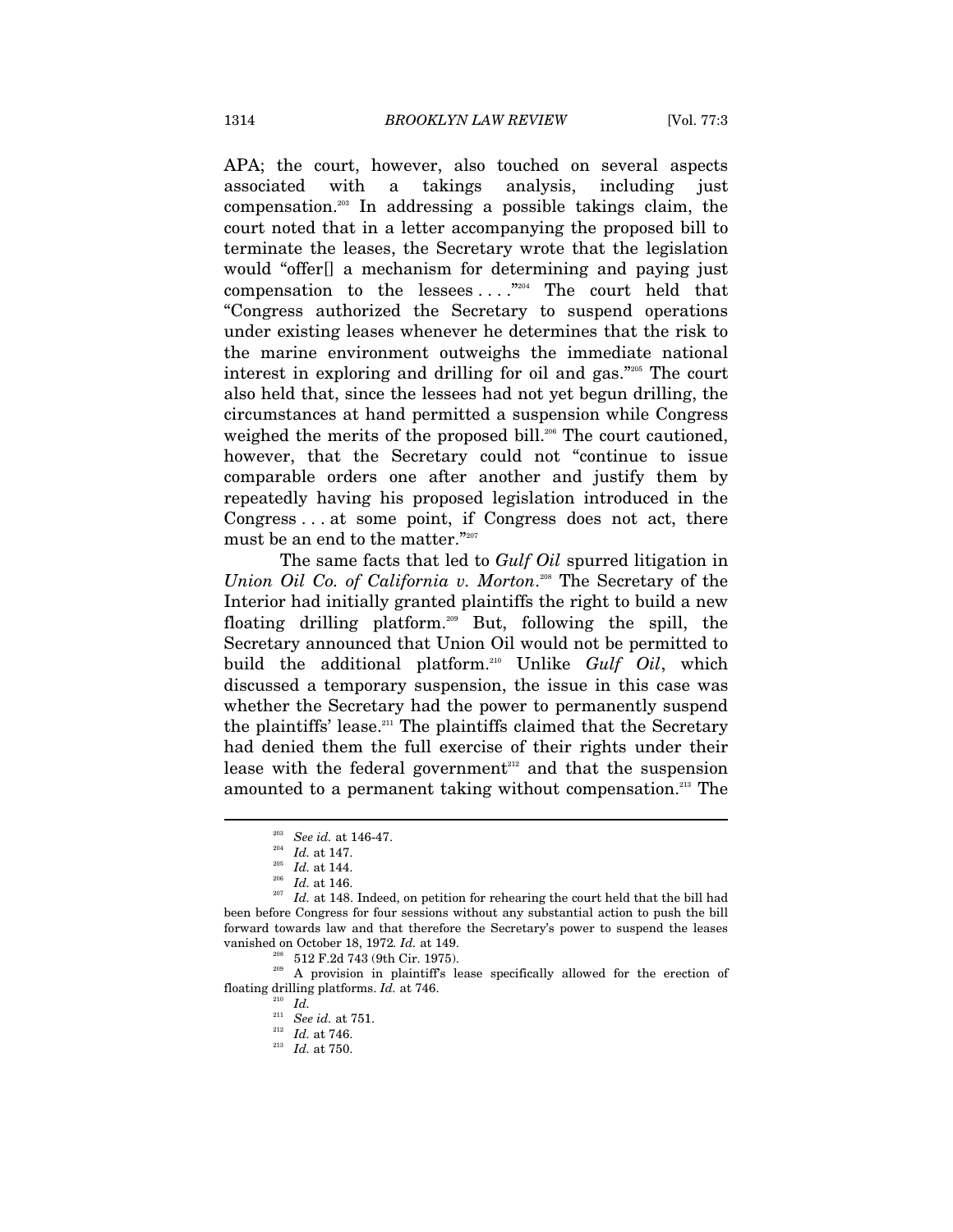APA; the court, however, also touched on several aspects associated with a takings analysis, including just compensation.[203] In addressing a possible takings claim, the court noted that in a letter accompanying the proposed bill to terminate the leases, the Secretary wrote that the legislation would "offer[] a mechanism for determining and paying just compensation to the lessees . . . ."[204] The court held that "Congress authorized the Secretary to suspend operations under existing leases whenever he determines that the risk to the marine environment outweighs the immediate national interest in exploring and drilling for oil and gas."[205] The court also held that, since the lessees had not yet begun drilling, the circumstances at hand permitted a suspension while Congress weighed the merits of the proposed bill.[206] The court cautioned, however, that the Secretary could not "continue to issue comparable orders one after another and justify them by repeatedly having his proposed legislation introduced in the Congress . . . at some point, if Congress does not act, there must be an end to the matter."[207]

The same facts that led to *Gulf Oil* spurred litigation in *Union Oil Co. of California v. Morton*.[208] The Secretary of the Interior had initially granted plaintiffs the right to build a new floating drilling platform.[209] But, following the spill, the Secretary announced that Union Oil would not be permitted to build the additional platform.[210] Unlike *Gulf Oil*, which discussed a temporary suspension, the issue in this case was whether the Secretary had the power to permanently suspend the plaintiffs' lease.[211] The plaintiffs claimed that the Secretary had denied them the full exercise of their rights under their lease with the federal government[212] and that the suspension amounted to a permanent taking without compensation.[213] The

---

[203] *See id.* at 146-47.

[204] *Id.* at 147.

[205] *Id.* at 144.

[206] *Id.* at 146.

[207] *Id.* at 148. Indeed, on petition for rehearing the court held that the bill had been before Congress for four sessions without any substantial action to push the bill forward towards law and that therefore the Secretary's power to suspend the leases vanished on October 18, 1972*. Id.* at 149.

[208] 512 F.2d 743 (9th Cir. 1975).

[209] A provision in plaintiff's lease specifically allowed for the erection of floating drilling platforms. *Id.* at 746.

[210] *Id.*

[211] *See id.* at 751.

[212] *Id.* at 746.

[213] *Id.* at 750.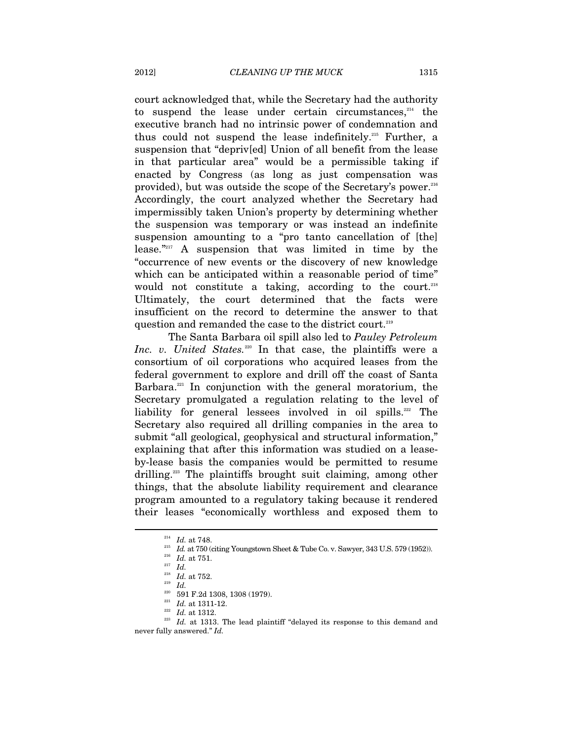court acknowledged that, while the Secretary had the authority to suspend the lease under certain circumstances,[214] the executive branch had no intrinsic power of condemnation and thus could not suspend the lease indefinitely.[215] Further, a suspension that "depriv[ed] Union of all benefit from the lease in that particular area" would be a permissible taking if enacted by Congress (as long as just compensation was provided), but was outside the scope of the Secretary's power.[216] Accordingly, the court analyzed whether the Secretary had impermissibly taken Union's property by determining whether the suspension was temporary or was instead an indefinite suspension amounting to a "pro tanto cancellation of [the] lease."[217] A suspension that was limited in time by the "occurrence of new events or the discovery of new knowledge which can be anticipated within a reasonable period of time" would not constitute a taking, according to the court.[218] Ultimately, the court determined that the facts were insufficient on the record to determine the answer to that question and remanded the case to the district court.[219]

The Santa Barbara oil spill also led to *Pauley Petroleum Inc. v. United States.*[220] In that case, the plaintiffs were a consortium of oil corporations who acquired leases from the federal government to explore and drill off the coast of Santa Barbara.[221] In conjunction with the general moratorium, the Secretary promulgated a regulation relating to the level of liability for general lessees involved in oil spills.[222] The Secretary also required all drilling companies in the area to submit "all geological, geophysical and structural information," explaining that after this information was studied on a lease-by-lease basis the companies would be permitted to resume drilling.[223] The plaintiffs brought suit claiming, among other things, that the absolute liability requirement and clearance program amounted to a regulatory taking because it rendered their leases "economically worthless and exposed them to

---

[214] *Id.* at 748.

[215] *Id.* at 750 (citing Youngstown Sheet & Tube Co. v. Sawyer, 343 U.S. 579 (1952)).

[216] *Id.* at 751.

[217] *Id.*

[218] *Id.* at 752.

[219] *Id.*

[220] 591 F.2d 1308, 1308 (1979).

[221] *Id.* at 1311-12.

[222] *Id.* at 1312.

[223] *Id.* at 1313. The lead plaintiff "delayed its response to this demand and never fully answered." *Id.*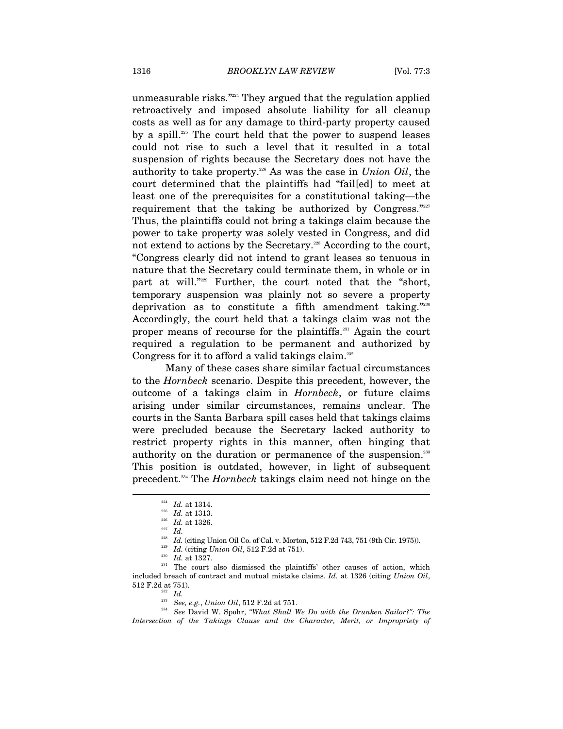unmeasurable risks."[224] They argued that the regulation applied retroactively and imposed absolute liability for all cleanup costs as well as for any damage to third-party property caused by a spill.[225] The court held that the power to suspend leases could not rise to such a level that it resulted in a total suspension of rights because the Secretary does not have the authority to take property.[226] As was the case in *Union Oil*, the court determined that the plaintiffs had "fail[ed] to meet at least one of the prerequisites for a constitutional taking—the requirement that the taking be authorized by Congress."[227] Thus, the plaintiffs could not bring a takings claim because the power to take property was solely vested in Congress, and did not extend to actions by the Secretary.[228] According to the court, "Congress clearly did not intend to grant leases so tenuous in nature that the Secretary could terminate them, in whole or in part at will."[229] Further, the court noted that the "short, temporary suspension was plainly not so severe a property deprivation as to constitute a fifth amendment taking."[230] Accordingly, the court held that a takings claim was not the proper means of recourse for the plaintiffs.[231] Again the court required a regulation to be permanent and authorized by Congress for it to afford a valid takings claim.[232]

Many of these cases share similar factual circumstances to the *Hornbeck* scenario. Despite this precedent, however, the outcome of a takings claim in *Hornbeck*, or future claims arising under similar circumstances, remains unclear. The courts in the Santa Barbara spill cases held that takings claims were precluded because the Secretary lacked authority to restrict property rights in this manner, often hinging that authority on the duration or permanence of the suspension.[233] This position is outdated, however, in light of subsequent precedent.[234] The *Hornbeck* takings claim need not hinge on the

---

[224] *Id.* at 1314.

[225] *Id.* at 1313.

[226] *Id.* at 1326.

[227] *Id.*

[228] *Id.* (citing Union Oil Co. of Cal. v. Morton, 512 F.2d 743, 751 (9th Cir. 1975)).

[229] *Id.* (citing *Union Oil*, 512 F.2d at 751).

[230] *Id.* at 1327.

[231] The court also dismissed the plaintiffs' other causes of action, which included breach of contract and mutual mistake claims. *Id.* at 1326 (citing *Union Oil*, 512 F.2d at 751).

[232] *Id.*

[233] *See, e.g.*, *Union Oil*, 512 F.2d at 751.

[234] *See* David W. Spohr, *"What Shall We Do with the Drunken Sailor?": The Intersection of the Takings Clause and the Character, Merit, or Impropriety of*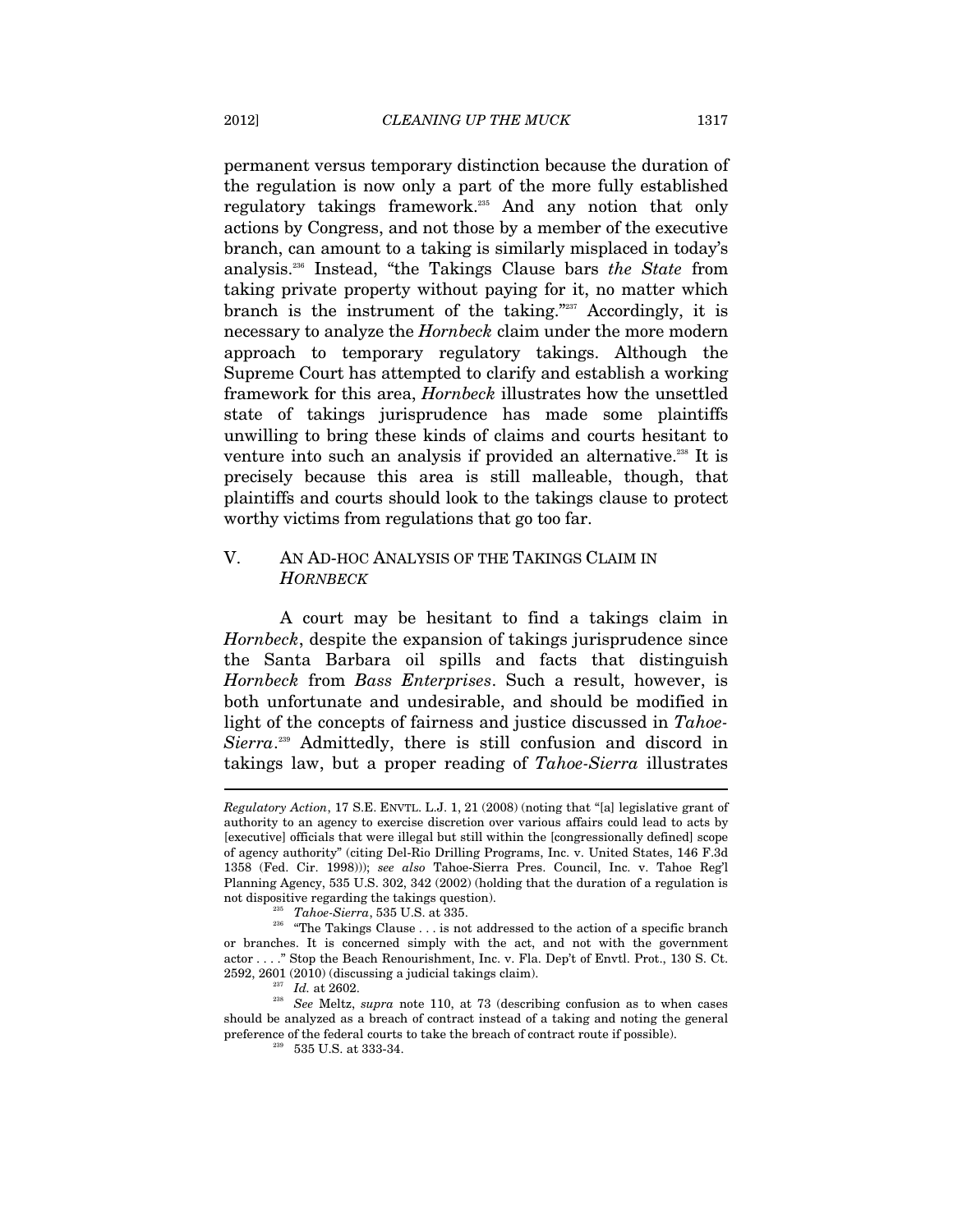permanent versus temporary distinction because the duration of the regulation is now only a part of the more fully established regulatory takings framework.[235] And any notion that only actions by Congress, and not those by a member of the executive branch, can amount to a taking is similarly misplaced in today's analysis.[236] Instead, "the Takings Clause bars *the State* from taking private property without paying for it, no matter which branch is the instrument of the taking."[237] Accordingly, it is necessary to analyze the *Hornbeck* claim under the more modern approach to temporary regulatory takings. Although the Supreme Court has attempted to clarify and establish a working framework for this area, *Hornbeck* illustrates how the unsettled state of takings jurisprudence has made some plaintiffs unwilling to bring these kinds of claims and courts hesitant to venture into such an analysis if provided an alternative.[238] It is precisely because this area is still malleable, though, that plaintiffs and courts should look to the takings clause to protect worthy victims from regulations that go too far.

## V. AN AD-HOC ANALYSIS OF THE TAKINGS CLAIM IN *HORNBECK*

A court may be hesitant to find a takings claim in *Hornbeck*, despite the expansion of takings jurisprudence since the Santa Barbara oil spills and facts that distinguish *Hornbeck* from *Bass Enterprises*. Such a result, however, is both unfortunate and undesirable, and should be modified in light of the concepts of fairness and justice discussed in *Tahoe-Sierra*.[239] Admittedly, there is still confusion and discord in takings law, but a proper reading of *Tahoe-Sierra* illustrates

---

*Regulatory Action*, 17 S.E. ENVTL. L.J. 1, 21 (2008) (noting that "[a] legislative grant of authority to an agency to exercise discretion over various affairs could lead to acts by [executive] officials that were illegal but still within the [congressionally defined] scope of agency authority" (citing Del-Rio Drilling Programs, Inc. v. United States, 146 F.3d 1358 (Fed. Cir. 1998))); *see also* Tahoe-Sierra Pres. Council, Inc. v. Tahoe Reg'l Planning Agency, 535 U.S. 302, 342 (2002) (holding that the duration of a regulation is not dispositive regarding the takings question).

[235] *Tahoe-Sierra*, 535 U.S. at 335.

[236] "The Takings Clause . . . is not addressed to the action of a specific branch or branches. It is concerned simply with the act, and not with the government actor . . . ." Stop the Beach Renourishment, Inc. v. Fla. Dep't of Envtl. Prot., 130 S. Ct. 2592, 2601 (2010) (discussing a judicial takings claim).

[237] *Id.* at 2602.

[238] *See* Meltz, *supra* note 110, at 73 (describing confusion as to when cases should be analyzed as a breach of contract instead of a taking and noting the general preference of the federal courts to take the breach of contract route if possible).

[239] 535 U.S. at 333-34.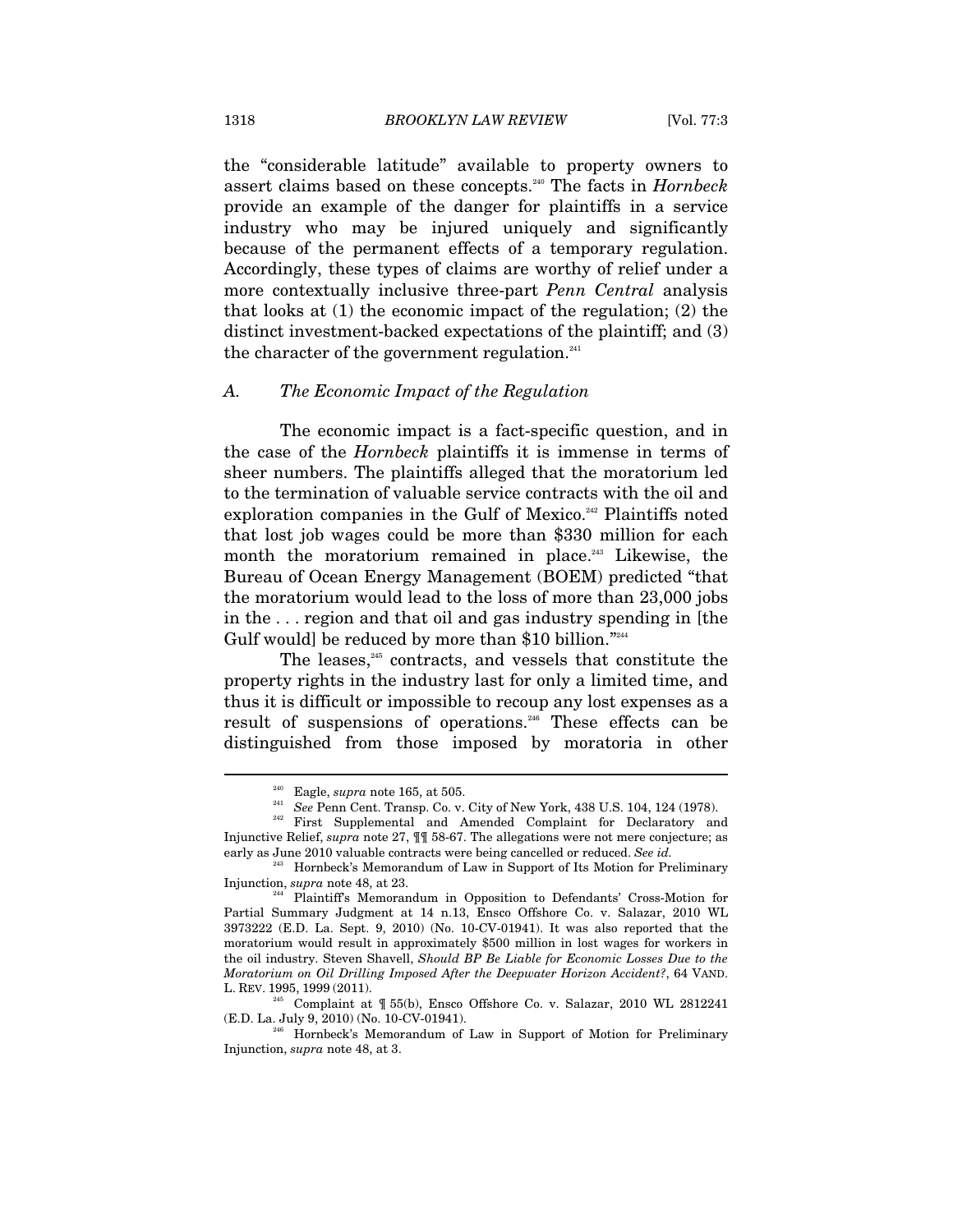the "considerable latitude" available to property owners to assert claims based on these concepts.[240] The facts in *Hornbeck* provide an example of the danger for plaintiffs in a service industry who may be injured uniquely and significantly because of the permanent effects of a temporary regulation. Accordingly, these types of claims are worthy of relief under a more contextually inclusive three-part *Penn Central* analysis that looks at (1) the economic impact of the regulation; (2) the distinct investment-backed expectations of the plaintiff; and (3) the character of the government regulation.[241]

### *A. The Economic Impact of the Regulation*

The economic impact is a fact-specific question, and in the case of the *Hornbeck* plaintiffs it is immense in terms of sheer numbers. The plaintiffs alleged that the moratorium led to the termination of valuable service contracts with the oil and exploration companies in the Gulf of Mexico.[242] Plaintiffs noted that lost job wages could be more than $330 million for each month the moratorium remained in place.[243] Likewise, the Bureau of Ocean Energy Management (BOEM) predicted "that the moratorium would lead to the loss of more than 23,000 jobs in the . . . region and that oil and gas industry spending in [the Gulf would] be reduced by more than $10 billion."[244]

The leases,[245] contracts, and vessels that constitute the property rights in the industry last for only a limited time, and thus it is difficult or impossible to recoup any lost expenses as a result of suspensions of operations.[246] These effects can be distinguished from those imposed by moratoria in other

---

[240] Eagle, *supra* note 165, at 505.

[241] *See* Penn Cent. Transp. Co. v. City of New York, 438 U.S. 104, 124 (1978).

[242] First Supplemental and Amended Complaint for Declaratory and Injunctive Relief, *supra* note 27, ¶¶ 58-67. The allegations were not mere conjecture; as early as June 2010 valuable contracts were being cancelled or reduced. *See id.*

[243] Hornbeck's Memorandum of Law in Support of Its Motion for Preliminary Injunction, *supra* note 48, at 23.

[244] Plaintiff's Memorandum in Opposition to Defendants' Cross-Motion for Partial Summary Judgment at 14 n.13, Ensco Offshore Co. v. Salazar, 2010 WL 3973222 (E.D. La. Sept. 9, 2010) (No. 10-CV-01941). It was also reported that the moratorium would result in approximately $500 million in lost wages for workers in the oil industry. Steven Shavell, *Should BP Be Liable for Economic Losses Due to the Moratorium on Oil Drilling Imposed After the Deepwater Horizon Accident?*, 64 VAND. L. REV. 1995, 1999 (2011).

[245] Complaint at ¶ 55(b), Ensco Offshore Co. v. Salazar, 2010 WL 2812241 (E.D. La. July 9, 2010) (No. 10-CV-01941).

[246] Hornbeck's Memorandum of Law in Support of Motion for Preliminary Injunction, *supra* note 48, at 3.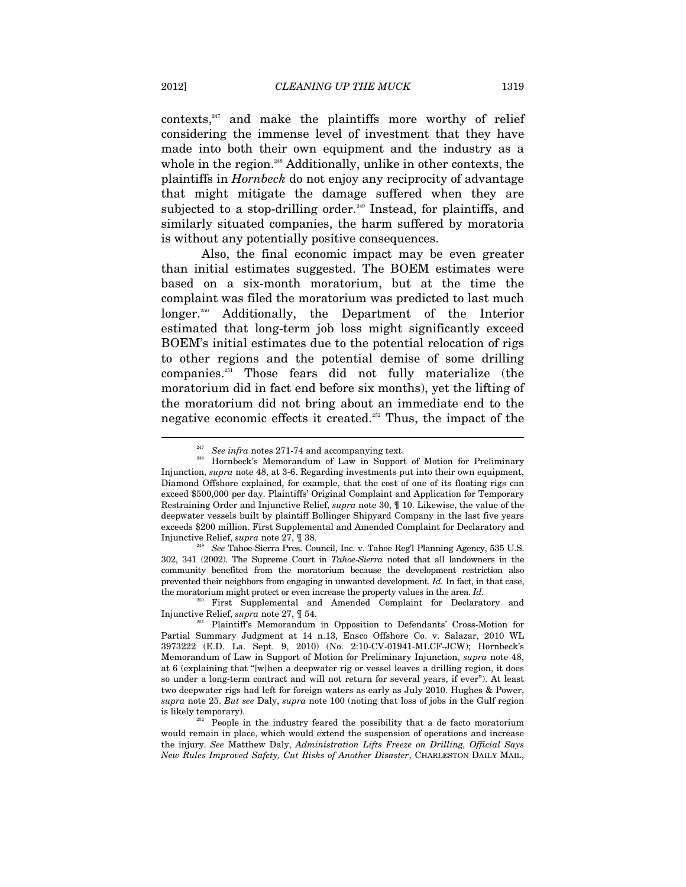contexts,[247] and make the plaintiffs more worthy of relief considering the immense level of investment that they have made into both their own equipment and the industry as a whole in the region.[248] Additionally, unlike in other contexts, the plaintiffs in *Hornbeck* do not enjoy any reciprocity of advantage that might mitigate the damage suffered when they are subjected to a stop-drilling order.[249] Instead, for plaintiffs, and similarly situated companies, the harm suffered by moratoria is without any potentially positive consequences.

Also, the final economic impact may be even greater than initial estimates suggested. The BOEM estimates were based on a six-month moratorium, but at the time the complaint was filed the moratorium was predicted to last much longer.[250] Additionally, the Department of the Interior estimated that long-term job loss might significantly exceed BOEM's initial estimates due to the potential relocation of rigs to other regions and the potential demise of some drilling companies.[251] Those fears did not fully materialize (the moratorium did in fact end before six months), yet the lifting of the moratorium did not bring about an immediate end to the negative economic effects it created.[252] Thus, the impact of the

---

[247] *See infra* notes 271-74 and accompanying text.

[248] Hornbeck's Memorandum of Law in Support of Motion for Preliminary Injunction, *supra* note 48, at 3-6. Regarding investments put into their own equipment, Diamond Offshore explained, for example, that the cost of one of its floating rigs can exceed $500,000 per day. Plaintiffs' Original Complaint and Application for Temporary Restraining Order and Injunctive Relief, *supra* note 30, ¶ 10. Likewise, the value of the deepwater vessels built by plaintiff Bollinger Shipyard Company in the last five years exceeds $200 million. First Supplemental and Amended Complaint for Declaratory and Injunctive Relief, *supra* note 27, ¶ 38.

[249] *See* Tahoe-Sierra Pres. Council, Inc. v. Tahoe Reg'l Planning Agency, 535 U.S. 302, 341 (2002). The Supreme Court in *Tahoe-Sierra* noted that all landowners in the community benefited from the moratorium because the development restriction also prevented their neighbors from engaging in unwanted development. *Id.* In fact, in that case, the moratorium might protect or even increase the property values in the area. *Id.*

[250] First Supplemental and Amended Complaint for Declaratory and Injunctive Relief, *supra* note 27, ¶ 54.

[251] Plaintiff's Memorandum in Opposition to Defendants' Cross-Motion for Partial Summary Judgment at 14 n.13, Ensco Offshore Co. v. Salazar, 2010 WL 3973222 (E.D. La. Sept. 9, 2010) (No. 2:10-CV-01941-MLCF-JCW); Hornbeck's Memorandum of Law in Support of Motion for Preliminary Injunction, *supra* note 48, at 6 (explaining that "[w]hen a deepwater rig or vessel leaves a drilling region, it does so under a long-term contract and will not return for several years, if ever"). At least two deepwater rigs had left for foreign waters as early as July 2010. Hughes & Power, *supra* note 25. *But see* Daly, *supra* note 100 (noting that loss of jobs in the Gulf region is likely temporary).

[252] People in the industry feared the possibility that a de facto moratorium would remain in place, which would extend the suspension of operations and increase the injury. *See* Matthew Daly, *Administration Lifts Freeze on Drilling, Official Says New Rules Improved Safety, Cut Risks of Another Disaster*, CHARLESTON DAILY MAIL,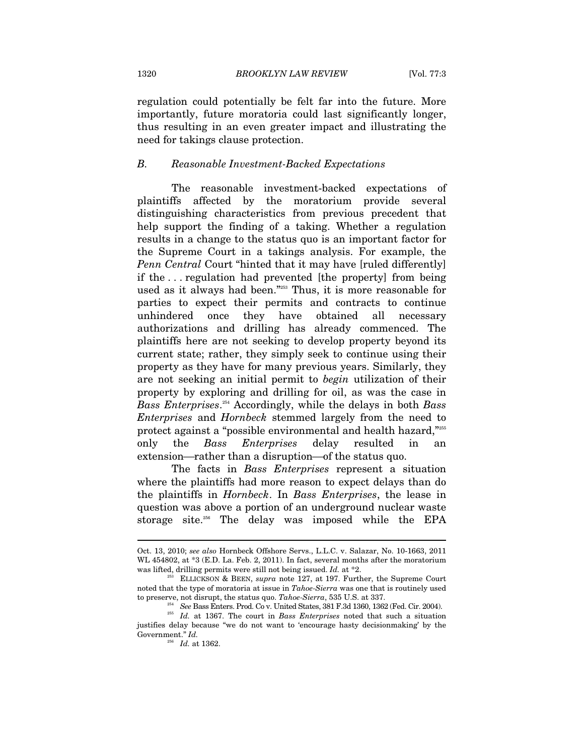regulation could potentially be felt far into the future. More importantly, future moratoria could last significantly longer, thus resulting in an even greater impact and illustrating the need for takings clause protection.

### *B. Reasonable Investment-Backed Expectations*

The reasonable investment-backed expectations of plaintiffs affected by the moratorium provide several distinguishing characteristics from previous precedent that help support the finding of a taking. Whether a regulation results in a change to the status quo is an important factor for the Supreme Court in a takings analysis. For example, the *Penn Central* Court "hinted that it may have [ruled differently] if the . . . regulation had prevented [the property] from being used as it always had been."[253] Thus, it is more reasonable for parties to expect their permits and contracts to continue unhindered once they have obtained all necessary authorizations and drilling has already commenced. The plaintiffs here are not seeking to develop property beyond its current state; rather, they simply seek to continue using their property as they have for many previous years. Similarly, they are not seeking an initial permit to *begin* utilization of their property by exploring and drilling for oil, as was the case in *Bass Enterprises*.[254] Accordingly, while the delays in both *Bass Enterprises* and *Hornbeck* stemmed largely from the need to protect against a "possible environmental and health hazard,"[255] only the *Bass Enterprises* delay resulted in an extension—rather than a disruption—of the status quo.

The facts in *Bass Enterprises* represent a situation where the plaintiffs had more reason to expect delays than do the plaintiffs in *Hornbeck*. In *Bass Enterprises*, the lease in question was above a portion of an underground nuclear waste storage site.[256] The delay was imposed while the EPA

---

Oct. 13, 2010; *see also* Hornbeck Offshore Servs., L.L.C. v. Salazar, No. 10-1663, 2011 WL 454802, at *3 (E.D. La. Feb. 2, 2011). In fact, several months after the moratorium was lifted, drilling permits were still not being issued. *Id.* at *2.

[253] ELLICKSON & BEEN, *supra* note 127, at 197. Further, the Supreme Court noted that the type of moratoria at issue in *Tahoe-Sierra* was one that is routinely used to preserve, not disrupt, the status quo. *Tahoe-Sierra*, 535 U.S. at 337.

[254] *See* Bass Enters. Prod. Co v. United States, 381 F.3d 1360, 1362 (Fed. Cir. 2004).

[255] *Id.* at 1367. The court in *Bass Enterprises* noted that such a situation justifies delay because "we do not want to 'encourage hasty decisionmaking' by the Government." *Id.*

[256] *Id.* at 1362.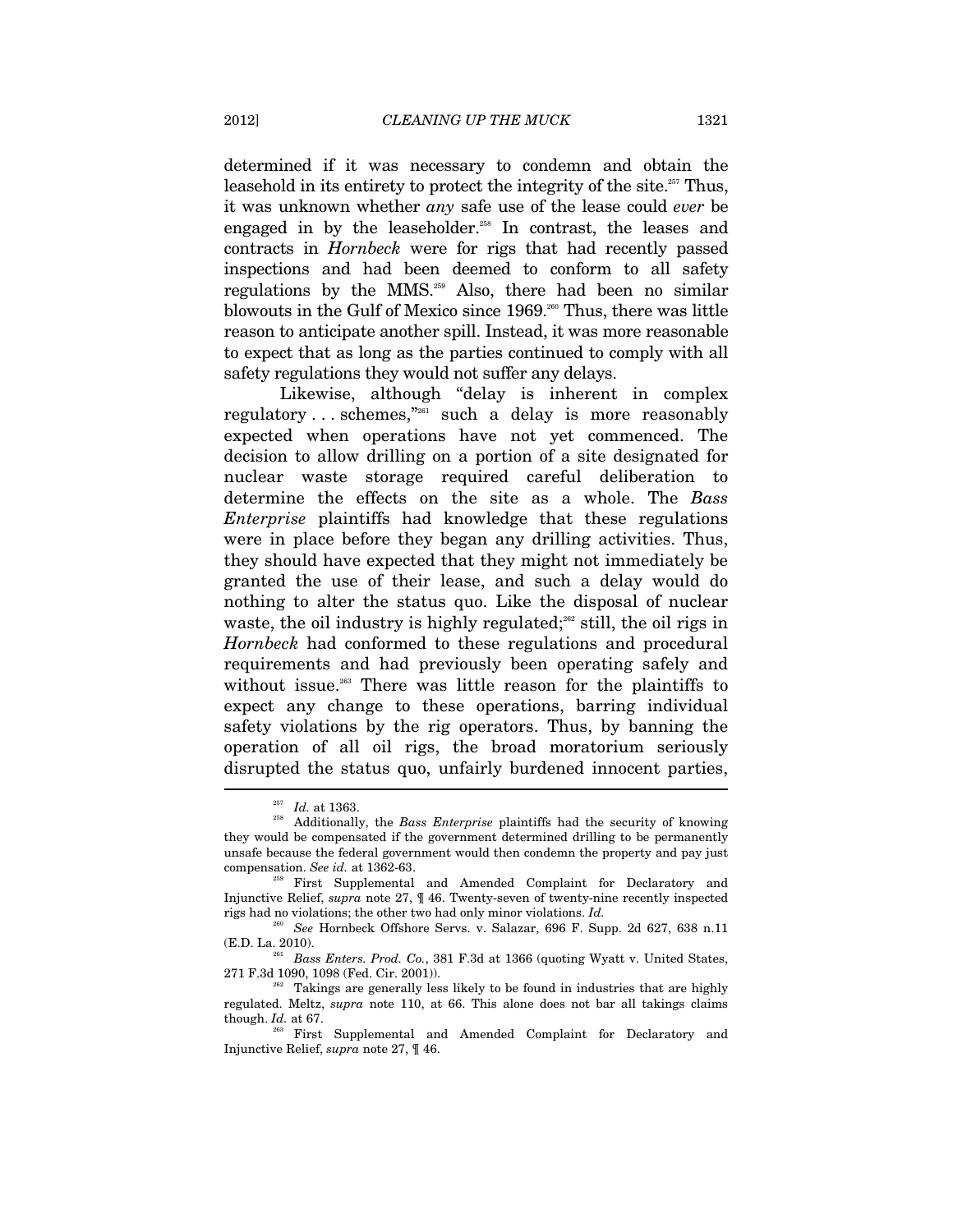determined if it was necessary to condemn and obtain the leasehold in its entirety to protect the integrity of the site.[257] Thus, it was unknown whether *any* safe use of the lease could *ever* be engaged in by the leaseholder.[258] In contrast, the leases and contracts in *Hornbeck* were for rigs that had recently passed inspections and had been deemed to conform to all safety regulations by the MMS.[259] Also, there had been no similar blowouts in the Gulf of Mexico since 1969.[260] Thus, there was little reason to anticipate another spill. Instead, it was more reasonable to expect that as long as the parties continued to comply with all safety regulations they would not suffer any delays.

Likewise, although "delay is inherent in complex regulatory . . . schemes,"[261] such a delay is more reasonably expected when operations have not yet commenced. The decision to allow drilling on a portion of a site designated for nuclear waste storage required careful deliberation to determine the effects on the site as a whole. The *Bass Enterprise* plaintiffs had knowledge that these regulations were in place before they began any drilling activities. Thus, they should have expected that they might not immediately be granted the use of their lease, and such a delay would do nothing to alter the status quo. Like the disposal of nuclear waste, the oil industry is highly regulated;[262] still, the oil rigs in *Hornbeck* had conformed to these regulations and procedural requirements and had previously been operating safely and without issue.[263] There was little reason for the plaintiffs to expect any change to these operations, barring individual safety violations by the rig operators. Thus, by banning the operation of all oil rigs, the broad moratorium seriously disrupted the status quo, unfairly burdened innocent parties,

---

[257] *Id.* at 1363.

[258] Additionally, the *Bass Enterprise* plaintiffs had the security of knowing they would be compensated if the government determined drilling to be permanently unsafe because the federal government would then condemn the property and pay just compensation. *See id.* at 1362-63.

[259] First Supplemental and Amended Complaint for Declaratory and Injunctive Relief, *supra* note 27, ¶ 46. Twenty-seven of twenty-nine recently inspected rigs had no violations; the other two had only minor violations. *Id.*

[260] *See* Hornbeck Offshore Servs. v. Salazar, 696 F. Supp. 2d 627, 638 n.11 (E.D. La. 2010).

[261] *Bass Enters. Prod. Co.*, 381 F.3d at 1366 (quoting Wyatt v. United States, 271 F.3d 1090, 1098 (Fed. Cir. 2001)).

[262] Takings are generally less likely to be found in industries that are highly regulated. Meltz, *supra* note 110, at 66. This alone does not bar all takings claims though. *Id.* at 67.

[263] First Supplemental and Amended Complaint for Declaratory and Injunctive Relief, *supra* note 27, ¶ 46.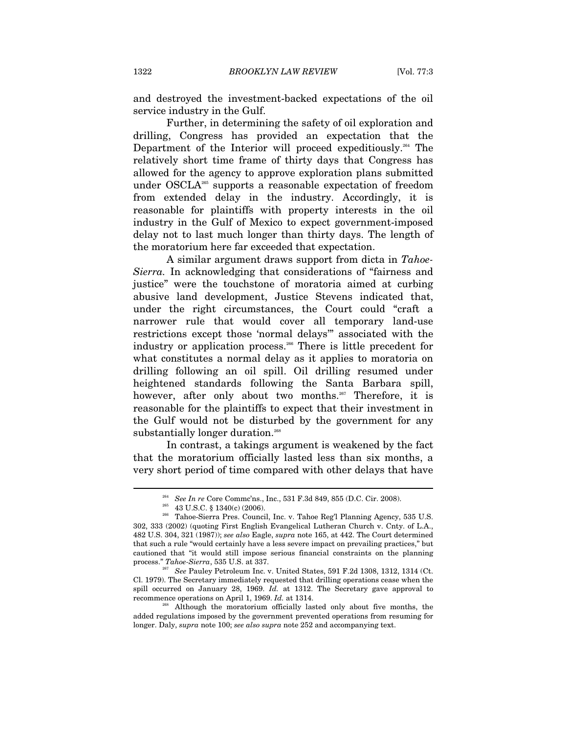and destroyed the investment-backed expectations of the oil service industry in the Gulf.

Further, in determining the safety of oil exploration and drilling, Congress has provided an expectation that the Department of the Interior will proceed expeditiously.[264] The relatively short time frame of thirty days that Congress has allowed for the agency to approve exploration plans submitted under OSCLA[265] supports a reasonable expectation of freedom from extended delay in the industry. Accordingly, it is reasonable for plaintiffs with property interests in the oil industry in the Gulf of Mexico to expect government-imposed delay not to last much longer than thirty days. The length of the moratorium here far exceeded that expectation.

A similar argument draws support from dicta in *Tahoe-Sierra*. In acknowledging that considerations of "fairness and justice" were the touchstone of moratoria aimed at curbing abusive land development, Justice Stevens indicated that, under the right circumstances, the Court could "craft a narrower rule that would cover all temporary land-use restrictions except those 'normal delays'" associated with the industry or application process.[266] There is little precedent for what constitutes a normal delay as it applies to moratoria on drilling following an oil spill. Oil drilling resumed under heightened standards following the Santa Barbara spill, however, after only about two months.[267] Therefore, it is reasonable for the plaintiffs to expect that their investment in the Gulf would not be disturbed by the government for any substantially longer duration.[268]

In contrast, a takings argument is weakened by the fact that the moratorium officially lasted less than six months, a very short period of time compared with other delays that have

---

[264] *See In re* Core Commc'ns., Inc., 531 F.3d 849, 855 (D.C. Cir. 2008).

[265] 43 U.S.C. § 1340(c) (2006).

[266] Tahoe-Sierra Pres. Council, Inc. v. Tahoe Reg'l Planning Agency, 535 U.S. 302, 333 (2002) (quoting First English Evangelical Lutheran Church v. Cnty. of L.A., 482 U.S. 304, 321 (1987)); *see also* Eagle, *supra* note 165, at 442. The Court determined that such a rule "would certainly have a less severe impact on prevailing practices," but cautioned that "it would still impose serious financial constraints on the planning process." *Tahoe-Sierra*, 535 U.S. at 337.

[267] *See* Pauley Petroleum Inc. v. United States, 591 F.2d 1308, 1312, 1314 (Ct. Cl. 1979). The Secretary immediately requested that drilling operations cease when the spill occurred on January 28, 1969. *Id.* at 1312. The Secretary gave approval to recommence operations on April 1, 1969. *Id.* at 1314.

[268] Although the moratorium officially lasted only about five months, the added regulations imposed by the government prevented operations from resuming for longer. Daly, *supra* note 100; *see also supra* note 252 and accompanying text.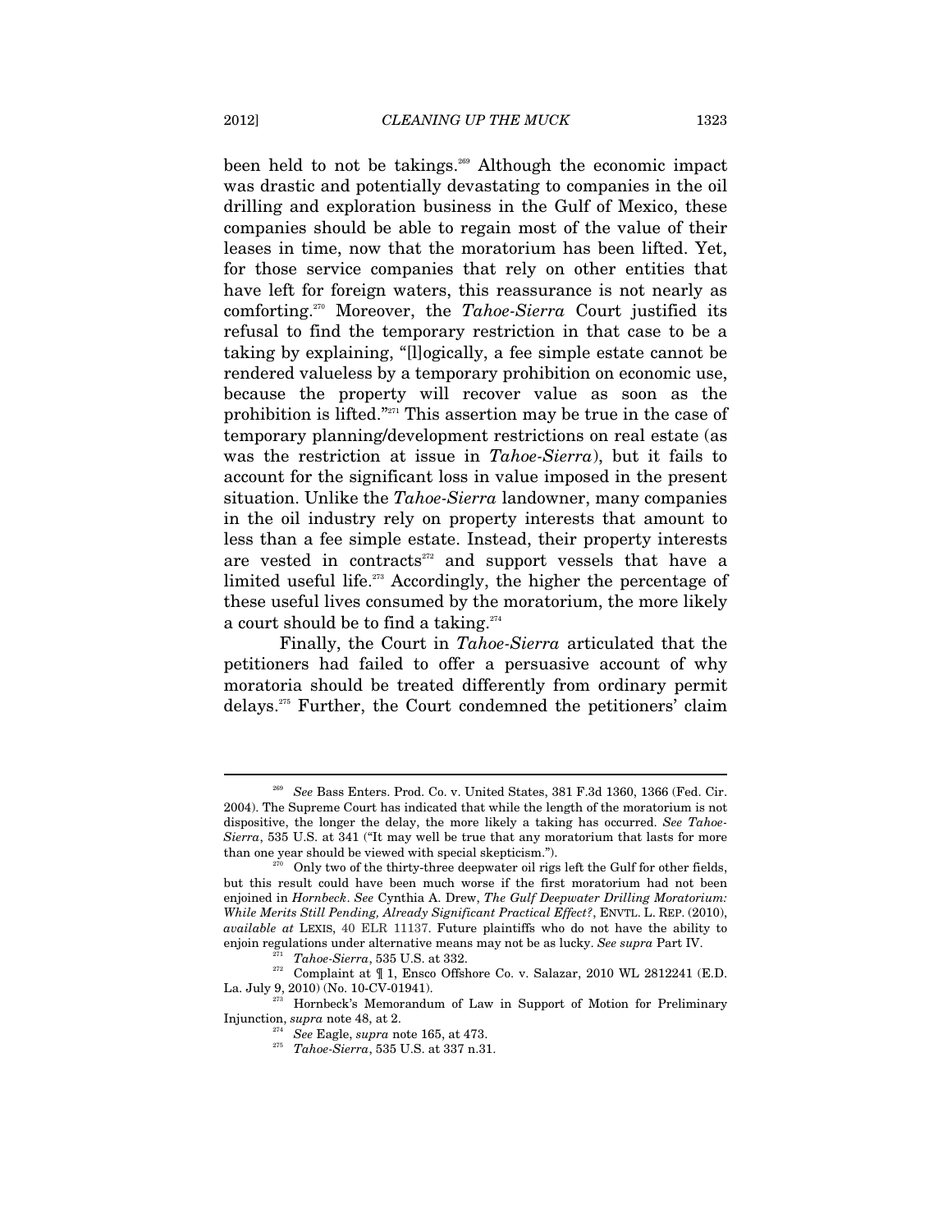been held to not be takings.[269] Although the economic impact was drastic and potentially devastating to companies in the oil drilling and exploration business in the Gulf of Mexico, these companies should be able to regain most of the value of their leases in time, now that the moratorium has been lifted. Yet, for those service companies that rely on other entities that have left for foreign waters, this reassurance is not nearly as comforting.[270] Moreover, the *Tahoe-Sierra* Court justified its refusal to find the temporary restriction in that case to be a taking by explaining, "[l]ogically, a fee simple estate cannot be rendered valueless by a temporary prohibition on economic use, because the property will recover value as soon as the prohibition is lifted."[271] This assertion may be true in the case of temporary planning/development restrictions on real estate (as was the restriction at issue in *Tahoe-Sierra*), but it fails to account for the significant loss in value imposed in the present situation. Unlike the *Tahoe-Sierra* landowner, many companies in the oil industry rely on property interests that amount to less than a fee simple estate. Instead, their property interests are vested in contracts[272] and support vessels that have a limited useful life.[273] Accordingly, the higher the percentage of these useful lives consumed by the moratorium, the more likely a court should be to find a taking.[274]

Finally, the Court in *Tahoe-Sierra* articulated that the petitioners had failed to offer a persuasive account of why moratoria should be treated differently from ordinary permit delays.[275] Further, the Court condemned the petitioners' claim

---

[269] *See* Bass Enters. Prod. Co. v. United States, 381 F.3d 1360, 1366 (Fed. Cir. 2004). The Supreme Court has indicated that while the length of the moratorium is not dispositive, the longer the delay, the more likely a taking has occurred. *See Tahoe-Sierra*, 535 U.S. at 341 ("It may well be true that any moratorium that lasts for more than one year should be viewed with special skepticism.").

[270] Only two of the thirty-three deepwater oil rigs left the Gulf for other fields, but this result could have been much worse if the first moratorium had not been enjoined in *Hornbeck*. *See* Cynthia A. Drew, *The Gulf Deepwater Drilling Moratorium: While Merits Still Pending, Already Significant Practical Effect?*, ENVTL. L. REP. (2010), *available at* LEXIS, 40 ELR 11137. Future plaintiffs who do not have the ability to enjoin regulations under alternative means may not be as lucky. *See supra* Part IV.

[271] *Tahoe-Sierra*, 535 U.S. at 332.

[272] Complaint at ¶ 1, Ensco Offshore Co. v. Salazar, 2010 WL 2812241 (E.D. La. July 9, 2010) (No. 10-CV-01941).

[273] Hornbeck's Memorandum of Law in Support of Motion for Preliminary Injunction, *supra* note 48, at 2.

[274] *See* Eagle, *supra* note 165, at 473.

[275] *Tahoe-Sierra*, 535 U.S. at 337 n.31.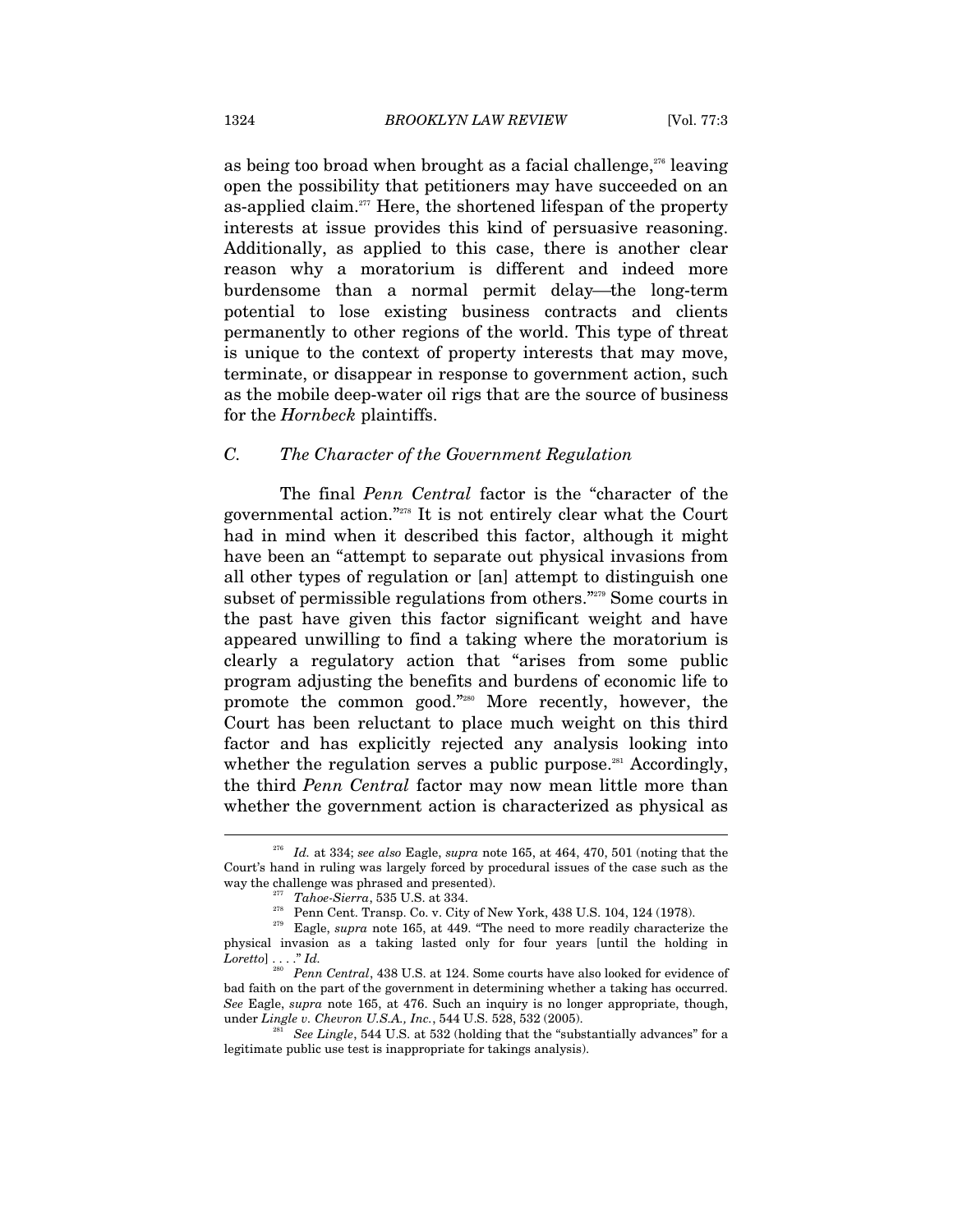as being too broad when brought as a facial challenge,[276] leaving open the possibility that petitioners may have succeeded on an as-applied claim.[277] Here, the shortened lifespan of the property interests at issue provides this kind of persuasive reasoning. Additionally, as applied to this case, there is another clear reason why a moratorium is different and indeed more burdensome than a normal permit delay—the long-term potential to lose existing business contracts and clients permanently to other regions of the world. This type of threat is unique to the context of property interests that may move, terminate, or disappear in response to government action, such as the mobile deep-water oil rigs that are the source of business for the *Hornbeck* plaintiffs.

### *C. The Character of the Government Regulation*

The final *Penn Central* factor is the "character of the governmental action."[278] It is not entirely clear what the Court had in mind when it described this factor, although it might have been an "attempt to separate out physical invasions from all other types of regulation or [an] attempt to distinguish one subset of permissible regulations from others."[279] Some courts in the past have given this factor significant weight and have appeared unwilling to find a taking where the moratorium is clearly a regulatory action that "arises from some public program adjusting the benefits and burdens of economic life to promote the common good."[280] More recently, however, the Court has been reluctant to place much weight on this third factor and has explicitly rejected any analysis looking into whether the regulation serves a public purpose.[281] Accordingly, the third *Penn Central* factor may now mean little more than whether the government action is characterized as physical as

---

[276] *Id.* at 334; *see also* Eagle, *supra* note 165, at 464, 470, 501 (noting that the Court's hand in ruling was largely forced by procedural issues of the case such as the way the challenge was phrased and presented).

[277] *Tahoe-Sierra*, 535 U.S. at 334.

[278] Penn Cent. Transp. Co. v. City of New York, 438 U.S. 104, 124 (1978).

[279] Eagle, *supra* note 165, at 449. "The need to more readily characterize the physical invasion as a taking lasted only for four years [until the holding in *Loretto*] . . . ." *Id.*

[280] *Penn Central*, 438 U.S. at 124. Some courts have also looked for evidence of bad faith on the part of the government in determining whether a taking has occurred. *See* Eagle, *supra* note 165, at 476. Such an inquiry is no longer appropriate, though, under *Lingle v. Chevron U.S.A., Inc.*, 544 U.S. 528, 532 (2005).

[281] *See Lingle*, 544 U.S. at 532 (holding that the "substantially advances" for a legitimate public use test is inappropriate for takings analysis).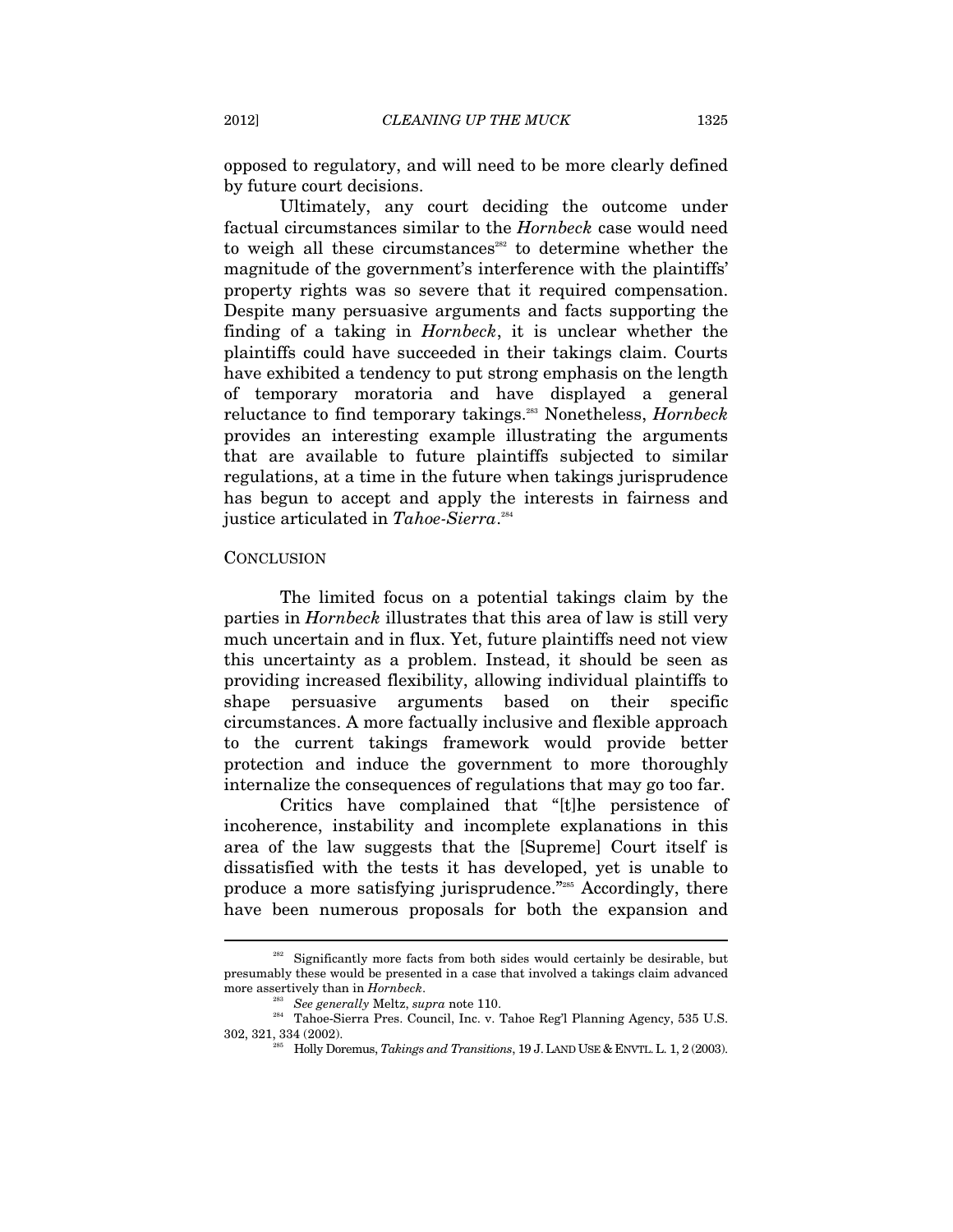opposed to regulatory, and will need to be more clearly defined by future court decisions.

Ultimately, any court deciding the outcome under factual circumstances similar to the *Hornbeck* case would need to weigh all these circumstances[282] to determine whether the magnitude of the government's interference with the plaintiffs' property rights was so severe that it required compensation. Despite many persuasive arguments and facts supporting the finding of a taking in *Hornbeck*, it is unclear whether the plaintiffs could have succeeded in their takings claim. Courts have exhibited a tendency to put strong emphasis on the length of temporary moratoria and have displayed a general reluctance to find temporary takings.[283] Nonetheless, *Hornbeck* provides an interesting example illustrating the arguments that are available to future plaintiffs subjected to similar regulations, at a time in the future when takings jurisprudence has begun to accept and apply the interests in fairness and justice articulated in *Tahoe-Sierra*.[284]

## CONCLUSION

The limited focus on a potential takings claim by the parties in *Hornbeck* illustrates that this area of law is still very much uncertain and in flux. Yet, future plaintiffs need not view this uncertainty as a problem. Instead, it should be seen as providing increased flexibility, allowing individual plaintiffs to shape persuasive arguments based on their specific circumstances. A more factually inclusive and flexible approach to the current takings framework would provide better protection and induce the government to more thoroughly internalize the consequences of regulations that may go too far.

Critics have complained that "[t]he persistence of incoherence, instability and incomplete explanations in this area of the law suggests that the [Supreme] Court itself is dissatisfied with the tests it has developed, yet is unable to produce a more satisfying jurisprudence."[285] Accordingly, there have been numerous proposals for both the expansion and

---

[282] Significantly more facts from both sides would certainly be desirable, but presumably these would be presented in a case that involved a takings claim advanced more assertively than in *Hornbeck*.

[283] *See generally* Meltz, *supra* note 110.

[284] Tahoe-Sierra Pres. Council, Inc. v. Tahoe Reg'l Planning Agency, 535 U.S. 302, 321, 334 (2002).

[285] Holly Doremus, *Takings and Transitions*, 19 J. LAND USE & ENVTL. L. 1, 2 (2003).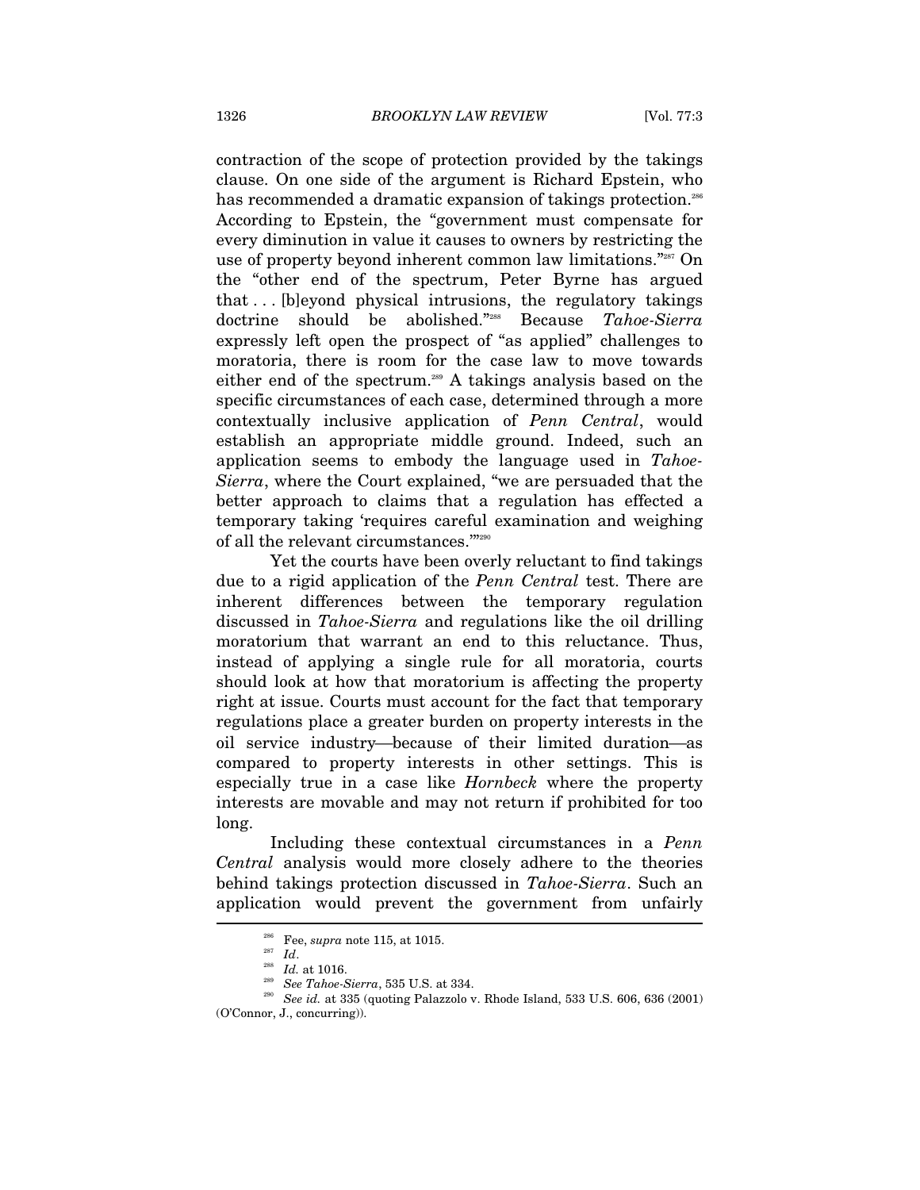contraction of the scope of protection provided by the takings clause. On one side of the argument is Richard Epstein, who has recommended a dramatic expansion of takings protection.[286] According to Epstein, the "government must compensate for every diminution in value it causes to owners by restricting the use of property beyond inherent common law limitations."[287] On the "other end of the spectrum, Peter Byrne has argued that . . . [b]eyond physical intrusions, the regulatory takings doctrine should be abolished."[288] Because *Tahoe-Sierra* expressly left open the prospect of "as applied" challenges to moratoria, there is room for the case law to move towards either end of the spectrum.[289] A takings analysis based on the specific circumstances of each case, determined through a more contextually inclusive application of *Penn Central*, would establish an appropriate middle ground. Indeed, such an application seems to embody the language used in *Tahoe-Sierra*, where the Court explained, "we are persuaded that the better approach to claims that a regulation has effected a temporary taking 'requires careful examination and weighing of all the relevant circumstances.'"[290]

Yet the courts have been overly reluctant to find takings due to a rigid application of the *Penn Central* test. There are inherent differences between the temporary regulation discussed in *Tahoe-Sierra* and regulations like the oil drilling moratorium that warrant an end to this reluctance. Thus, instead of applying a single rule for all moratoria, courts should look at how that moratorium is affecting the property right at issue. Courts must account for the fact that temporary regulations place a greater burden on property interests in the oil service industry—because of their limited duration—as compared to property interests in other settings. This is especially true in a case like *Hornbeck* where the property interests are movable and may not return if prohibited for too long.

Including these contextual circumstances in a *Penn Central* analysis would more closely adhere to the theories behind takings protection discussed in *Tahoe-Sierra*. Such an application would prevent the government from unfairly

---

[286] Fee, *supra* note 115, at 1015.

[287] *Id.*

[288] *Id.* at 1016.

[289] *See Tahoe-Sierra*, 535 U.S. at 334.

[290] *See id.* at 335 (quoting Palazzolo v. Rhode Island, 533 U.S. 606, 636 (2001) (O'Connor, J., concurring)).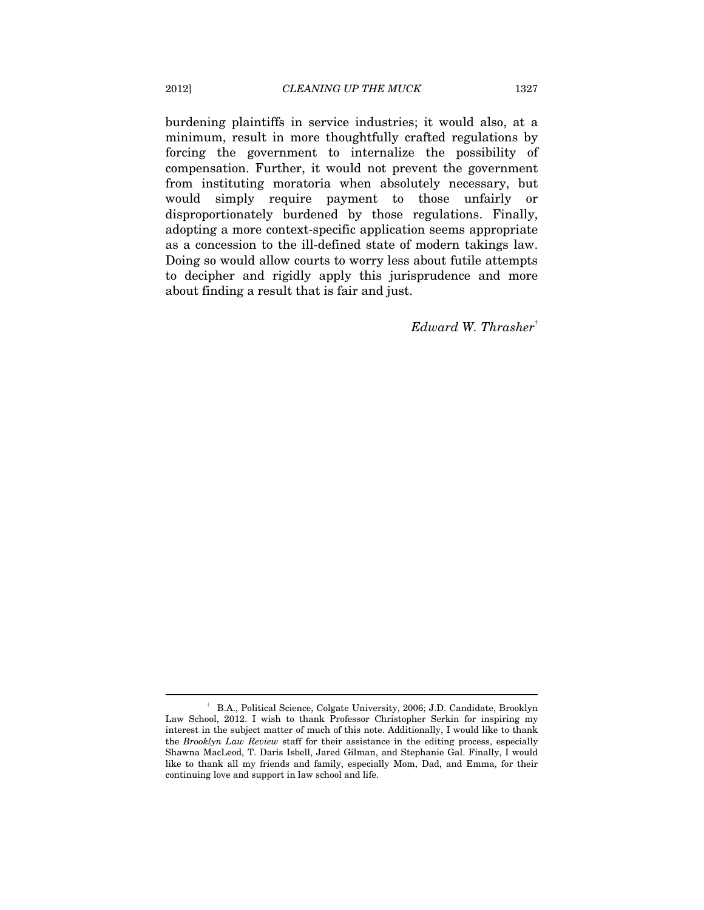burdening plaintiffs in service industries; it would also, at a minimum, result in more thoughtfully crafted regulations by forcing the government to internalize the possibility of compensation. Further, it would not prevent the government from instituting moratoria when absolutely necessary, but would simply require payment to those unfairly or disproportionately burdened by those regulations. Finally, adopting a more context-specific application seems appropriate as a concession to the ill-defined state of modern takings law. Doing so would allow courts to worry less about futile attempts to decipher and rigidly apply this jurisprudence and more about finding a result that is fair and just.

*Edward W. Thrasher*[†]

---

[†] B.A., Political Science, Colgate University, 2006; J.D. Candidate, Brooklyn Law School, 2012. I wish to thank Professor Christopher Serkin for inspiring my interest in the subject matter of much of this note. Additionally, I would like to thank the *Brooklyn Law Review* staff for their assistance in the editing process, especially Shawna MacLeod, T. Daris Isbell, Jared Gilman, and Stephanie Gal. Finally, I would like to thank all my friends and family, especially Mom, Dad, and Emma, for their continuing love and support in law school and life.